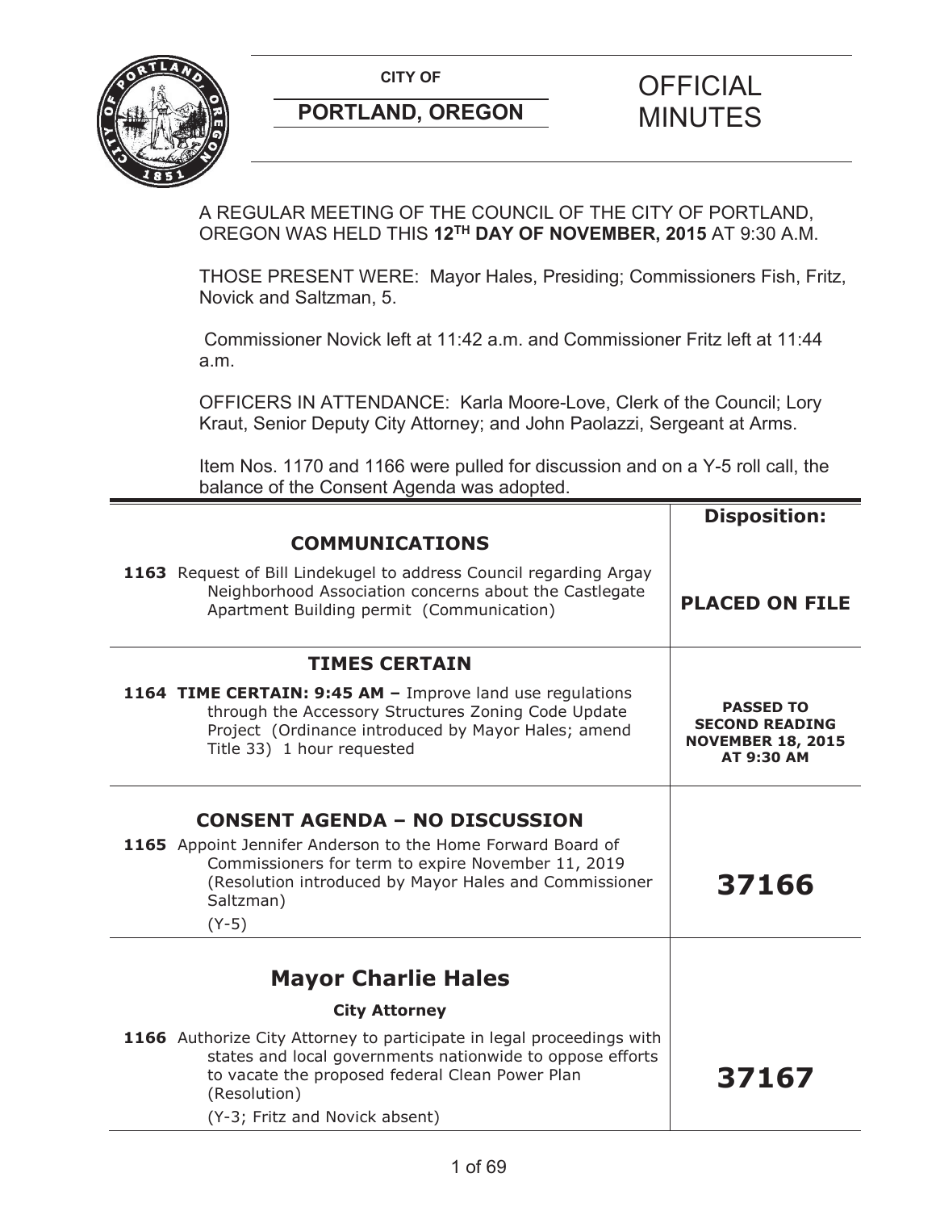**CITY OF**

**PORTLAND, OREGON**

# OFFICIAL MINUTES

A REGULAR MEETING OF THE COUNCIL OF THE CITY OF PORTLAND, OREGON WAS HELD THIS **12TH DAY OF NOVEMBER, 2015** AT 9:30 A.M.

THOSE PRESENT WERE: Mayor Hales, Presiding; Commissioners Fish, Fritz, Novick and Saltzman, 5.

Commissioner Novick left at 11:42 a.m. and Commissioner Fritz left at 11:44 a.m.

OFFICERS IN ATTENDANCE: Karla Moore-Love, Clerk of the Council; Lory Kraut, Senior Deputy City Attorney; and John Paolazzi, Sergeant at Arms.

Item Nos. 1170 and 1166 were pulled for discussion and on a Y-5 roll call, the balance of the Consent Agenda was adopted.

| | **Disposition:** |
|---|---|
| **COMMUNICATIONS** | |
| **1163** Request of Bill Lindekugel to address Council regarding Argay Neighborhood Association concerns about the Castlegate Apartment Building permit (Communication) | **PLACED ON FILE** |
| **TIMES CERTAIN** | |
| **1164 TIME CERTAIN: 9:45 AM –** Improve land use regulations through the Accessory Structures Zoning Code Update Project (Ordinance introduced by Mayor Hales; amend Title 33) 1 hour requested | **PASSED TO SECOND READING NOVEMBER 18, 2015 AT 9:30 AM** |
| **CONSENT AGENDA – NO DISCUSSION** | |
| **1165** Appoint Jennifer Anderson to the Home Forward Board of Commissioners for term to expire November 11, 2019 (Resolution introduced by Mayor Hales and Commissioner Saltzman) (Y-5) | **37166** |
| **Mayor Charlie Hales** | |
| **City Attorney** | |
| **1166** Authorize City Attorney to participate in legal proceedings with states and local governments nationwide to oppose efforts to vacate the proposed federal Clean Power Plan (Resolution) (Y-3; Fritz and Novick absent) | **37167** |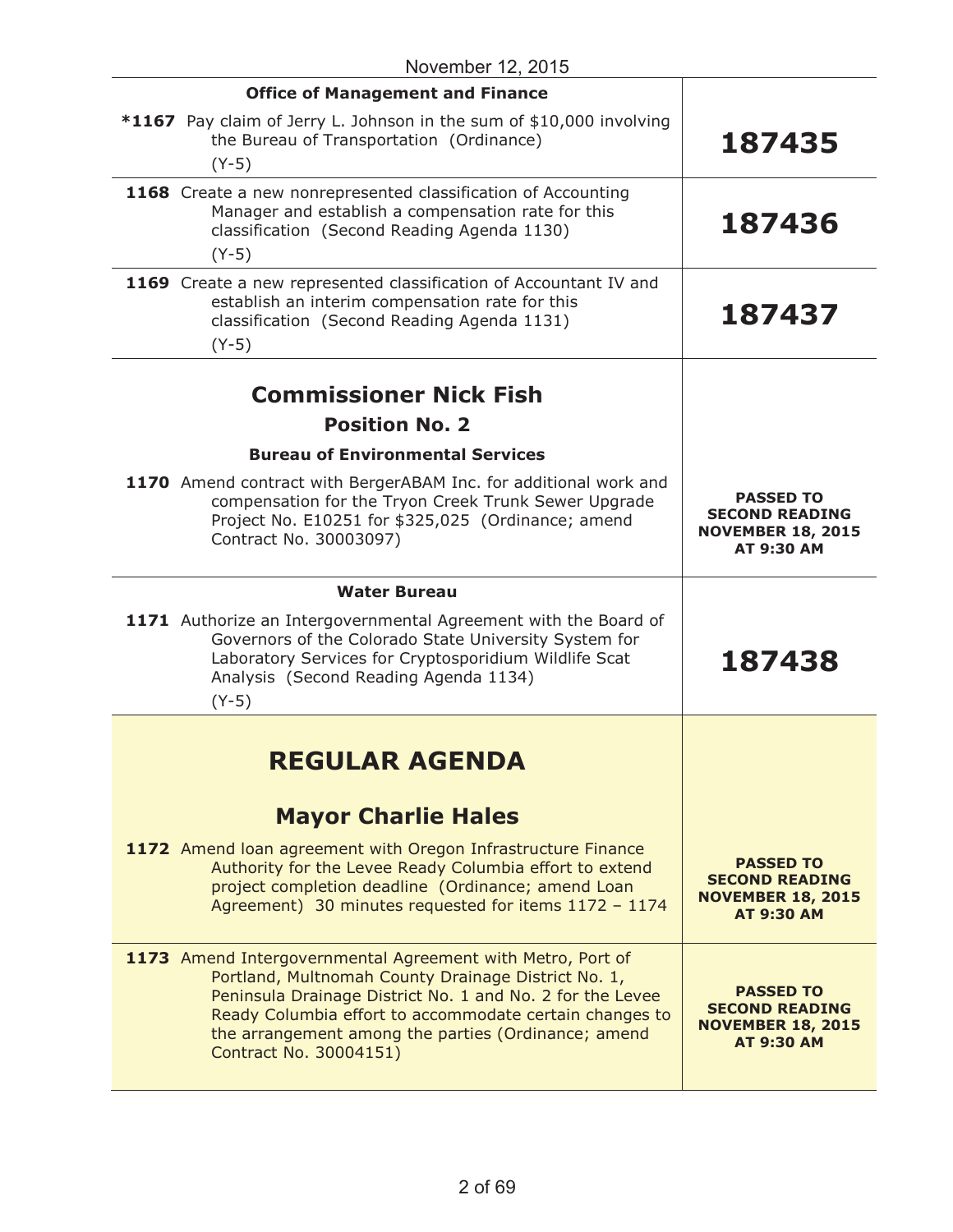November 12, 2015

| | |
|---|---|
| **Office of Management and Finance** | |
| ***1167** Pay claim of Jerry L. Johnson in the sum of $10,000 involving the Bureau of Transportation (Ordinance) (Y-5) | **187435** |
| **1168** Create a new nonrepresented classification of Accounting Manager and establish a compensation rate for this classification (Second Reading Agenda 1130) (Y-5) | **187436** |
| **1169** Create a new represented classification of Accountant IV and establish an interim compensation rate for this classification (Second Reading Agenda 1131) (Y-5) | **187437** |

## Commissioner Nick Fish

### Position No. 2

| | |
|---|---|
| **Bureau of Environmental Services** | |
| **1170** Amend contract with BergerABAM Inc. for additional work and compensation for the Tryon Creek Trunk Sewer Upgrade Project No. E10251 for $325,025 (Ordinance; amend Contract No. 30003097) | **PASSED TO SECOND READING NOVEMBER 18, 2015 AT 9:30 AM** |
| **Water Bureau** | |
| **1171** Authorize an Intergovernmental Agreement with the Board of Governors of the Colorado State University System for Laboratory Services for Cryptosporidium Wildlife Scat Analysis (Second Reading Agenda 1134) (Y-5) | **187438** |

# REGULAR AGENDA

## Mayor Charlie Hales

| | |
|---|---|
| **1172** Amend loan agreement with Oregon Infrastructure Finance Authority for the Levee Ready Columbia effort to extend project completion deadline (Ordinance; amend Loan Agreement) 30 minutes requested for items 1172 – 1174 | **PASSED TO SECOND READING NOVEMBER 18, 2015 AT 9:30 AM** |
| **1173** Amend Intergovernmental Agreement with Metro, Port of Portland, Multnomah County Drainage District No. 1, Peninsula Drainage District No. 1 and No. 2 for the Levee Ready Columbia effort to accommodate certain changes to the arrangement among the parties (Ordinance; amend Contract No. 30004151) | **PASSED TO SECOND READING NOVEMBER 18, 2015 AT 9:30 AM** |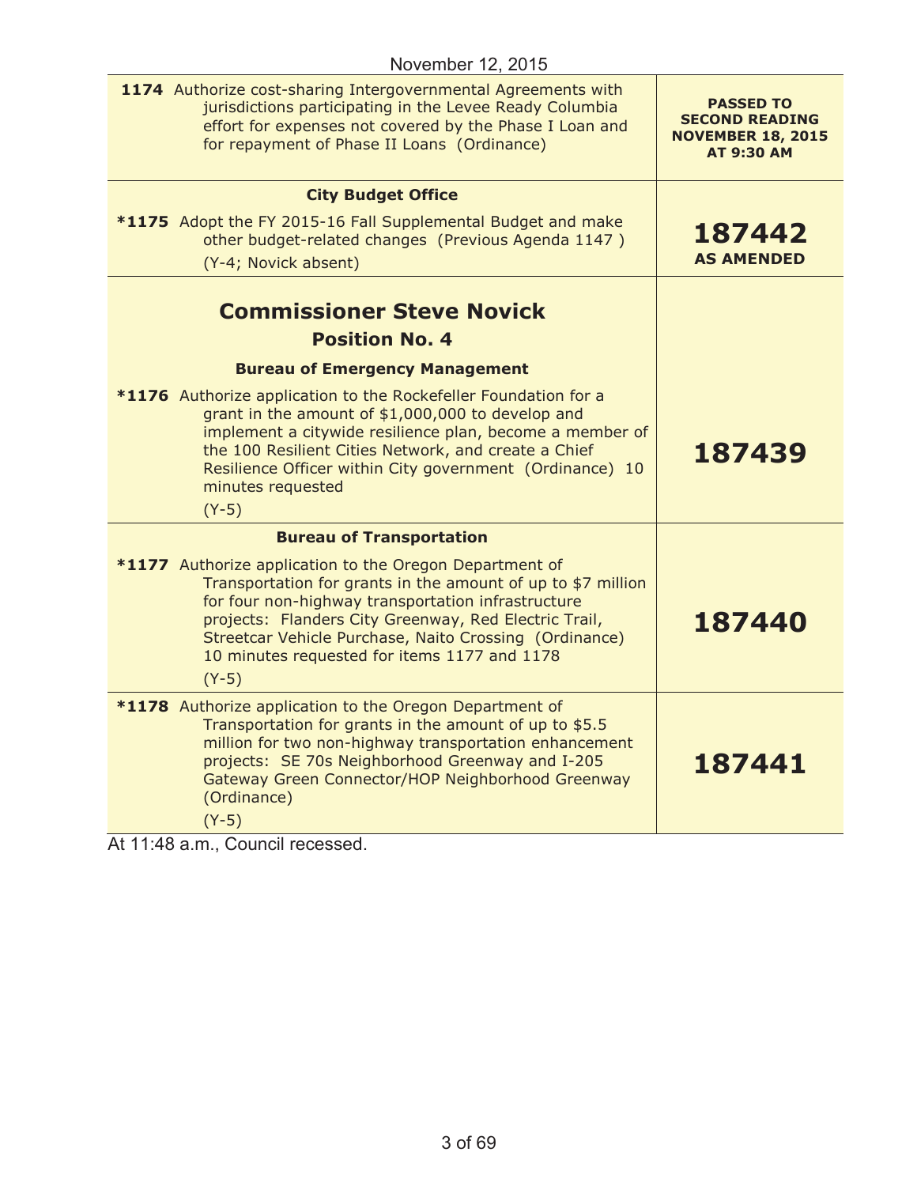November 12, 2015

| Item | Disposition |
| --- | --- |
| **1174** Authorize cost-sharing Intergovernmental Agreements with jurisdictions participating in the Levee Ready Columbia effort for expenses not covered by the Phase I Loan and for repayment of Phase II Loans (Ordinance) | **PASSED TO SECOND READING NOVEMBER 18, 2015 AT 9:30 AM** |
| **City Budget Office** | |
| ***1175** Adopt the FY 2015-16 Fall Supplemental Budget and make other budget-related changes (Previous Agenda 1147 ) (Y-4; Novick absent) | **187442 AS AMENDED** |
| **Commissioner Steve Novick** **Position No. 4** | |
| **Bureau of Emergency Management** | |
| ***1176** Authorize application to the Rockefeller Foundation for a grant in the amount of $1,000,000 to develop and implement a citywide resilience plan, become a member of the 100 Resilient Cities Network, and create a Chief Resilience Officer within City government (Ordinance) 10 minutes requested (Y-5) | **187439** |
| **Bureau of Transportation** | |
| ***1177** Authorize application to the Oregon Department of Transportation for grants in the amount of up to $7 million for four non-highway transportation infrastructure projects: Flanders City Greenway, Red Electric Trail, Streetcar Vehicle Purchase, Naito Crossing (Ordinance) 10 minutes requested for items 1177 and 1178 (Y-5) | **187440** |
| ***1178** Authorize application to the Oregon Department of Transportation for grants in the amount of up to $5.5 million for two non-highway transportation enhancement projects: SE 70s Neighborhood Greenway and I-205 Gateway Green Connector/HOP Neighborhood Greenway (Ordinance) (Y-5) | **187441** |

At 11:48 a.m., Council recessed.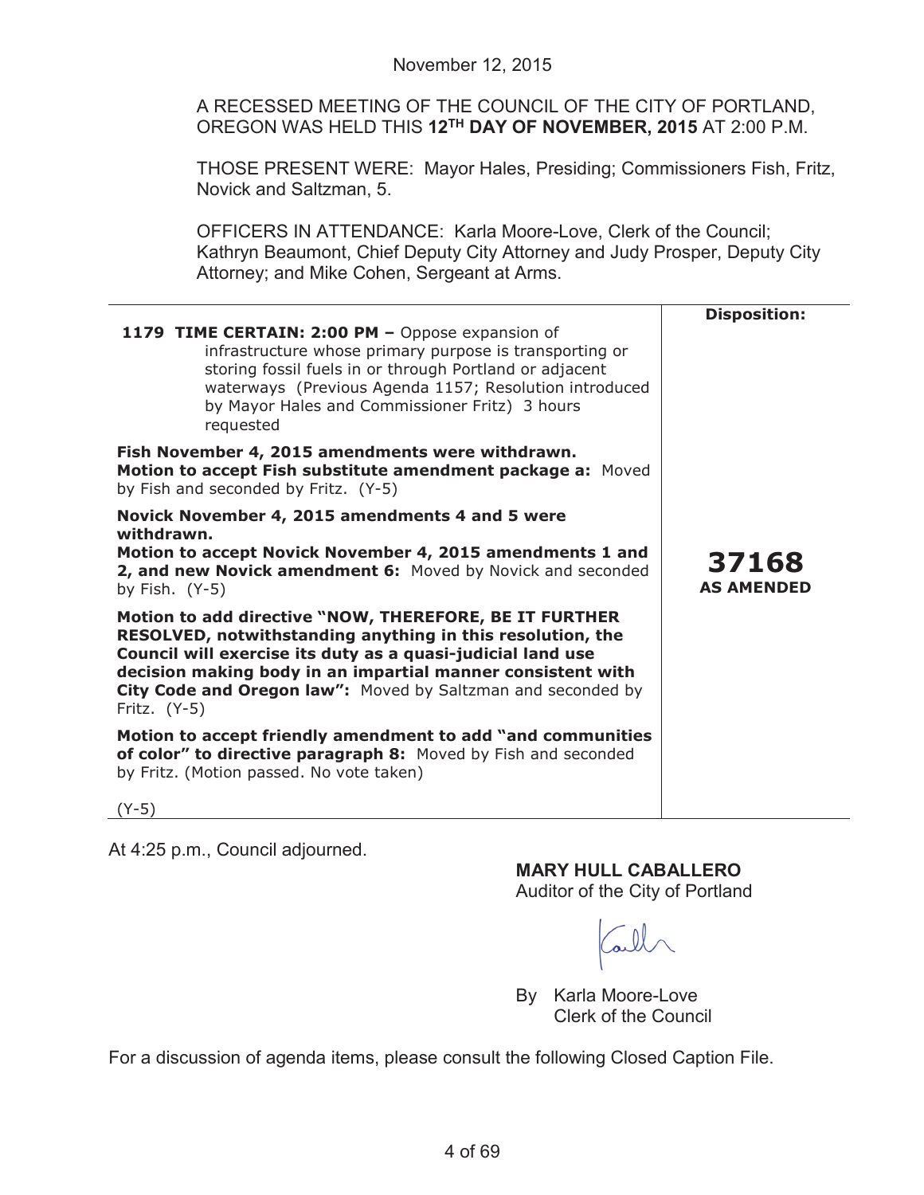November 12, 2015

A RECESSED MEETING OF THE COUNCIL OF THE CITY OF PORTLAND, OREGON WAS HELD THIS **12TH DAY OF NOVEMBER, 2015** AT 2:00 P.M.

THOSE PRESENT WERE: Mayor Hales, Presiding; Commissioners Fish, Fritz, Novick and Saltzman, 5.

OFFICERS IN ATTENDANCE: Karla Moore-Love, Clerk of the Council; Kathryn Beaumont, Chief Deputy City Attorney and Judy Prosper, Deputy City Attorney; and Mike Cohen, Sergeant at Arms.

| | **Disposition:** |
|---|---|
| **1179 TIME CERTAIN: 2:00 PM –** Oppose expansion of infrastructure whose primary purpose is transporting or storing fossil fuels in or through Portland or adjacent waterways (Previous Agenda 1157; Resolution introduced by Mayor Hales and Commissioner Fritz) 3 hours requested<br><br>**Fish November 4, 2015 amendments were withdrawn.**<br>**Motion to accept Fish substitute amendment package a:** Moved by Fish and seconded by Fritz. (Y-5)<br><br>**Novick November 4, 2015 amendments 4 and 5 were withdrawn.**<br>**Motion to accept Novick November 4, 2015 amendments 1 and 2, and new Novick amendment 6:** Moved by Novick and seconded by Fish. (Y-5)<br><br>**Motion to add directive "NOW, THEREFORE, BE IT FURTHER RESOLVED, notwithstanding anything in this resolution, the Council will exercise its duty as a quasi-judicial land use decision making body in an impartial manner consistent with City Code and Oregon law":** Moved by Saltzman and seconded by Fritz. (Y-5)<br><br>**Motion to accept friendly amendment to add "and communities of color" to directive paragraph 8:** Moved by Fish and seconded by Fritz. (Motion passed. No vote taken)<br><br>(Y-5) | **37168**<br>**AS AMENDED** |

At 4:25 p.m., Council adjourned.

**MARY HULL CABALLERO**
Auditor of the City of Portland

By Karla Moore-Love
Clerk of the Council

For a discussion of agenda items, please consult the following Closed Caption File.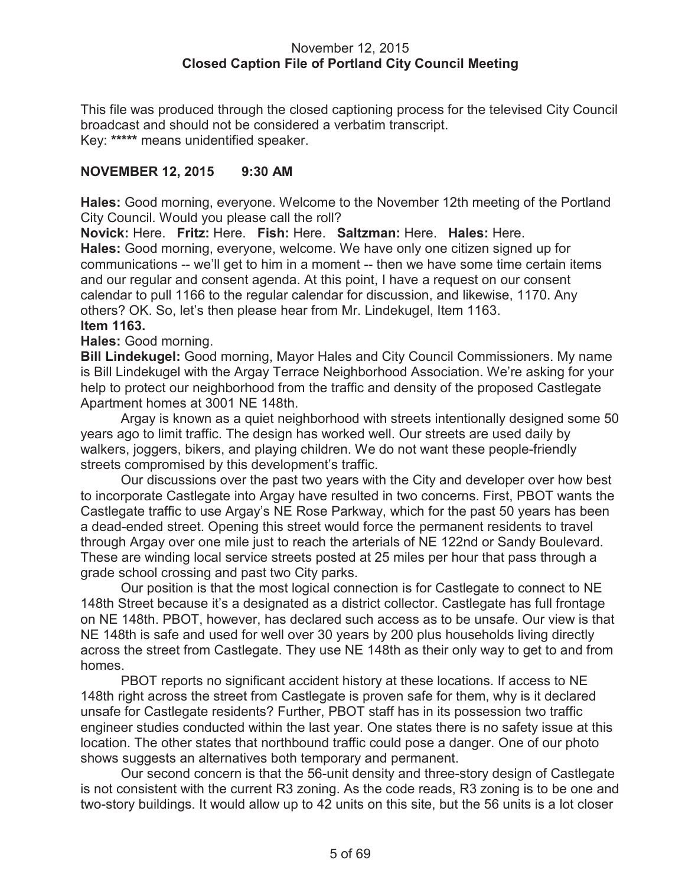November 12, 2015
**Closed Caption File of Portland City Council Meeting**

This file was produced through the closed captioning process for the televised City Council broadcast and should not be considered a verbatim transcript.
Key: ***** means unidentified speaker.

**NOVEMBER 12, 2015 9:30 AM**

**Hales:** Good morning, everyone. Welcome to the November 12th meeting of the Portland City Council. Would you please call the roll?

**Novick:** Here. **Fritz:** Here. **Fish:** Here. **Saltzman:** Here. **Hales:** Here.

**Hales:** Good morning, everyone, welcome. We have only one citizen signed up for communications -- we'll get to him in a moment -- then we have some time certain items and our regular and consent agenda. At this point, I have a request on our consent calendar to pull 1166 to the regular calendar for discussion, and likewise, 1170. Any others? OK. So, let's then please hear from Mr. Lindekugel, Item 1163.

**Item 1163.**

**Hales:** Good morning.

**Bill Lindekugel:** Good morning, Mayor Hales and City Council Commissioners. My name is Bill Lindekugel with the Argay Terrace Neighborhood Association. We're asking for your help to protect our neighborhood from the traffic and density of the proposed Castlegate Apartment homes at 3001 NE 148th.

Argay is known as a quiet neighborhood with streets intentionally designed some 50 years ago to limit traffic. The design has worked well. Our streets are used daily by walkers, joggers, bikers, and playing children. We do not want these people-friendly streets compromised by this development's traffic.

Our discussions over the past two years with the City and developer over how best to incorporate Castlegate into Argay have resulted in two concerns. First, PBOT wants the Castlegate traffic to use Argay's NE Rose Parkway, which for the past 50 years has been a dead-ended street. Opening this street would force the permanent residents to travel through Argay over one mile just to reach the arterials of NE 122nd or Sandy Boulevard. These are winding local service streets posted at 25 miles per hour that pass through a grade school crossing and past two City parks.

Our position is that the most logical connection is for Castlegate to connect to NE 148th Street because it's a designated as a district collector. Castlegate has full frontage on NE 148th. PBOT, however, has declared such access as to be unsafe. Our view is that NE 148th is safe and used for well over 30 years by 200 plus households living directly across the street from Castlegate. They use NE 148th as their only way to get to and from homes.

PBOT reports no significant accident history at these locations. If access to NE 148th right across the street from Castlegate is proven safe for them, why is it declared unsafe for Castlegate residents? Further, PBOT staff has in its possession two traffic engineer studies conducted within the last year. One states there is no safety issue at this location. The other states that northbound traffic could pose a danger. One of our photo shows suggests an alternatives both temporary and permanent.

Our second concern is that the 56-unit density and three-story design of Castlegate is not consistent with the current R3 zoning. As the code reads, R3 zoning is to be one and two-story buildings. It would allow up to 42 units on this site, but the 56 units is a lot closer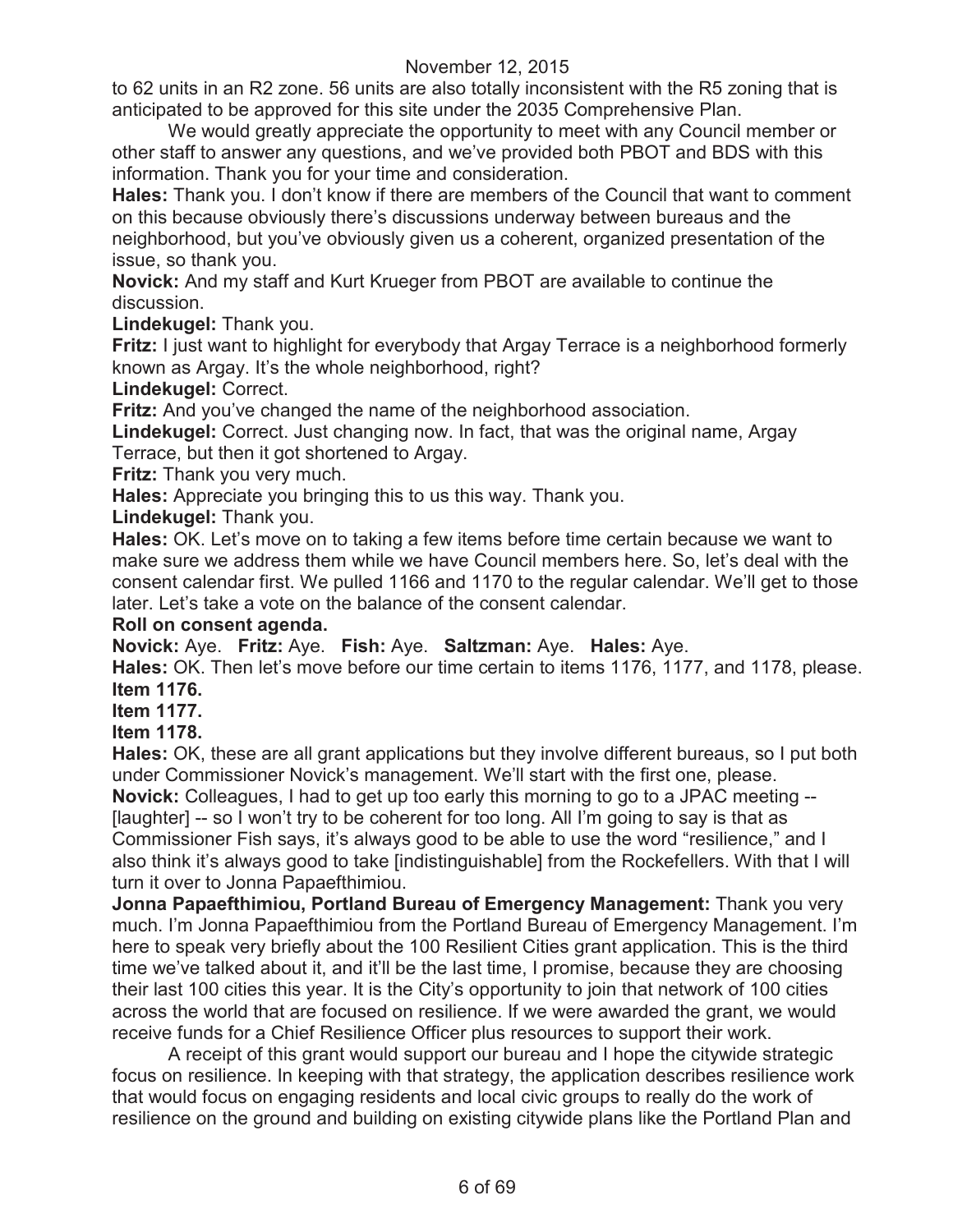to 62 units in an R2 zone. 56 units are also totally inconsistent with the R5 zoning that is anticipated to be approved for this site under the 2035 Comprehensive Plan.

We would greatly appreciate the opportunity to meet with any Council member or other staff to answer any questions, and we've provided both PBOT and BDS with this information. Thank you for your time and consideration.

**Hales:** Thank you. I don't know if there are members of the Council that want to comment on this because obviously there's discussions underway between bureaus and the neighborhood, but you've obviously given us a coherent, organized presentation of the issue, so thank you.

**Novick:** And my staff and Kurt Krueger from PBOT are available to continue the discussion.

**Lindekugel:** Thank you.

**Fritz:** I just want to highlight for everybody that Argay Terrace is a neighborhood formerly known as Argay. It's the whole neighborhood, right?

**Lindekugel:** Correct.

**Fritz:** And you've changed the name of the neighborhood association.

**Lindekugel:** Correct. Just changing now. In fact, that was the original name, Argay Terrace, but then it got shortened to Argay.

**Fritz:** Thank you very much.

**Hales:** Appreciate you bringing this to us this way. Thank you.

**Lindekugel:** Thank you.

**Hales:** OK. Let's move on to taking a few items before time certain because we want to make sure we address them while we have Council members here. So, let's deal with the consent calendar first. We pulled 1166 and 1170 to the regular calendar. We'll get to those later. Let's take a vote on the balance of the consent calendar.

**Roll on consent agenda.**

**Novick:** Aye. **Fritz:** Aye. **Fish:** Aye. **Saltzman:** Aye. **Hales:** Aye.

**Hales:** OK. Then let's move before our time certain to items 1176, 1177, and 1178, please.

**Item 1176.**

**Item 1177.**

**Item 1178.**

**Hales:** OK, these are all grant applications but they involve different bureaus, so I put both under Commissioner Novick's management. We'll start with the first one, please.

**Novick:** Colleagues, I had to get up too early this morning to go to a JPAC meeting -- [laughter] -- so I won't try to be coherent for too long. All I'm going to say is that as Commissioner Fish says, it's always good to be able to use the word "resilience," and I also think it's always good to take [indistinguishable] from the Rockefellers. With that I will turn it over to Jonna Papaefthimiou.

**Jonna Papaefthimiou, Portland Bureau of Emergency Management:** Thank you very much. I'm Jonna Papaefthimiou from the Portland Bureau of Emergency Management. I'm here to speak very briefly about the 100 Resilient Cities grant application. This is the third time we've talked about it, and it'll be the last time, I promise, because they are choosing their last 100 cities this year. It is the City's opportunity to join that network of 100 cities across the world that are focused on resilience. If we were awarded the grant, we would receive funds for a Chief Resilience Officer plus resources to support their work.

A receipt of this grant would support our bureau and I hope the citywide strategic focus on resilience. In keeping with that strategy, the application describes resilience work that would focus on engaging residents and local civic groups to really do the work of resilience on the ground and building on existing citywide plans like the Portland Plan and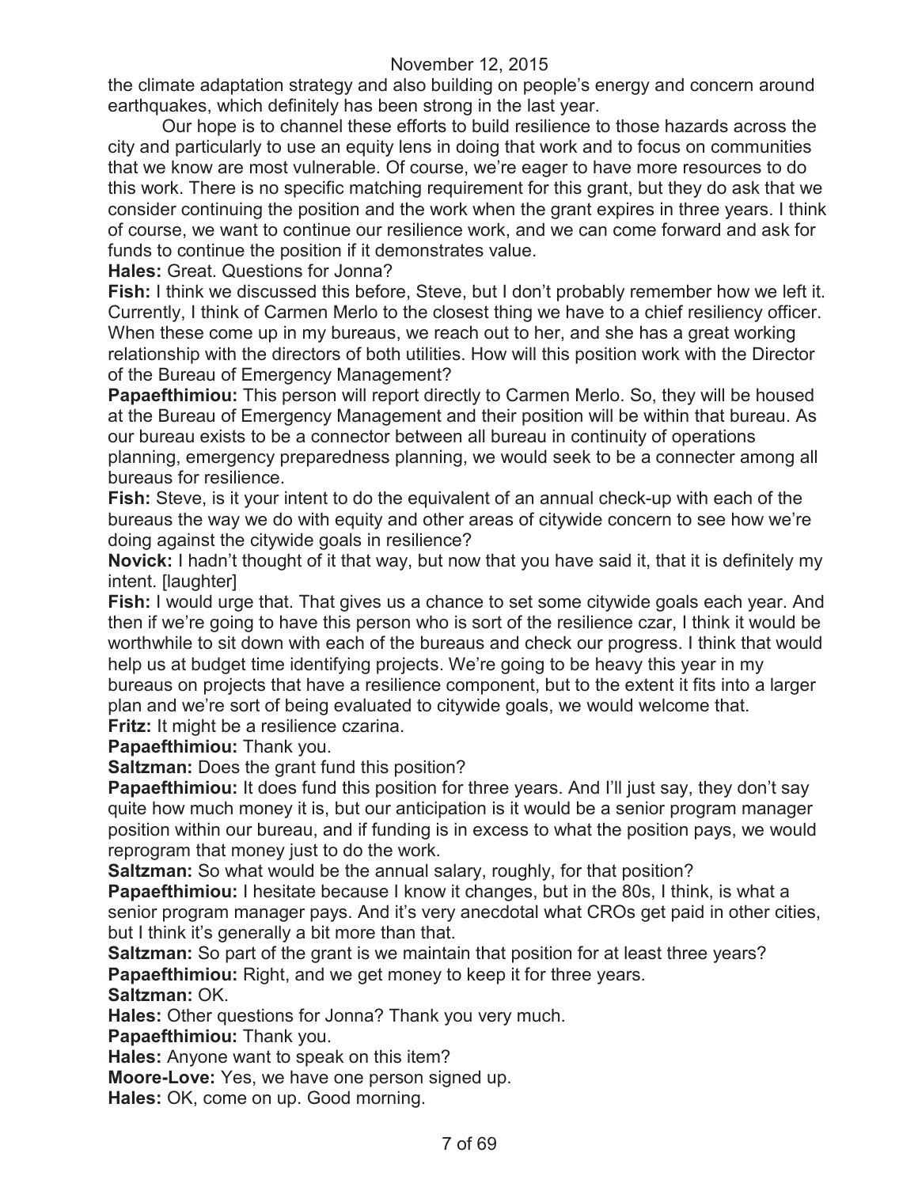the climate adaptation strategy and also building on people's energy and concern around earthquakes, which definitely has been strong in the last year.

Our hope is to channel these efforts to build resilience to those hazards across the city and particularly to use an equity lens in doing that work and to focus on communities that we know are most vulnerable. Of course, we're eager to have more resources to do this work. There is no specific matching requirement for this grant, but they do ask that we consider continuing the position and the work when the grant expires in three years. I think of course, we want to continue our resilience work, and we can come forward and ask for funds to continue the position if it demonstrates value.

**Hales:** Great. Questions for Jonna?

**Fish:** I think we discussed this before, Steve, but I don't probably remember how we left it. Currently, I think of Carmen Merlo to the closest thing we have to a chief resiliency officer. When these come up in my bureaus, we reach out to her, and she has a great working relationship with the directors of both utilities. How will this position work with the Director of the Bureau of Emergency Management?

**Papaefthimiou:** This person will report directly to Carmen Merlo. So, they will be housed at the Bureau of Emergency Management and their position will be within that bureau. As our bureau exists to be a connector between all bureau in continuity of operations planning, emergency preparedness planning, we would seek to be a connecter among all bureaus for resilience.

**Fish:** Steve, is it your intent to do the equivalent of an annual check-up with each of the bureaus the way we do with equity and other areas of citywide concern to see how we're doing against the citywide goals in resilience?

**Novick:** I hadn't thought of it that way, but now that you have said it, that it is definitely my intent. [laughter]

**Fish:** I would urge that. That gives us a chance to set some citywide goals each year. And then if we're going to have this person who is sort of the resilience czar, I think it would be worthwhile to sit down with each of the bureaus and check our progress. I think that would help us at budget time identifying projects. We're going to be heavy this year in my bureaus on projects that have a resilience component, but to the extent it fits into a larger plan and we're sort of being evaluated to citywide goals, we would welcome that.

**Fritz:** It might be a resilience czarina.

**Papaefthimiou:** Thank you.

**Saltzman:** Does the grant fund this position?

**Papaefthimiou:** It does fund this position for three years. And I'll just say, they don't say quite how much money it is, but our anticipation is it would be a senior program manager position within our bureau, and if funding is in excess to what the position pays, we would reprogram that money just to do the work.

**Saltzman:** So what would be the annual salary, roughly, for that position?

**Papaefthimiou:** I hesitate because I know it changes, but in the 80s, I think, is what a senior program manager pays. And it's very anecdotal what CROs get paid in other cities, but I think it's generally a bit more than that.

**Saltzman:** So part of the grant is we maintain that position for at least three years?

**Papaefthimiou:** Right, and we get money to keep it for three years.

**Saltzman:** OK.

**Hales:** Other questions for Jonna? Thank you very much.

**Papaefthimiou:** Thank you.

**Hales:** Anyone want to speak on this item?

**Moore-Love:** Yes, we have one person signed up.

**Hales:** OK, come on up. Good morning.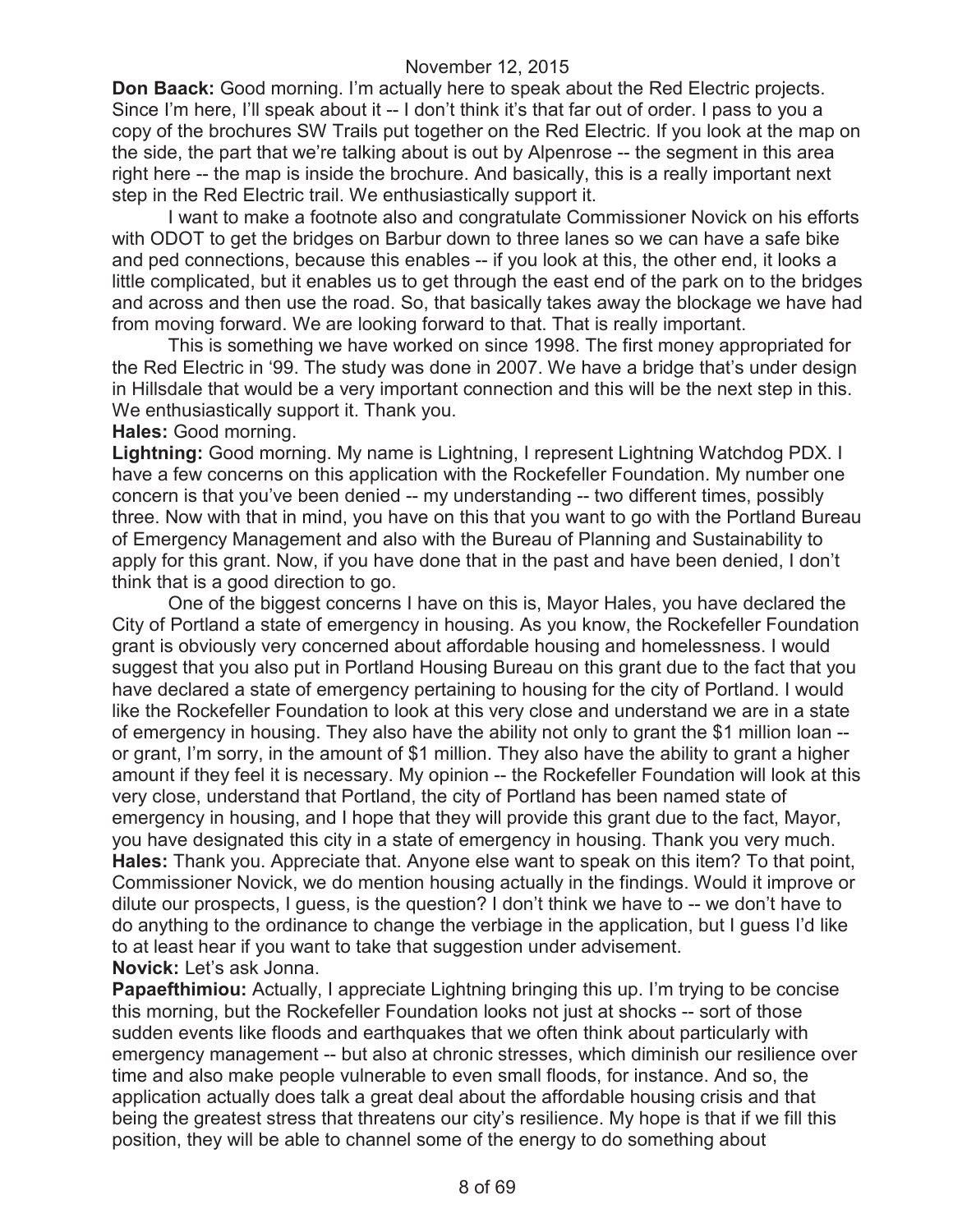**Don Baack:** Good morning. I'm actually here to speak about the Red Electric projects. Since I'm here, I'll speak about it -- I don't think it's that far out of order. I pass to you a copy of the brochures SW Trails put together on the Red Electric. If you look at the map on the side, the part that we're talking about is out by Alpenrose -- the segment in this area right here -- the map is inside the brochure. And basically, this is a really important next step in the Red Electric trail. We enthusiastically support it.

I want to make a footnote also and congratulate Commissioner Novick on his efforts with ODOT to get the bridges on Barbur down to three lanes so we can have a safe bike and ped connections, because this enables -- if you look at this, the other end, it looks a little complicated, but it enables us to get through the east end of the park on to the bridges and across and then use the road. So, that basically takes away the blockage we have had from moving forward. We are looking forward to that. That is really important.

This is something we have worked on since 1998. The first money appropriated for the Red Electric in '99. The study was done in 2007. We have a bridge that's under design in Hillsdale that would be a very important connection and this will be the next step in this. We enthusiastically support it. Thank you.

**Hales:** Good morning.

**Lightning:** Good morning. My name is Lightning, I represent Lightning Watchdog PDX. I have a few concerns on this application with the Rockefeller Foundation. My number one concern is that you've been denied -- my understanding -- two different times, possibly three. Now with that in mind, you have on this that you want to go with the Portland Bureau of Emergency Management and also with the Bureau of Planning and Sustainability to apply for this grant. Now, if you have done that in the past and have been denied, I don't think that is a good direction to go.

One of the biggest concerns I have on this is, Mayor Hales, you have declared the City of Portland a state of emergency in housing. As you know, the Rockefeller Foundation grant is obviously very concerned about affordable housing and homelessness. I would suggest that you also put in Portland Housing Bureau on this grant due to the fact that you have declared a state of emergency pertaining to housing for the city of Portland. I would like the Rockefeller Foundation to look at this very close and understand we are in a state of emergency in housing. They also have the ability not only to grant the $1 million loan -- or grant, I'm sorry, in the amount of $1 million. They also have the ability to grant a higher amount if they feel it is necessary. My opinion -- the Rockefeller Foundation will look at this very close, understand that Portland, the city of Portland has been named state of emergency in housing, and I hope that they will provide this grant due to the fact, Mayor, you have designated this city in a state of emergency in housing. Thank you very much.

**Hales:** Thank you. Appreciate that. Anyone else want to speak on this item? To that point, Commissioner Novick, we do mention housing actually in the findings. Would it improve or dilute our prospects, I guess, is the question? I don't think we have to -- we don't have to do anything to the ordinance to change the verbiage in the application, but I guess I'd like to at least hear if you want to take that suggestion under advisement.

**Novick:** Let's ask Jonna.

**Papaefthimiou:** Actually, I appreciate Lightning bringing this up. I'm trying to be concise this morning, but the Rockefeller Foundation looks not just at shocks -- sort of those sudden events like floods and earthquakes that we often think about particularly with emergency management -- but also at chronic stresses, which diminish our resilience over time and also make people vulnerable to even small floods, for instance. And so, the application actually does talk a great deal about the affordable housing crisis and that being the greatest stress that threatens our city's resilience. My hope is that if we fill this position, they will be able to channel some of the energy to do something about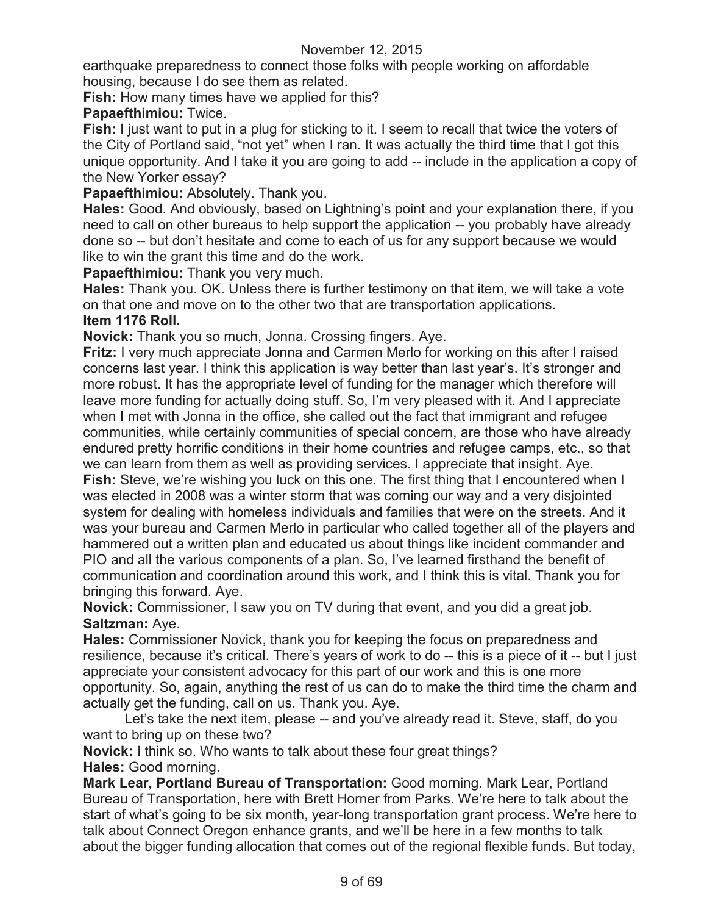earthquake preparedness to connect those folks with people working on affordable housing, because I do see them as related.

**Fish:** How many times have we applied for this?

**Papaefthimiou:** Twice.

**Fish:** I just want to put in a plug for sticking to it. I seem to recall that twice the voters of the City of Portland said, "not yet" when I ran. It was actually the third time that I got this unique opportunity. And I take it you are going to add -- include in the application a copy of the New Yorker essay?

**Papaefthimiou:** Absolutely. Thank you.

**Hales:** Good. And obviously, based on Lightning's point and your explanation there, if you need to call on other bureaus to help support the application -- you probably have already done so -- but don't hesitate and come to each of us for any support because we would like to win the grant this time and do the work.

**Papaefthimiou:** Thank you very much.

**Hales:** Thank you. OK. Unless there is further testimony on that item, we will take a vote on that one and move on to the other two that are transportation applications.

**Item 1176 Roll.**

**Novick:** Thank you so much, Jonna. Crossing fingers. Aye.

**Fritz:** I very much appreciate Jonna and Carmen Merlo for working on this after I raised concerns last year. I think this application is way better than last year's. It's stronger and more robust. It has the appropriate level of funding for the manager which therefore will leave more funding for actually doing stuff. So, I'm very pleased with it. And I appreciate when I met with Jonna in the office, she called out the fact that immigrant and refugee communities, while certainly communities of special concern, are those who have already endured pretty horrific conditions in their home countries and refugee camps, etc., so that we can learn from them as well as providing services. I appreciate that insight. Aye.

**Fish:** Steve, we're wishing you luck on this one. The first thing that I encountered when I was elected in 2008 was a winter storm that was coming our way and a very disjointed system for dealing with homeless individuals and families that were on the streets. And it was your bureau and Carmen Merlo in particular who called together all of the players and hammered out a written plan and educated us about things like incident commander and PIO and all the various components of a plan. So, I've learned firsthand the benefit of communication and coordination around this work, and I think this is vital. Thank you for bringing this forward. Aye.

**Novick:** Commissioner, I saw you on TV during that event, and you did a great job.

**Saltzman:** Aye.

**Hales:** Commissioner Novick, thank you for keeping the focus on preparedness and resilience, because it's critical. There's years of work to do -- this is a piece of it -- but I just appreciate your consistent advocacy for this part of our work and this is one more opportunity. So, again, anything the rest of us can do to make the third time the charm and actually get the funding, call on us. Thank you. Aye.

Let's take the next item, please -- and you've already read it. Steve, staff, do you want to bring up on these two?

**Novick:** I think so. Who wants to talk about these four great things?

**Hales:** Good morning.

**Mark Lear, Portland Bureau of Transportation:** Good morning. Mark Lear, Portland Bureau of Transportation, here with Brett Horner from Parks. We're here to talk about the start of what's going to be six month, year-long transportation grant process. We're here to talk about Connect Oregon enhance grants, and we'll be here in a few months to talk about the bigger funding allocation that comes out of the regional flexible funds. But today,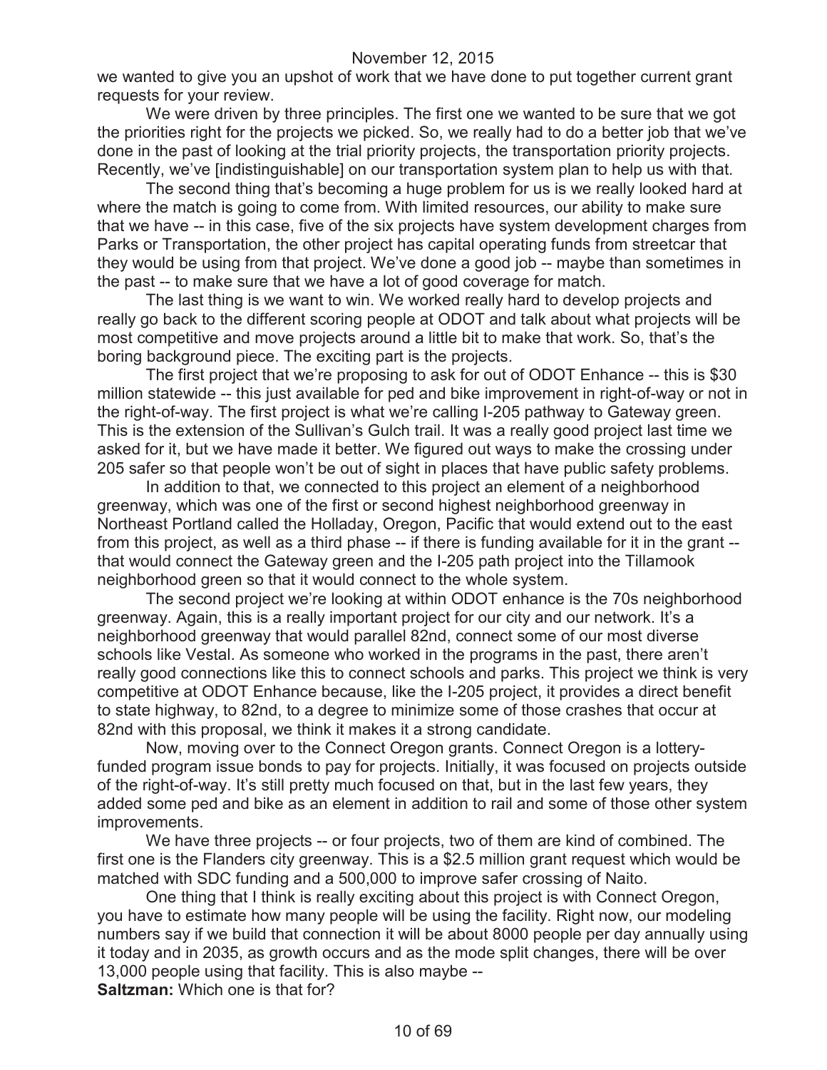we wanted to give you an upshot of work that we have done to put together current grant requests for your review.

We were driven by three principles. The first one we wanted to be sure that we got the priorities right for the projects we picked. So, we really had to do a better job that we've done in the past of looking at the trial priority projects, the transportation priority projects. Recently, we've [indistinguishable] on our transportation system plan to help us with that.

The second thing that's becoming a huge problem for us is we really looked hard at where the match is going to come from. With limited resources, our ability to make sure that we have -- in this case, five of the six projects have system development charges from Parks or Transportation, the other project has capital operating funds from streetcar that they would be using from that project. We've done a good job -- maybe than sometimes in the past -- to make sure that we have a lot of good coverage for match.

The last thing is we want to win. We worked really hard to develop projects and really go back to the different scoring people at ODOT and talk about what projects will be most competitive and move projects around a little bit to make that work. So, that's the boring background piece. The exciting part is the projects.

The first project that we're proposing to ask for out of ODOT Enhance -- this is $30 million statewide -- this just available for ped and bike improvement in right-of-way or not in the right-of-way. The first project is what we're calling I-205 pathway to Gateway green. This is the extension of the Sullivan's Gulch trail. It was a really good project last time we asked for it, but we have made it better. We figured out ways to make the crossing under 205 safer so that people won't be out of sight in places that have public safety problems.

In addition to that, we connected to this project an element of a neighborhood greenway, which was one of the first or second highest neighborhood greenway in Northeast Portland called the Holladay, Oregon, Pacific that would extend out to the east from this project, as well as a third phase -- if there is funding available for it in the grant -- that would connect the Gateway green and the I-205 path project into the Tillamook neighborhood green so that it would connect to the whole system.

The second project we're looking at within ODOT enhance is the 70s neighborhood greenway. Again, this is a really important project for our city and our network. It's a neighborhood greenway that would parallel 82nd, connect some of our most diverse schools like Vestal. As someone who worked in the programs in the past, there aren't really good connections like this to connect schools and parks. This project we think is very competitive at ODOT Enhance because, like the I-205 project, it provides a direct benefit to state highway, to 82nd, to a degree to minimize some of those crashes that occur at 82nd with this proposal, we think it makes it a strong candidate.

Now, moving over to the Connect Oregon grants. Connect Oregon is a lottery-funded program issue bonds to pay for projects. Initially, it was focused on projects outside of the right-of-way. It's still pretty much focused on that, but in the last few years, they added some ped and bike as an element in addition to rail and some of those other system improvements.

We have three projects -- or four projects, two of them are kind of combined. The first one is the Flanders city greenway. This is a $2.5 million grant request which would be matched with SDC funding and a 500,000 to improve safer crossing of Naito.

One thing that I think is really exciting about this project is with Connect Oregon, you have to estimate how many people will be using the facility. Right now, our modeling numbers say if we build that connection it will be about 8000 people per day annually using it today and in 2035, as growth occurs and as the mode split changes, there will be over 13,000 people using that facility. This is also maybe --

**Saltzman:** Which one is that for?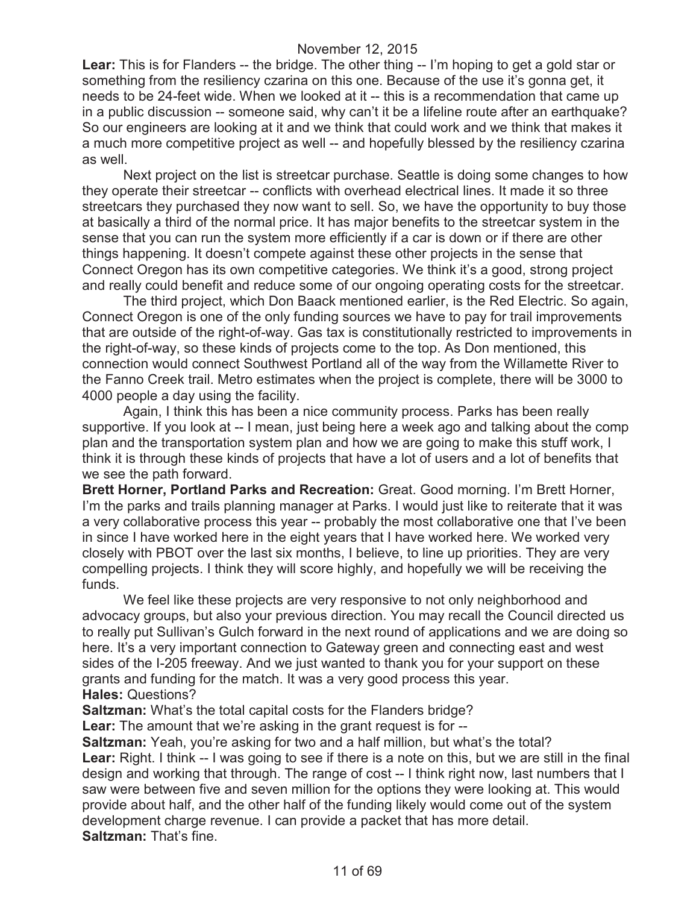**Lear:** This is for Flanders -- the bridge. The other thing -- I'm hoping to get a gold star or something from the resiliency czarina on this one. Because of the use it's gonna get, it needs to be 24-feet wide. When we looked at it -- this is a recommendation that came up in a public discussion -- someone said, why can't it be a lifeline route after an earthquake? So our engineers are looking at it and we think that could work and we think that makes it a much more competitive project as well -- and hopefully blessed by the resiliency czarina as well.

Next project on the list is streetcar purchase. Seattle is doing some changes to how they operate their streetcar -- conflicts with overhead electrical lines. It made it so three streetcars they purchased they now want to sell. So, we have the opportunity to buy those at basically a third of the normal price. It has major benefits to the streetcar system in the sense that you can run the system more efficiently if a car is down or if there are other things happening. It doesn't compete against these other projects in the sense that Connect Oregon has its own competitive categories. We think it's a good, strong project and really could benefit and reduce some of our ongoing operating costs for the streetcar.

The third project, which Don Baack mentioned earlier, is the Red Electric. So again, Connect Oregon is one of the only funding sources we have to pay for trail improvements that are outside of the right-of-way. Gas tax is constitutionally restricted to improvements in the right-of-way, so these kinds of projects come to the top. As Don mentioned, this connection would connect Southwest Portland all of the way from the Willamette River to the Fanno Creek trail. Metro estimates when the project is complete, there will be 3000 to 4000 people a day using the facility.

Again, I think this has been a nice community process. Parks has been really supportive. If you look at -- I mean, just being here a week ago and talking about the comp plan and the transportation system plan and how we are going to make this stuff work, I think it is through these kinds of projects that have a lot of users and a lot of benefits that we see the path forward.

**Brett Horner, Portland Parks and Recreation:** Great. Good morning. I'm Brett Horner, I'm the parks and trails planning manager at Parks. I would just like to reiterate that it was a very collaborative process this year -- probably the most collaborative one that I've been in since I have worked here in the eight years that I have worked here. We worked very closely with PBOT over the last six months, I believe, to line up priorities. They are very compelling projects. I think they will score highly, and hopefully we will be receiving the funds.

We feel like these projects are very responsive to not only neighborhood and advocacy groups, but also your previous direction. You may recall the Council directed us to really put Sullivan's Gulch forward in the next round of applications and we are doing so here. It's a very important connection to Gateway green and connecting east and west sides of the I-205 freeway. And we just wanted to thank you for your support on these grants and funding for the match. It was a very good process this year.

**Hales:** Questions?

**Saltzman:** What's the total capital costs for the Flanders bridge?

**Lear:** The amount that we're asking in the grant request is for --

**Saltzman:** Yeah, you're asking for two and a half million, but what's the total?

**Lear:** Right. I think -- I was going to see if there is a note on this, but we are still in the final design and working that through. The range of cost -- I think right now, last numbers that I saw were between five and seven million for the options they were looking at. This would provide about half, and the other half of the funding likely would come out of the system development charge revenue. I can provide a packet that has more detail.

**Saltzman:** That's fine.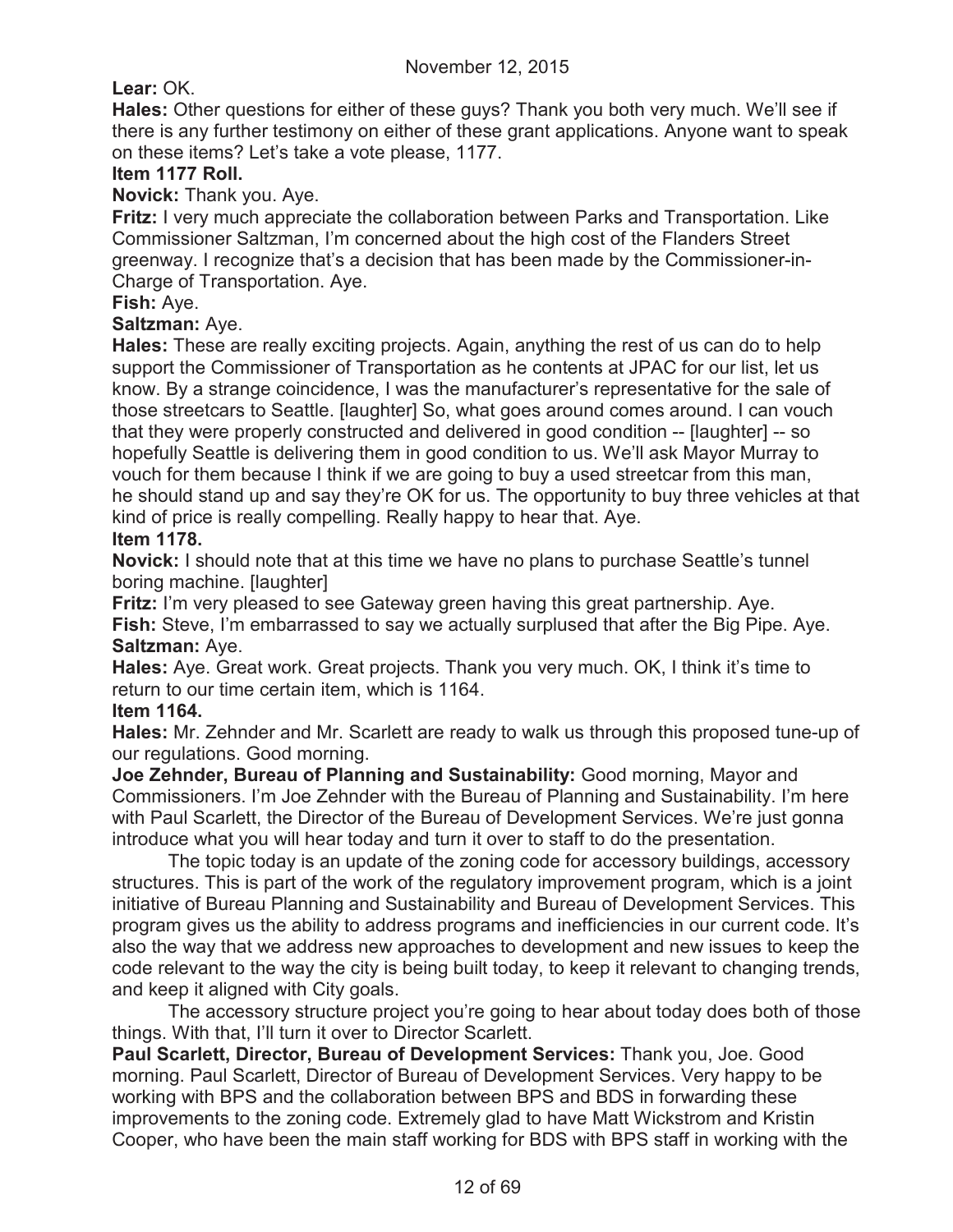**Lear:** OK.

**Hales:** Other questions for either of these guys? Thank you both very much. We'll see if there is any further testimony on either of these grant applications. Anyone want to speak on these items? Let's take a vote please, 1177.

**Item 1177 Roll.**

**Novick:** Thank you. Aye.

**Fritz:** I very much appreciate the collaboration between Parks and Transportation. Like Commissioner Saltzman, I'm concerned about the high cost of the Flanders Street greenway. I recognize that's a decision that has been made by the Commissioner-in-Charge of Transportation. Aye.

**Fish:** Aye.

**Saltzman:** Aye.

**Hales:** These are really exciting projects. Again, anything the rest of us can do to help support the Commissioner of Transportation as he contents at JPAC for our list, let us know. By a strange coincidence, I was the manufacturer's representative for the sale of those streetcars to Seattle. [laughter] So, what goes around comes around. I can vouch that they were properly constructed and delivered in good condition -- [laughter] -- so hopefully Seattle is delivering them in good condition to us. We'll ask Mayor Murray to vouch for them because I think if we are going to buy a used streetcar from this man, he should stand up and say they're OK for us. The opportunity to buy three vehicles at that kind of price is really compelling. Really happy to hear that. Aye.

**Item 1178.**

**Novick:** I should note that at this time we have no plans to purchase Seattle's tunnel boring machine. [laughter]

**Fritz:** I'm very pleased to see Gateway green having this great partnership. Aye.

**Fish:** Steve, I'm embarrassed to say we actually surplused that after the Big Pipe. Aye.

**Saltzman:** Aye.

**Hales:** Aye. Great work. Great projects. Thank you very much. OK, I think it's time to return to our time certain item, which is 1164.

**Item 1164.**

**Hales:** Mr. Zehnder and Mr. Scarlett are ready to walk us through this proposed tune-up of our regulations. Good morning.

**Joe Zehnder, Bureau of Planning and Sustainability:** Good morning, Mayor and Commissioners. I'm Joe Zehnder with the Bureau of Planning and Sustainability. I'm here with Paul Scarlett, the Director of the Bureau of Development Services. We're just gonna introduce what you will hear today and turn it over to staff to do the presentation.

The topic today is an update of the zoning code for accessory buildings, accessory structures. This is part of the work of the regulatory improvement program, which is a joint initiative of Bureau Planning and Sustainability and Bureau of Development Services. This program gives us the ability to address programs and inefficiencies in our current code. It's also the way that we address new approaches to development and new issues to keep the code relevant to the way the city is being built today, to keep it relevant to changing trends, and keep it aligned with City goals.

The accessory structure project you're going to hear about today does both of those things. With that, I'll turn it over to Director Scarlett.

**Paul Scarlett, Director, Bureau of Development Services:** Thank you, Joe. Good morning. Paul Scarlett, Director of Bureau of Development Services. Very happy to be working with BPS and the collaboration between BPS and BDS in forwarding these improvements to the zoning code. Extremely glad to have Matt Wickstrom and Kristin Cooper, who have been the main staff working for BDS with BPS staff in working with the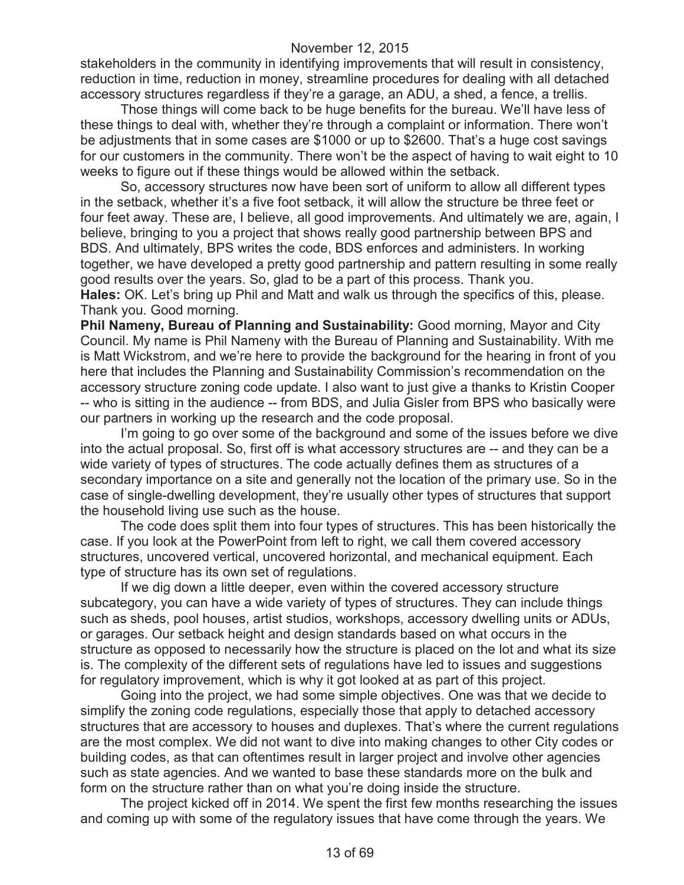stakeholders in the community in identifying improvements that will result in consistency, reduction in time, reduction in money, streamline procedures for dealing with all detached accessory structures regardless if they're a garage, an ADU, a shed, a fence, a trellis.

Those things will come back to be huge benefits for the bureau. We'll have less of these things to deal with, whether they're through a complaint or information. There won't be adjustments that in some cases are $1000 or up to $2600. That's a huge cost savings for our customers in the community. There won't be the aspect of having to wait eight to 10 weeks to figure out if these things would be allowed within the setback.

So, accessory structures now have been sort of uniform to allow all different types in the setback, whether it's a five foot setback, it will allow the structure be three feet or four feet away. These are, I believe, all good improvements. And ultimately we are, again, I believe, bringing to you a project that shows really good partnership between BPS and BDS. And ultimately, BPS writes the code, BDS enforces and administers. In working together, we have developed a pretty good partnership and pattern resulting in some really good results over the years. So, glad to be a part of this process. Thank you.

**Hales:** OK. Let's bring up Phil and Matt and walk us through the specifics of this, please. Thank you. Good morning.

**Phil Nameny, Bureau of Planning and Sustainability:** Good morning, Mayor and City Council. My name is Phil Nameny with the Bureau of Planning and Sustainability. With me is Matt Wickstrom, and we're here to provide the background for the hearing in front of you here that includes the Planning and Sustainability Commission's recommendation on the accessory structure zoning code update. I also want to just give a thanks to Kristin Cooper -- who is sitting in the audience -- from BDS, and Julia Gisler from BPS who basically were our partners in working up the research and the code proposal.

I'm going to go over some of the background and some of the issues before we dive into the actual proposal. So, first off is what accessory structures are -- and they can be a wide variety of types of structures. The code actually defines them as structures of a secondary importance on a site and generally not the location of the primary use. So in the case of single-dwelling development, they're usually other types of structures that support the household living use such as the house.

The code does split them into four types of structures. This has been historically the case. If you look at the PowerPoint from left to right, we call them covered accessory structures, uncovered vertical, uncovered horizontal, and mechanical equipment. Each type of structure has its own set of regulations.

If we dig down a little deeper, even within the covered accessory structure subcategory, you can have a wide variety of types of structures. They can include things such as sheds, pool houses, artist studios, workshops, accessory dwelling units or ADUs, or garages. Our setback height and design standards based on what occurs in the structure as opposed to necessarily how the structure is placed on the lot and what its size is. The complexity of the different sets of regulations have led to issues and suggestions for regulatory improvement, which is why it got looked at as part of this project.

Going into the project, we had some simple objectives. One was that we decide to simplify the zoning code regulations, especially those that apply to detached accessory structures that are accessory to houses and duplexes. That's where the current regulations are the most complex. We did not want to dive into making changes to other City codes or building codes, as that can oftentimes result in larger project and involve other agencies such as state agencies. And we wanted to base these standards more on the bulk and form on the structure rather than on what you're doing inside the structure.

The project kicked off in 2014. We spent the first few months researching the issues and coming up with some of the regulatory issues that have come through the years. We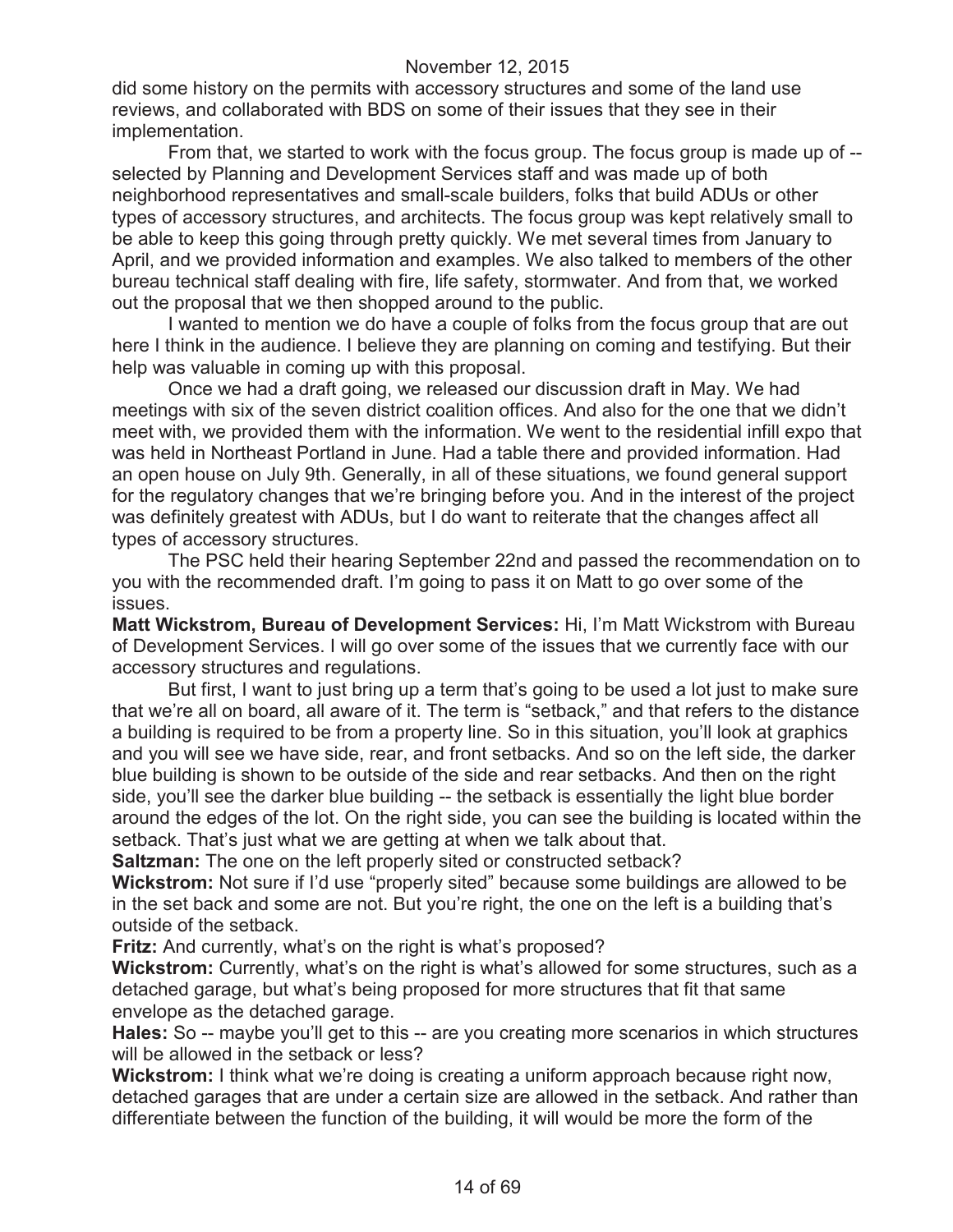did some history on the permits with accessory structures and some of the land use reviews, and collaborated with BDS on some of their issues that they see in their implementation.

From that, we started to work with the focus group. The focus group is made up of -- selected by Planning and Development Services staff and was made up of both neighborhood representatives and small-scale builders, folks that build ADUs or other types of accessory structures, and architects. The focus group was kept relatively small to be able to keep this going through pretty quickly. We met several times from January to April, and we provided information and examples. We also talked to members of the other bureau technical staff dealing with fire, life safety, stormwater. And from that, we worked out the proposal that we then shopped around to the public.

I wanted to mention we do have a couple of folks from the focus group that are out here I think in the audience. I believe they are planning on coming and testifying. But their help was valuable in coming up with this proposal.

Once we had a draft going, we released our discussion draft in May. We had meetings with six of the seven district coalition offices. And also for the one that we didn't meet with, we provided them with the information. We went to the residential infill expo that was held in Northeast Portland in June. Had a table there and provided information. Had an open house on July 9th. Generally, in all of these situations, we found general support for the regulatory changes that we're bringing before you. And in the interest of the project was definitely greatest with ADUs, but I do want to reiterate that the changes affect all types of accessory structures.

The PSC held their hearing September 22nd and passed the recommendation on to you with the recommended draft. I'm going to pass it on Matt to go over some of the issues.

**Matt Wickstrom, Bureau of Development Services:** Hi, I'm Matt Wickstrom with Bureau of Development Services. I will go over some of the issues that we currently face with our accessory structures and regulations.

But first, I want to just bring up a term that's going to be used a lot just to make sure that we're all on board, all aware of it. The term is "setback," and that refers to the distance a building is required to be from a property line. So in this situation, you'll look at graphics and you will see we have side, rear, and front setbacks. And so on the left side, the darker blue building is shown to be outside of the side and rear setbacks. And then on the right side, you'll see the darker blue building -- the setback is essentially the light blue border around the edges of the lot. On the right side, you can see the building is located within the setback. That's just what we are getting at when we talk about that.

**Saltzman:** The one on the left properly sited or constructed setback?

**Wickstrom:** Not sure if I'd use "properly sited" because some buildings are allowed to be in the set back and some are not. But you're right, the one on the left is a building that's outside of the setback.

**Fritz:** And currently, what's on the right is what's proposed?

**Wickstrom:** Currently, what's on the right is what's allowed for some structures, such as a detached garage, but what's being proposed for more structures that fit that same envelope as the detached garage.

**Hales:** So -- maybe you'll get to this -- are you creating more scenarios in which structures will be allowed in the setback or less?

**Wickstrom:** I think what we're doing is creating a uniform approach because right now, detached garages that are under a certain size are allowed in the setback. And rather than differentiate between the function of the building, it will would be more the form of the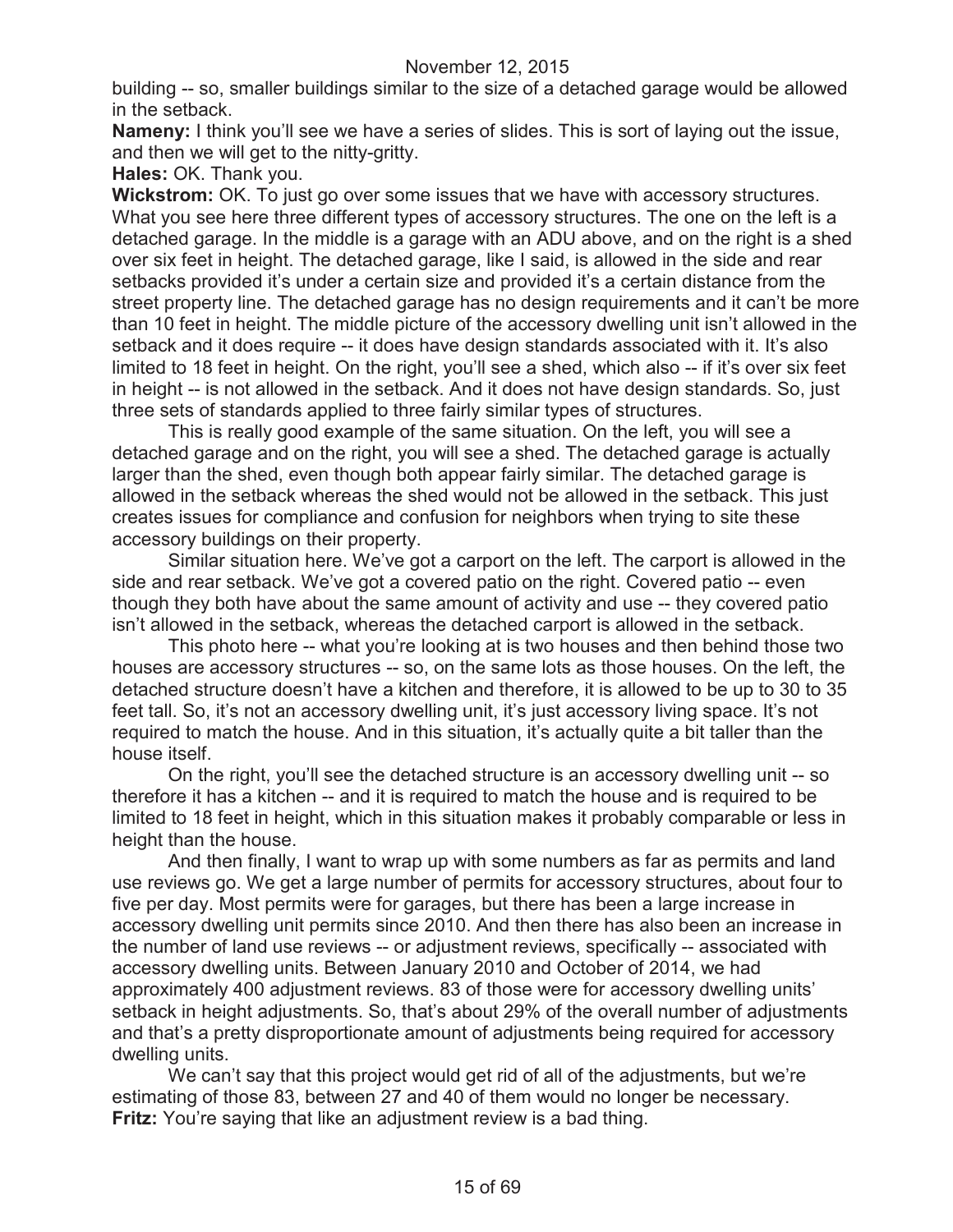building -- so, smaller buildings similar to the size of a detached garage would be allowed in the setback.

**Nameny:** I think you'll see we have a series of slides. This is sort of laying out the issue, and then we will get to the nitty-gritty.

**Hales:** OK. Thank you.

**Wickstrom:** OK. To just go over some issues that we have with accessory structures. What you see here three different types of accessory structures. The one on the left is a detached garage. In the middle is a garage with an ADU above, and on the right is a shed over six feet in height. The detached garage, like I said, is allowed in the side and rear setbacks provided it's under a certain size and provided it's a certain distance from the street property line. The detached garage has no design requirements and it can't be more than 10 feet in height. The middle picture of the accessory dwelling unit isn't allowed in the setback and it does require -- it does have design standards associated with it. It's also limited to 18 feet in height. On the right, you'll see a shed, which also -- if it's over six feet in height -- is not allowed in the setback. And it does not have design standards. So, just three sets of standards applied to three fairly similar types of structures.

This is really good example of the same situation. On the left, you will see a detached garage and on the right, you will see a shed. The detached garage is actually larger than the shed, even though both appear fairly similar. The detached garage is allowed in the setback whereas the shed would not be allowed in the setback. This just creates issues for compliance and confusion for neighbors when trying to site these accessory buildings on their property.

Similar situation here. We've got a carport on the left. The carport is allowed in the side and rear setback. We've got a covered patio on the right. Covered patio -- even though they both have about the same amount of activity and use -- they covered patio isn't allowed in the setback, whereas the detached carport is allowed in the setback.

This photo here -- what you're looking at is two houses and then behind those two houses are accessory structures -- so, on the same lots as those houses. On the left, the detached structure doesn't have a kitchen and therefore, it is allowed to be up to 30 to 35 feet tall. So, it's not an accessory dwelling unit, it's just accessory living space. It's not required to match the house. And in this situation, it's actually quite a bit taller than the house itself.

On the right, you'll see the detached structure is an accessory dwelling unit -- so therefore it has a kitchen -- and it is required to match the house and is required to be limited to 18 feet in height, which in this situation makes it probably comparable or less in height than the house.

And then finally, I want to wrap up with some numbers as far as permits and land use reviews go. We get a large number of permits for accessory structures, about four to five per day. Most permits were for garages, but there has been a large increase in accessory dwelling unit permits since 2010. And then there has also been an increase in the number of land use reviews -- or adjustment reviews, specifically -- associated with accessory dwelling units. Between January 2010 and October of 2014, we had approximately 400 adjustment reviews. 83 of those were for accessory dwelling units' setback in height adjustments. So, that's about 29% of the overall number of adjustments and that's a pretty disproportionate amount of adjustments being required for accessory dwelling units.

We can't say that this project would get rid of all of the adjustments, but we're estimating of those 83, between 27 and 40 of them would no longer be necessary.

**Fritz:** You're saying that like an adjustment review is a bad thing.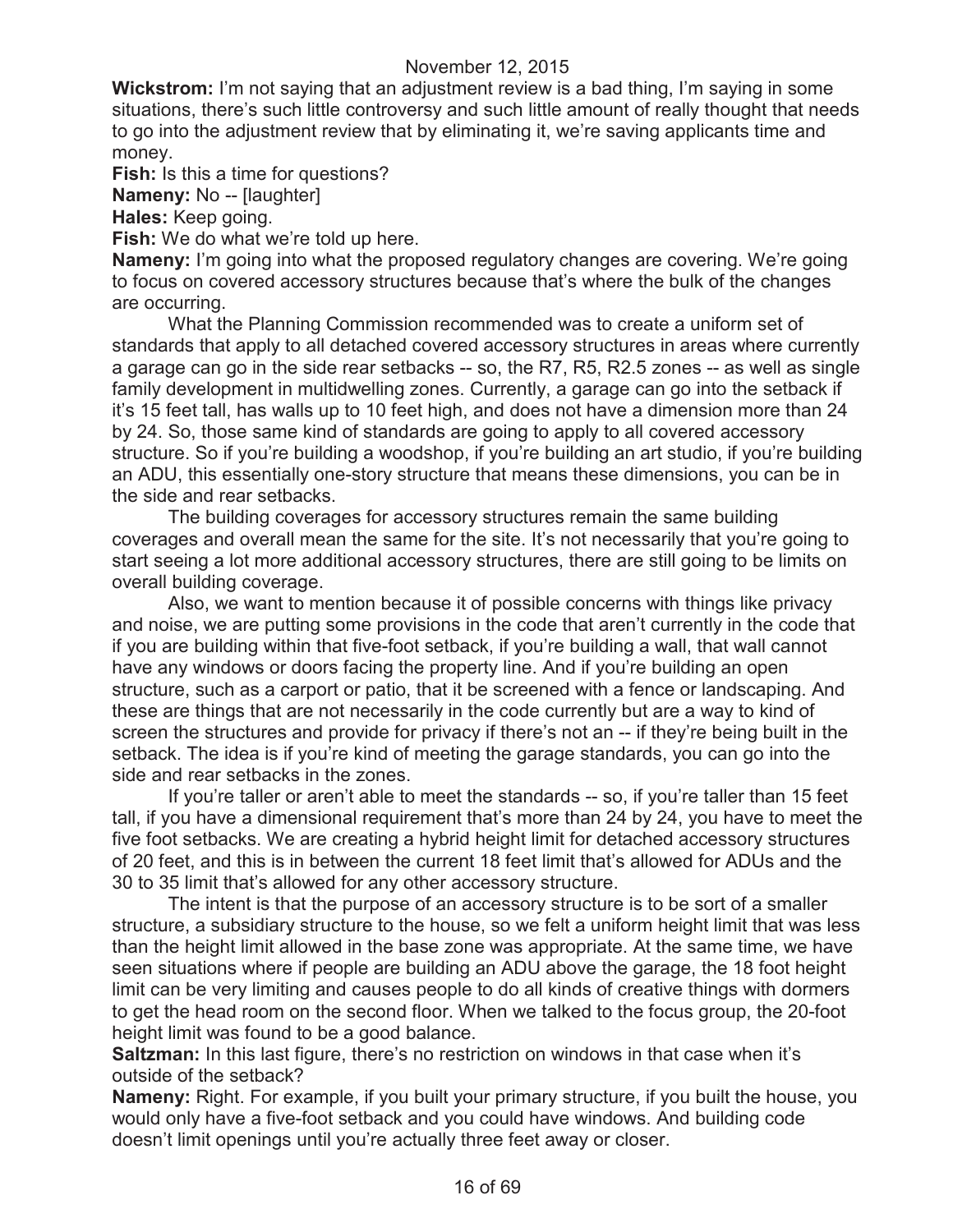**Wickstrom:** I'm not saying that an adjustment review is a bad thing, I'm saying in some situations, there's such little controversy and such little amount of really thought that needs to go into the adjustment review that by eliminating it, we're saving applicants time and money.

**Fish:** Is this a time for questions?

**Nameny:** No -- [laughter]

**Hales:** Keep going.

**Fish:** We do what we're told up here.

**Nameny:** I'm going into what the proposed regulatory changes are covering. We're going to focus on covered accessory structures because that's where the bulk of the changes are occurring.

What the Planning Commission recommended was to create a uniform set of standards that apply to all detached covered accessory structures in areas where currently a garage can go in the side rear setbacks -- so, the R7, R5, R2.5 zones -- as well as single family development in multidwelling zones. Currently, a garage can go into the setback if it's 15 feet tall, has walls up to 10 feet high, and does not have a dimension more than 24 by 24. So, those same kind of standards are going to apply to all covered accessory structure. So if you're building a woodshop, if you're building an art studio, if you're building an ADU, this essentially one-story structure that means these dimensions, you can be in the side and rear setbacks.

The building coverages for accessory structures remain the same building coverages and overall mean the same for the site. It's not necessarily that you're going to start seeing a lot more additional accessory structures, there are still going to be limits on overall building coverage.

Also, we want to mention because it of possible concerns with things like privacy and noise, we are putting some provisions in the code that aren't currently in the code that if you are building within that five-foot setback, if you're building a wall, that wall cannot have any windows or doors facing the property line. And if you're building an open structure, such as a carport or patio, that it be screened with a fence or landscaping. And these are things that are not necessarily in the code currently but are a way to kind of screen the structures and provide for privacy if there's not an -- if they're being built in the setback. The idea is if you're kind of meeting the garage standards, you can go into the side and rear setbacks in the zones.

If you're taller or aren't able to meet the standards -- so, if you're taller than 15 feet tall, if you have a dimensional requirement that's more than 24 by 24, you have to meet the five foot setbacks. We are creating a hybrid height limit for detached accessory structures of 20 feet, and this is in between the current 18 feet limit that's allowed for ADUs and the 30 to 35 limit that's allowed for any other accessory structure.

The intent is that the purpose of an accessory structure is to be sort of a smaller structure, a subsidiary structure to the house, so we felt a uniform height limit that was less than the height limit allowed in the base zone was appropriate. At the same time, we have seen situations where if people are building an ADU above the garage, the 18 foot height limit can be very limiting and causes people to do all kinds of creative things with dormers to get the head room on the second floor. When we talked to the focus group, the 20-foot height limit was found to be a good balance.

**Saltzman:** In this last figure, there's no restriction on windows in that case when it's outside of the setback?

**Nameny:** Right. For example, if you built your primary structure, if you built the house, you would only have a five-foot setback and you could have windows. And building code doesn't limit openings until you're actually three feet away or closer.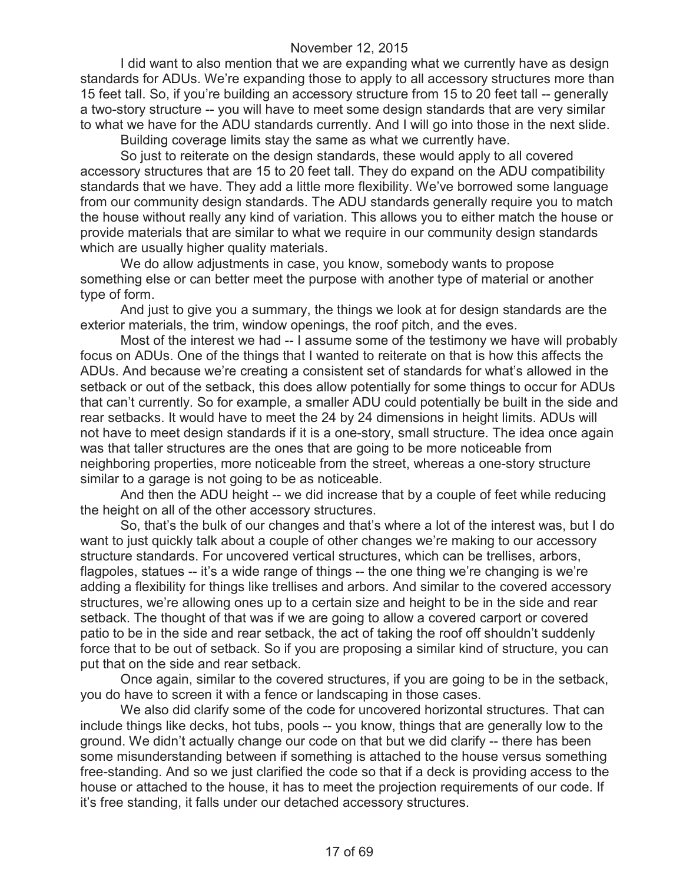I did want to also mention that we are expanding what we currently have as design standards for ADUs. We're expanding those to apply to all accessory structures more than 15 feet tall. So, if you're building an accessory structure from 15 to 20 feet tall -- generally a two-story structure -- you will have to meet some design standards that are very similar to what we have for the ADU standards currently. And I will go into those in the next slide.

Building coverage limits stay the same as what we currently have.

So just to reiterate on the design standards, these would apply to all covered accessory structures that are 15 to 20 feet tall. They do expand on the ADU compatibility standards that we have. They add a little more flexibility. We've borrowed some language from our community design standards. The ADU standards generally require you to match the house without really any kind of variation. This allows you to either match the house or provide materials that are similar to what we require in our community design standards which are usually higher quality materials.

We do allow adjustments in case, you know, somebody wants to propose something else or can better meet the purpose with another type of material or another type of form.

And just to give you a summary, the things we look at for design standards are the exterior materials, the trim, window openings, the roof pitch, and the eves.

Most of the interest we had -- I assume some of the testimony we have will probably focus on ADUs. One of the things that I wanted to reiterate on that is how this affects the ADUs. And because we're creating a consistent set of standards for what's allowed in the setback or out of the setback, this does allow potentially for some things to occur for ADUs that can't currently. So for example, a smaller ADU could potentially be built in the side and rear setbacks. It would have to meet the 24 by 24 dimensions in height limits. ADUs will not have to meet design standards if it is a one-story, small structure. The idea once again was that taller structures are the ones that are going to be more noticeable from neighboring properties, more noticeable from the street, whereas a one-story structure similar to a garage is not going to be as noticeable.

And then the ADU height -- we did increase that by a couple of feet while reducing the height on all of the other accessory structures.

So, that's the bulk of our changes and that's where a lot of the interest was, but I do want to just quickly talk about a couple of other changes we're making to our accessory structure standards. For uncovered vertical structures, which can be trellises, arbors, flagpoles, statues -- it's a wide range of things -- the one thing we're changing is we're adding a flexibility for things like trellises and arbors. And similar to the covered accessory structures, we're allowing ones up to a certain size and height to be in the side and rear setback. The thought of that was if we are going to allow a covered carport or covered patio to be in the side and rear setback, the act of taking the roof off shouldn't suddenly force that to be out of setback. So if you are proposing a similar kind of structure, you can put that on the side and rear setback.

Once again, similar to the covered structures, if you are going to be in the setback, you do have to screen it with a fence or landscaping in those cases.

We also did clarify some of the code for uncovered horizontal structures. That can include things like decks, hot tubs, pools -- you know, things that are generally low to the ground. We didn't actually change our code on that but we did clarify -- there has been some misunderstanding between if something is attached to the house versus something free-standing. And so we just clarified the code so that if a deck is providing access to the house or attached to the house, it has to meet the projection requirements of our code. If it's free standing, it falls under our detached accessory structures.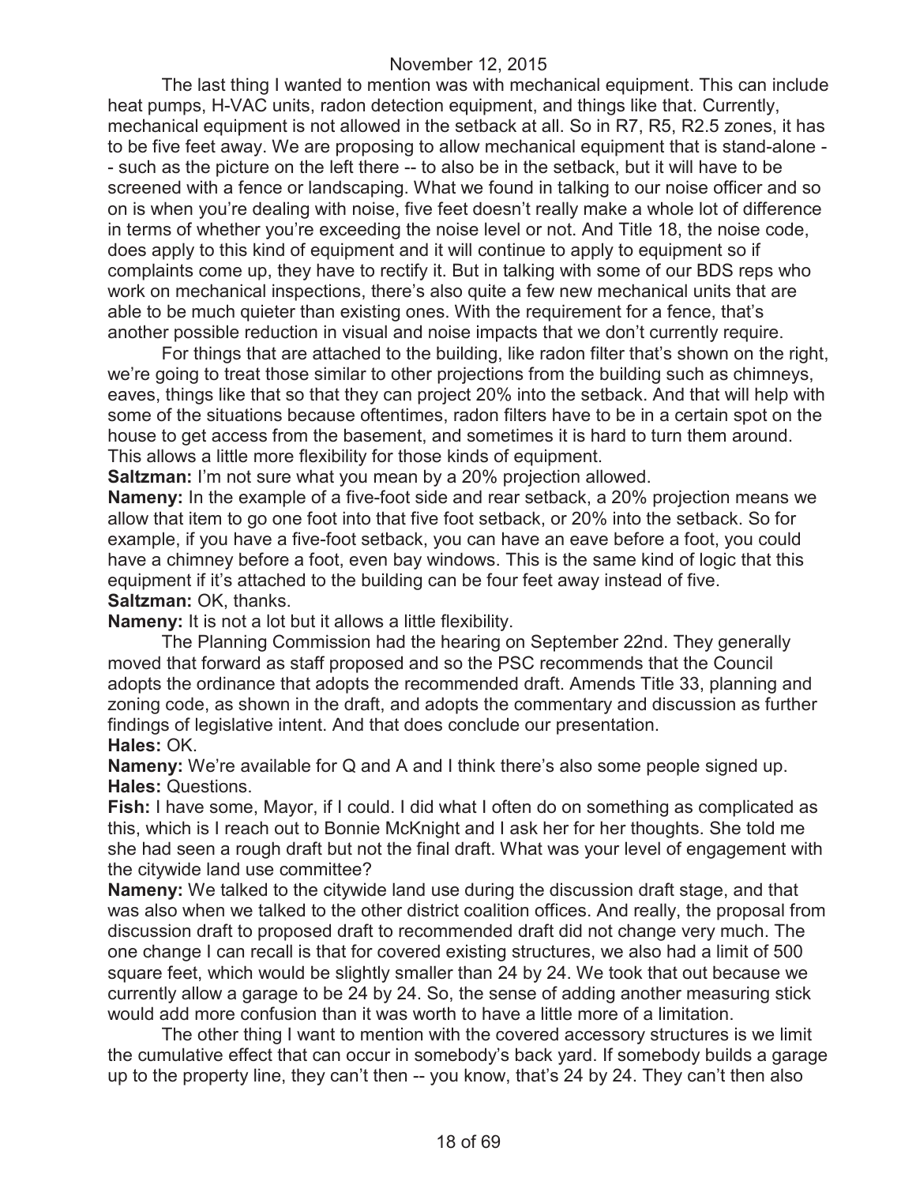The last thing I wanted to mention was with mechanical equipment. This can include heat pumps, H-VAC units, radon detection equipment, and things like that. Currently, mechanical equipment is not allowed in the setback at all. So in R7, R5, R2.5 zones, it has to be five feet away. We are proposing to allow mechanical equipment that is stand-alone -- such as the picture on the left there -- to also be in the setback, but it will have to be screened with a fence or landscaping. What we found in talking to our noise officer and so on is when you're dealing with noise, five feet doesn't really make a whole lot of difference in terms of whether you're exceeding the noise level or not. And Title 18, the noise code, does apply to this kind of equipment and it will continue to apply to equipment so if complaints come up, they have to rectify it. But in talking with some of our BDS reps who work on mechanical inspections, there's also quite a few new mechanical units that are able to be much quieter than existing ones. With the requirement for a fence, that's another possible reduction in visual and noise impacts that we don't currently require.

For things that are attached to the building, like radon filter that's shown on the right, we're going to treat those similar to other projections from the building such as chimneys, eaves, things like that so that they can project 20% into the setback. And that will help with some of the situations because oftentimes, radon filters have to be in a certain spot on the house to get access from the basement, and sometimes it is hard to turn them around. This allows a little more flexibility for those kinds of equipment.

**Saltzman:** I'm not sure what you mean by a 20% projection allowed.

**Nameny:** In the example of a five-foot side and rear setback, a 20% projection means we allow that item to go one foot into that five foot setback, or 20% into the setback. So for example, if you have a five-foot setback, you can have an eave before a foot, you could have a chimney before a foot, even bay windows. This is the same kind of logic that this equipment if it's attached to the building can be four feet away instead of five.

**Saltzman:** OK, thanks.

**Nameny:** It is not a lot but it allows a little flexibility.

The Planning Commission had the hearing on September 22nd. They generally moved that forward as staff proposed and so the PSC recommends that the Council adopts the ordinance that adopts the recommended draft. Amends Title 33, planning and zoning code, as shown in the draft, and adopts the commentary and discussion as further findings of legislative intent. And that does conclude our presentation.

**Hales:** OK.

**Nameny:** We're available for Q and A and I think there's also some people signed up.

**Hales:** Questions.

**Fish:** I have some, Mayor, if I could. I did what I often do on something as complicated as this, which is I reach out to Bonnie McKnight and I ask her for her thoughts. She told me she had seen a rough draft but not the final draft. What was your level of engagement with the citywide land use committee?

**Nameny:** We talked to the citywide land use during the discussion draft stage, and that was also when we talked to the other district coalition offices. And really, the proposal from discussion draft to proposed draft to recommended draft did not change very much. The one change I can recall is that for covered existing structures, we also had a limit of 500 square feet, which would be slightly smaller than 24 by 24. We took that out because we currently allow a garage to be 24 by 24. So, the sense of adding another measuring stick would add more confusion than it was worth to have a little more of a limitation.

The other thing I want to mention with the covered accessory structures is we limit the cumulative effect that can occur in somebody's back yard. If somebody builds a garage up to the property line, they can't then -- you know, that's 24 by 24. They can't then also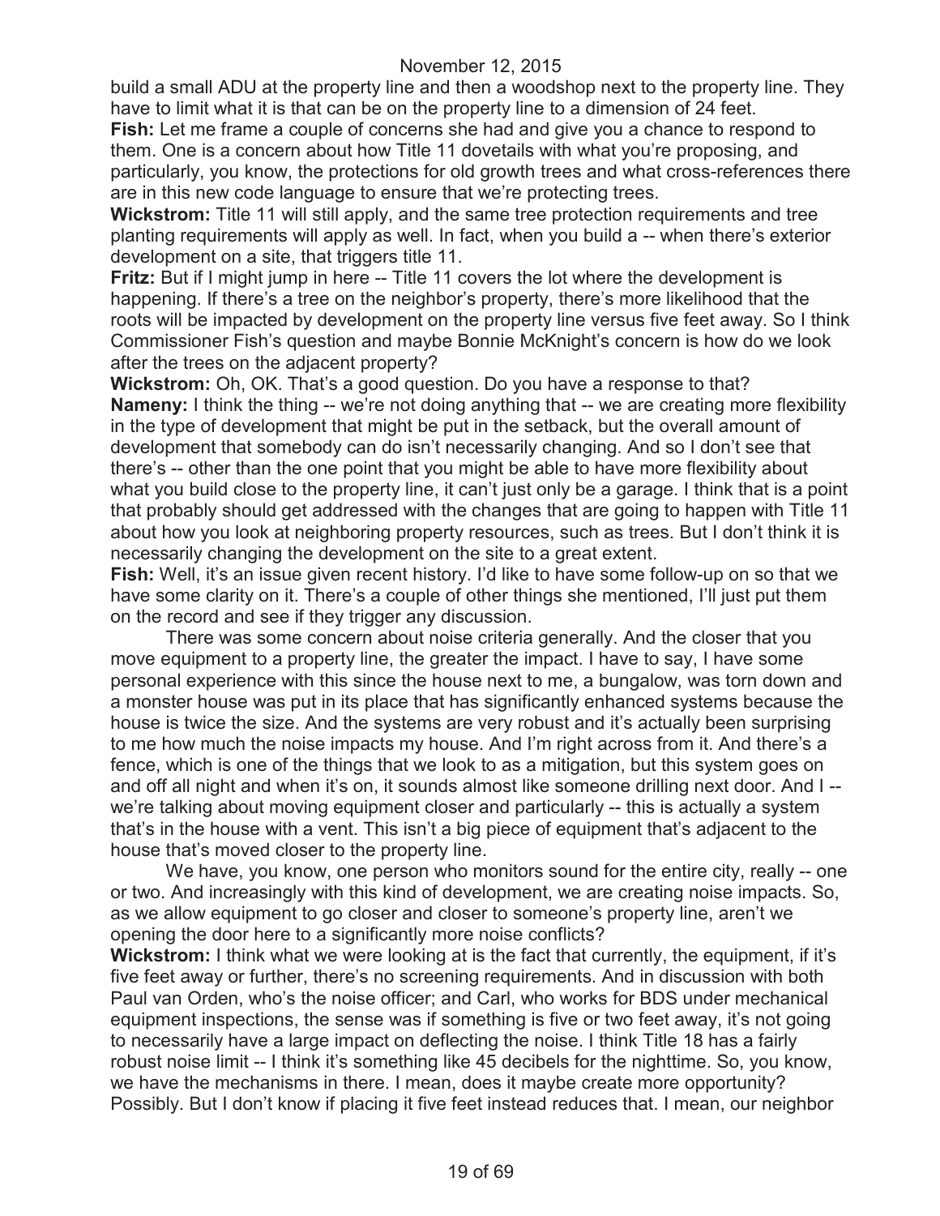build a small ADU at the property line and then a woodshop next to the property line. They have to limit what it is that can be on the property line to a dimension of 24 feet.

**Fish:** Let me frame a couple of concerns she had and give you a chance to respond to them. One is a concern about how Title 11 dovetails with what you're proposing, and particularly, you know, the protections for old growth trees and what cross-references there are in this new code language to ensure that we're protecting trees.

**Wickstrom:** Title 11 will still apply, and the same tree protection requirements and tree planting requirements will apply as well. In fact, when you build a -- when there's exterior development on a site, that triggers title 11.

**Fritz:** But if I might jump in here -- Title 11 covers the lot where the development is happening. If there's a tree on the neighbor's property, there's more likelihood that the roots will be impacted by development on the property line versus five feet away. So I think Commissioner Fish's question and maybe Bonnie McKnight's concern is how do we look after the trees on the adjacent property?

**Wickstrom:** Oh, OK. That's a good question. Do you have a response to that?

**Nameny:** I think the thing -- we're not doing anything that -- we are creating more flexibility in the type of development that might be put in the setback, but the overall amount of development that somebody can do isn't necessarily changing. And so I don't see that there's -- other than the one point that you might be able to have more flexibility about what you build close to the property line, it can't just only be a garage. I think that is a point that probably should get addressed with the changes that are going to happen with Title 11 about how you look at neighboring property resources, such as trees. But I don't think it is necessarily changing the development on the site to a great extent.

**Fish:** Well, it's an issue given recent history. I'd like to have some follow-up on so that we have some clarity on it. There's a couple of other things she mentioned, I'll just put them on the record and see if they trigger any discussion.

There was some concern about noise criteria generally. And the closer that you move equipment to a property line, the greater the impact. I have to say, I have some personal experience with this since the house next to me, a bungalow, was torn down and a monster house was put in its place that has significantly enhanced systems because the house is twice the size. And the systems are very robust and it's actually been surprising to me how much the noise impacts my house. And I'm right across from it. And there's a fence, which is one of the things that we look to as a mitigation, but this system goes on and off all night and when it's on, it sounds almost like someone drilling next door. And I -- we're talking about moving equipment closer and particularly -- this is actually a system that's in the house with a vent. This isn't a big piece of equipment that's adjacent to the house that's moved closer to the property line.

We have, you know, one person who monitors sound for the entire city, really -- one or two. And increasingly with this kind of development, we are creating noise impacts. So, as we allow equipment to go closer and closer to someone's property line, aren't we opening the door here to a significantly more noise conflicts?

**Wickstrom:** I think what we were looking at is the fact that currently, the equipment, if it's five feet away or further, there's no screening requirements. And in discussion with both Paul van Orden, who's the noise officer; and Carl, who works for BDS under mechanical equipment inspections, the sense was if something is five or two feet away, it's not going to necessarily have a large impact on deflecting the noise. I think Title 18 has a fairly robust noise limit -- I think it's something like 45 decibels for the nighttime. So, you know, we have the mechanisms in there. I mean, does it maybe create more opportunity? Possibly. But I don't know if placing it five feet instead reduces that. I mean, our neighbor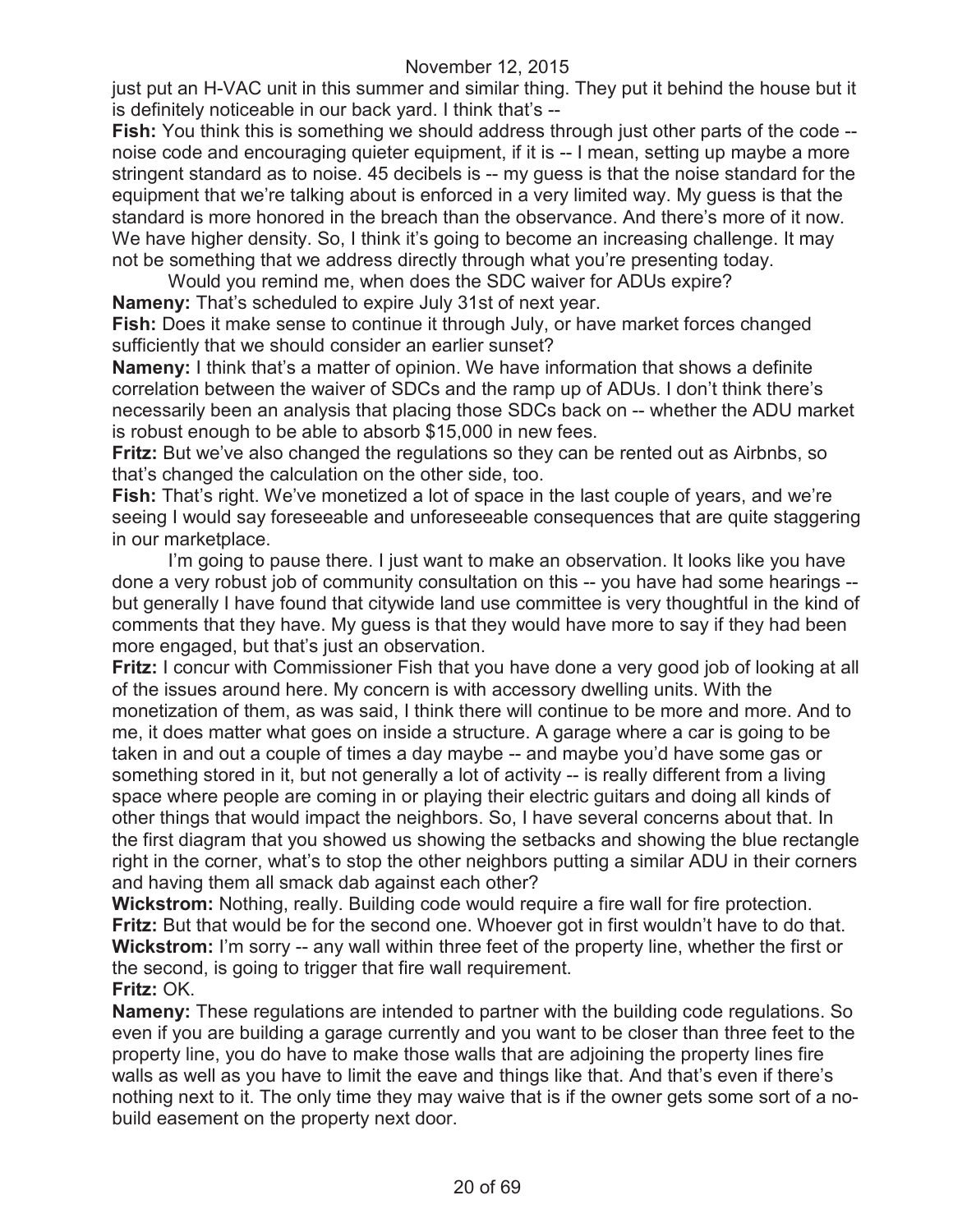just put an H-VAC unit in this summer and similar thing. They put it behind the house but it is definitely noticeable in our back yard. I think that's --

**Fish:** You think this is something we should address through just other parts of the code -- noise code and encouraging quieter equipment, if it is -- I mean, setting up maybe a more stringent standard as to noise. 45 decibels is -- my guess is that the noise standard for the equipment that we're talking about is enforced in a very limited way. My guess is that the standard is more honored in the breach than the observance. And there's more of it now. We have higher density. So, I think it's going to become an increasing challenge. It may not be something that we address directly through what you're presenting today.

Would you remind me, when does the SDC waiver for ADUs expire?

**Nameny:** That's scheduled to expire July 31st of next year.

**Fish:** Does it make sense to continue it through July, or have market forces changed sufficiently that we should consider an earlier sunset?

**Nameny:** I think that's a matter of opinion. We have information that shows a definite correlation between the waiver of SDCs and the ramp up of ADUs. I don't think there's necessarily been an analysis that placing those SDCs back on -- whether the ADU market is robust enough to be able to absorb $15,000 in new fees.

**Fritz:** But we've also changed the regulations so they can be rented out as Airbnbs, so that's changed the calculation on the other side, too.

**Fish:** That's right. We've monetized a lot of space in the last couple of years, and we're seeing I would say foreseeable and unforeseeable consequences that are quite staggering in our marketplace.

I'm going to pause there. I just want to make an observation. It looks like you have done a very robust job of community consultation on this -- you have had some hearings -- but generally I have found that citywide land use committee is very thoughtful in the kind of comments that they have. My guess is that they would have more to say if they had been more engaged, but that's just an observation.

**Fritz:** I concur with Commissioner Fish that you have done a very good job of looking at all of the issues around here. My concern is with accessory dwelling units. With the monetization of them, as was said, I think there will continue to be more and more. And to me, it does matter what goes on inside a structure. A garage where a car is going to be taken in and out a couple of times a day maybe -- and maybe you'd have some gas or something stored in it, but not generally a lot of activity -- is really different from a living space where people are coming in or playing their electric guitars and doing all kinds of other things that would impact the neighbors. So, I have several concerns about that. In the first diagram that you showed us showing the setbacks and showing the blue rectangle right in the corner, what's to stop the other neighbors putting a similar ADU in their corners and having them all smack dab against each other?

**Wickstrom:** Nothing, really. Building code would require a fire wall for fire protection.

**Fritz:** But that would be for the second one. Whoever got in first wouldn't have to do that.

**Wickstrom:** I'm sorry -- any wall within three feet of the property line, whether the first or the second, is going to trigger that fire wall requirement.

**Fritz:** OK.

**Nameny:** These regulations are intended to partner with the building code regulations. So even if you are building a garage currently and you want to be closer than three feet to the property line, you do have to make those walls that are adjoining the property lines fire walls as well as you have to limit the eave and things like that. And that's even if there's nothing next to it. The only time they may waive that is if the owner gets some sort of a no-build easement on the property next door.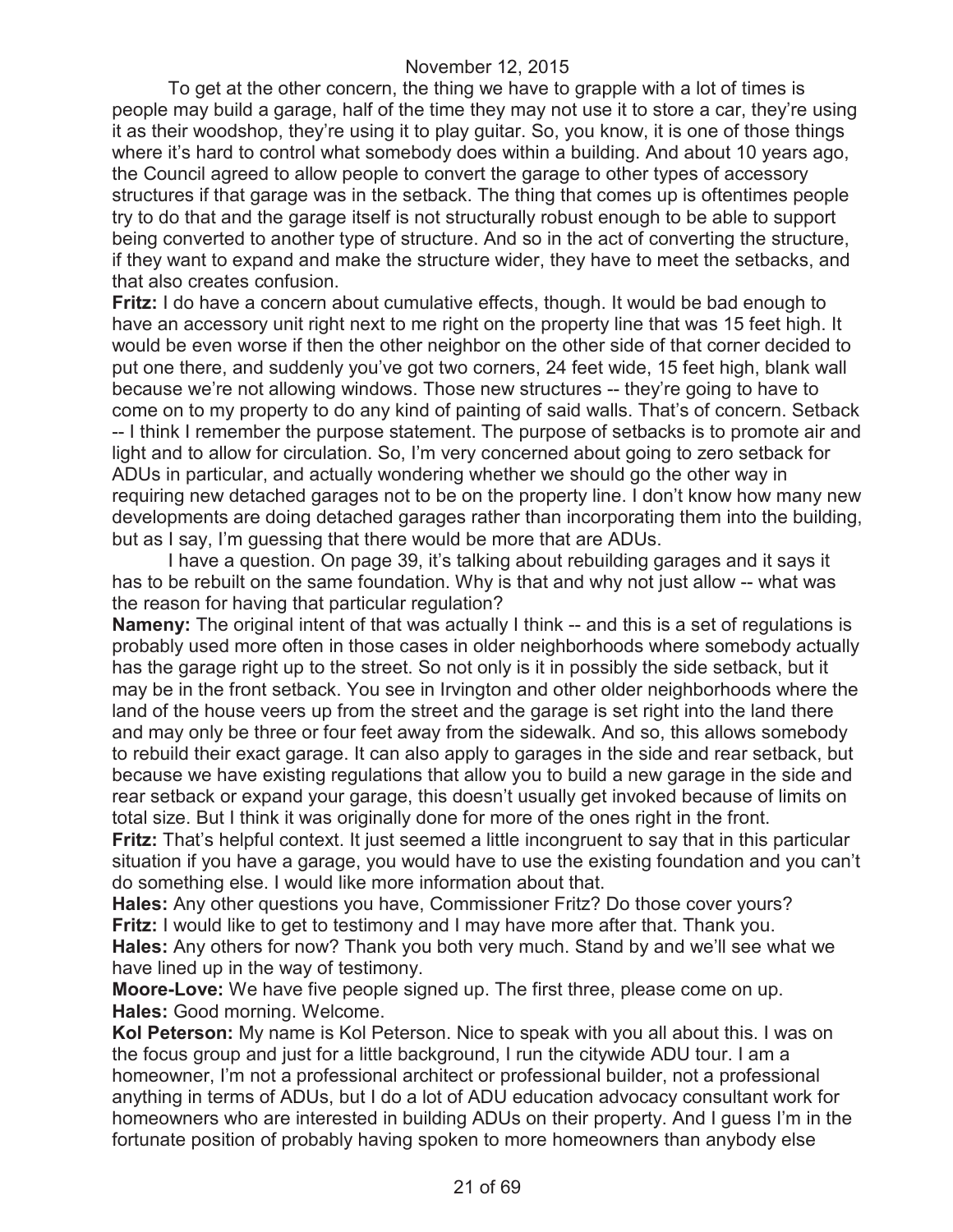To get at the other concern, the thing we have to grapple with a lot of times is people may build a garage, half of the time they may not use it to store a car, they're using it as their woodshop, they're using it to play guitar. So, you know, it is one of those things where it's hard to control what somebody does within a building. And about 10 years ago, the Council agreed to allow people to convert the garage to other types of accessory structures if that garage was in the setback. The thing that comes up is oftentimes people try to do that and the garage itself is not structurally robust enough to be able to support being converted to another type of structure. And so in the act of converting the structure, if they want to expand and make the structure wider, they have to meet the setbacks, and that also creates confusion.

**Fritz:** I do have a concern about cumulative effects, though. It would be bad enough to have an accessory unit right next to me right on the property line that was 15 feet high. It would be even worse if then the other neighbor on the other side of that corner decided to put one there, and suddenly you've got two corners, 24 feet wide, 15 feet high, blank wall because we're not allowing windows. Those new structures -- they're going to have to come on to my property to do any kind of painting of said walls. That's of concern. Setback -- I think I remember the purpose statement. The purpose of setbacks is to promote air and light and to allow for circulation. So, I'm very concerned about going to zero setback for ADUs in particular, and actually wondering whether we should go the other way in requiring new detached garages not to be on the property line. I don't know how many new developments are doing detached garages rather than incorporating them into the building, but as I say, I'm guessing that there would be more that are ADUs.

I have a question. On page 39, it's talking about rebuilding garages and it says it has to be rebuilt on the same foundation. Why is that and why not just allow -- what was the reason for having that particular regulation?

**Nameny:** The original intent of that was actually I think -- and this is a set of regulations is probably used more often in those cases in older neighborhoods where somebody actually has the garage right up to the street. So not only is it in possibly the side setback, but it may be in the front setback. You see in Irvington and other older neighborhoods where the land of the house veers up from the street and the garage is set right into the land there and may only be three or four feet away from the sidewalk. And so, this allows somebody to rebuild their exact garage. It can also apply to garages in the side and rear setback, but because we have existing regulations that allow you to build a new garage in the side and rear setback or expand your garage, this doesn't usually get invoked because of limits on total size. But I think it was originally done for more of the ones right in the front.

**Fritz:** That's helpful context. It just seemed a little incongruent to say that in this particular situation if you have a garage, you would have to use the existing foundation and you can't do something else. I would like more information about that.

**Hales:** Any other questions you have, Commissioner Fritz? Do those cover yours?

**Fritz:** I would like to get to testimony and I may have more after that. Thank you.

**Hales:** Any others for now? Thank you both very much. Stand by and we'll see what we have lined up in the way of testimony.

**Moore-Love:** We have five people signed up. The first three, please come on up.

**Hales:** Good morning. Welcome.

**Kol Peterson:** My name is Kol Peterson. Nice to speak with you all about this. I was on the focus group and just for a little background, I run the citywide ADU tour. I am a homeowner, I'm not a professional architect or professional builder, not a professional anything in terms of ADUs, but I do a lot of ADU education advocacy consultant work for homeowners who are interested in building ADUs on their property. And I guess I'm in the fortunate position of probably having spoken to more homeowners than anybody else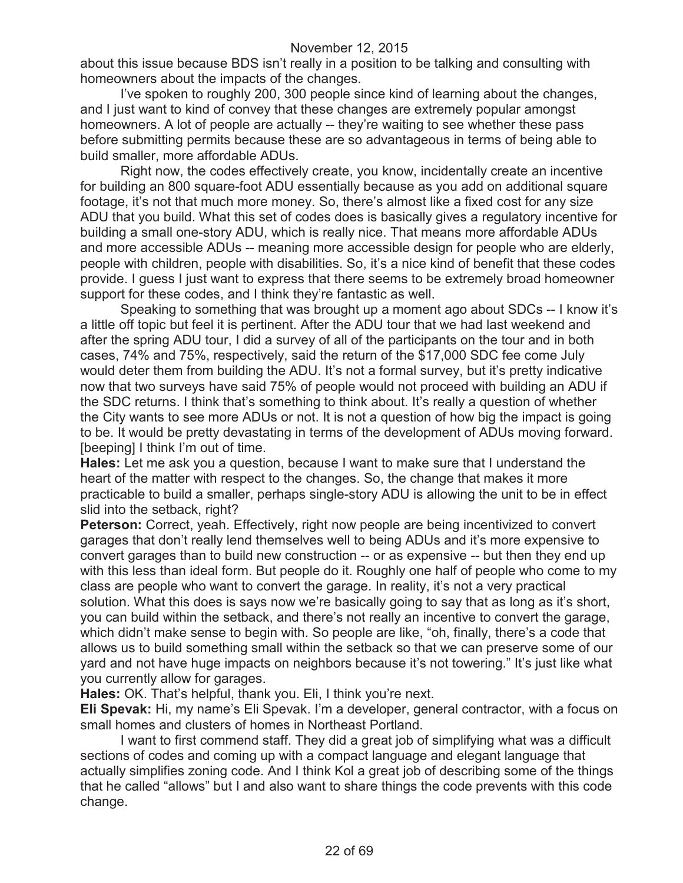about this issue because BDS isn't really in a position to be talking and consulting with homeowners about the impacts of the changes.

I've spoken to roughly 200, 300 people since kind of learning about the changes, and I just want to kind of convey that these changes are extremely popular amongst homeowners. A lot of people are actually -- they're waiting to see whether these pass before submitting permits because these are so advantageous in terms of being able to build smaller, more affordable ADUs.

Right now, the codes effectively create, you know, incidentally create an incentive for building an 800 square-foot ADU essentially because as you add on additional square footage, it's not that much more money. So, there's almost like a fixed cost for any size ADU that you build. What this set of codes does is basically gives a regulatory incentive for building a small one-story ADU, which is really nice. That means more affordable ADUs and more accessible ADUs -- meaning more accessible design for people who are elderly, people with children, people with disabilities. So, it's a nice kind of benefit that these codes provide. I guess I just want to express that there seems to be extremely broad homeowner support for these codes, and I think they're fantastic as well.

Speaking to something that was brought up a moment ago about SDCs -- I know it's a little off topic but feel it is pertinent. After the ADU tour that we had last weekend and after the spring ADU tour, I did a survey of all of the participants on the tour and in both cases, 74% and 75%, respectively, said the return of the $17,000 SDC fee come July would deter them from building the ADU. It's not a formal survey, but it's pretty indicative now that two surveys have said 75% of people would not proceed with building an ADU if the SDC returns. I think that's something to think about. It's really a question of whether the City wants to see more ADUs or not. It is not a question of how big the impact is going to be. It would be pretty devastating in terms of the development of ADUs moving forward. [beeping] I think I'm out of time.

**Hales:** Let me ask you a question, because I want to make sure that I understand the heart of the matter with respect to the changes. So, the change that makes it more practicable to build a smaller, perhaps single-story ADU is allowing the unit to be in effect slid into the setback, right?

**Peterson:** Correct, yeah. Effectively, right now people are being incentivized to convert garages that don't really lend themselves well to being ADUs and it's more expensive to convert garages than to build new construction -- or as expensive -- but then they end up with this less than ideal form. But people do it. Roughly one half of people who come to my class are people who want to convert the garage. In reality, it's not a very practical solution. What this does is says now we're basically going to say that as long as it's short, you can build within the setback, and there's not really an incentive to convert the garage, which didn't make sense to begin with. So people are like, "oh, finally, there's a code that allows us to build something small within the setback so that we can preserve some of our yard and not have huge impacts on neighbors because it's not towering." It's just like what you currently allow for garages.

**Hales:** OK. That's helpful, thank you. Eli, I think you're next.

**Eli Spevak:** Hi, my name's Eli Spevak. I'm a developer, general contractor, with a focus on small homes and clusters of homes in Northeast Portland.

I want to first commend staff. They did a great job of simplifying what was a difficult sections of codes and coming up with a compact language and elegant language that actually simplifies zoning code. And I think Kol a great job of describing some of the things that he called "allows" but I and also want to share things the code prevents with this code change.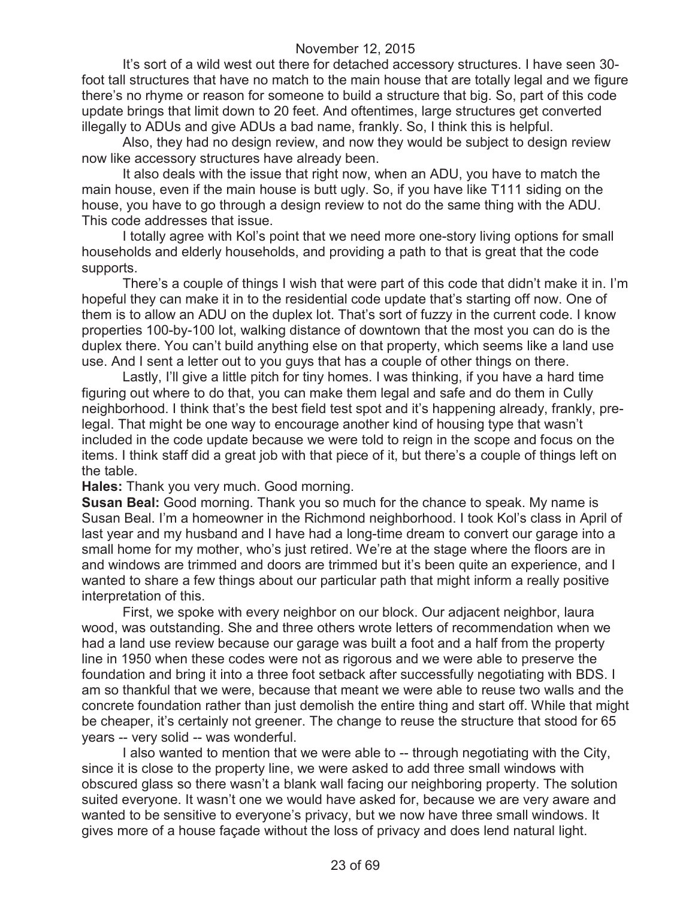It's sort of a wild west out there for detached accessory structures. I have seen 30-foot tall structures that have no match to the main house that are totally legal and we figure there's no rhyme or reason for someone to build a structure that big. So, part of this code update brings that limit down to 20 feet. And oftentimes, large structures get converted illegally to ADUs and give ADUs a bad name, frankly. So, I think this is helpful.

Also, they had no design review, and now they would be subject to design review now like accessory structures have already been.

It also deals with the issue that right now, when an ADU, you have to match the main house, even if the main house is butt ugly. So, if you have like T111 siding on the house, you have to go through a design review to not do the same thing with the ADU. This code addresses that issue.

I totally agree with Kol's point that we need more one-story living options for small households and elderly households, and providing a path to that is great that the code supports.

There's a couple of things I wish that were part of this code that didn't make it in. I'm hopeful they can make it in to the residential code update that's starting off now. One of them is to allow an ADU on the duplex lot. That's sort of fuzzy in the current code. I know properties 100-by-100 lot, walking distance of downtown that the most you can do is the duplex there. You can't build anything else on that property, which seems like a land use use. And I sent a letter out to you guys that has a couple of other things on there.

Lastly, I'll give a little pitch for tiny homes. I was thinking, if you have a hard time figuring out where to do that, you can make them legal and safe and do them in Cully neighborhood. I think that's the best field test spot and it's happening already, frankly, pre-legal. That might be one way to encourage another kind of housing type that wasn't included in the code update because we were told to reign in the scope and focus on the items. I think staff did a great job with that piece of it, but there's a couple of things left on the table.

**Hales:** Thank you very much. Good morning.

**Susan Beal:** Good morning. Thank you so much for the chance to speak. My name is Susan Beal. I'm a homeowner in the Richmond neighborhood. I took Kol's class in April of last year and my husband and I have had a long-time dream to convert our garage into a small home for my mother, who's just retired. We're at the stage where the floors are in and windows are trimmed and doors are trimmed but it's been quite an experience, and I wanted to share a few things about our particular path that might inform a really positive interpretation of this.

First, we spoke with every neighbor on our block. Our adjacent neighbor, laura wood, was outstanding. She and three others wrote letters of recommendation when we had a land use review because our garage was built a foot and a half from the property line in 1950 when these codes were not as rigorous and we were able to preserve the foundation and bring it into a three foot setback after successfully negotiating with BDS. I am so thankful that we were, because that meant we were able to reuse two walls and the concrete foundation rather than just demolish the entire thing and start off. While that might be cheaper, it's certainly not greener. The change to reuse the structure that stood for 65 years -- very solid -- was wonderful.

I also wanted to mention that we were able to -- through negotiating with the City, since it is close to the property line, we were asked to add three small windows with obscured glass so there wasn't a blank wall facing our neighboring property. The solution suited everyone. It wasn't one we would have asked for, because we are very aware and wanted to be sensitive to everyone's privacy, but we now have three small windows. It gives more of a house façade without the loss of privacy and does lend natural light.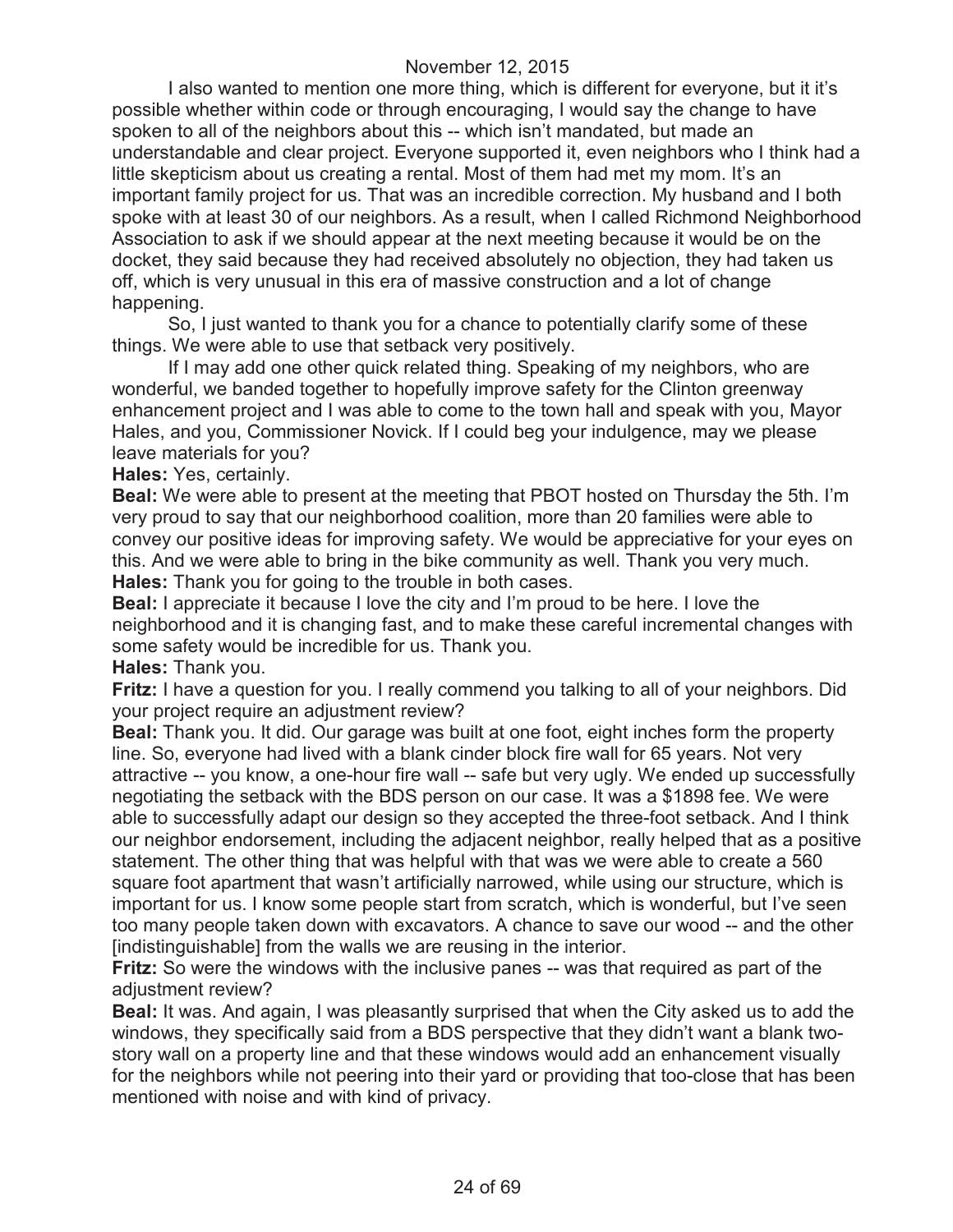I also wanted to mention one more thing, which is different for everyone, but it it's possible whether within code or through encouraging, I would say the change to have spoken to all of the neighbors about this -- which isn't mandated, but made an understandable and clear project. Everyone supported it, even neighbors who I think had a little skepticism about us creating a rental. Most of them had met my mom. It's an important family project for us. That was an incredible correction. My husband and I both spoke with at least 30 of our neighbors. As a result, when I called Richmond Neighborhood Association to ask if we should appear at the next meeting because it would be on the docket, they said because they had received absolutely no objection, they had taken us off, which is very unusual in this era of massive construction and a lot of change happening.

So, I just wanted to thank you for a chance to potentially clarify some of these things. We were able to use that setback very positively.

If I may add one other quick related thing. Speaking of my neighbors, who are wonderful, we banded together to hopefully improve safety for the Clinton greenway enhancement project and I was able to come to the town hall and speak with you, Mayor Hales, and you, Commissioner Novick. If I could beg your indulgence, may we please leave materials for you?

**Hales:** Yes, certainly.

**Beal:** We were able to present at the meeting that PBOT hosted on Thursday the 5th. I'm very proud to say that our neighborhood coalition, more than 20 families were able to convey our positive ideas for improving safety. We would be appreciative for your eyes on this. And we were able to bring in the bike community as well. Thank you very much.

**Hales:** Thank you for going to the trouble in both cases.

**Beal:** I appreciate it because I love the city and I'm proud to be here. I love the neighborhood and it is changing fast, and to make these careful incremental changes with some safety would be incredible for us. Thank you.

**Hales:** Thank you.

**Fritz:** I have a question for you. I really commend you talking to all of your neighbors. Did your project require an adjustment review?

**Beal:** Thank you. It did. Our garage was built at one foot, eight inches form the property line. So, everyone had lived with a blank cinder block fire wall for 65 years. Not very attractive -- you know, a one-hour fire wall -- safe but very ugly. We ended up successfully negotiating the setback with the BDS person on our case. It was a $1898 fee. We were able to successfully adapt our design so they accepted the three-foot setback. And I think our neighbor endorsement, including the adjacent neighbor, really helped that as a positive statement. The other thing that was helpful with that was we were able to create a 560 square foot apartment that wasn't artificially narrowed, while using our structure, which is important for us. I know some people start from scratch, which is wonderful, but I've seen too many people taken down with excavators. A chance to save our wood -- and the other [indistinguishable] from the walls we are reusing in the interior.

**Fritz:** So were the windows with the inclusive panes -- was that required as part of the adjustment review?

**Beal:** It was. And again, I was pleasantly surprised that when the City asked us to add the windows, they specifically said from a BDS perspective that they didn't want a blank two-story wall on a property line and that these windows would add an enhancement visually for the neighbors while not peering into their yard or providing that too-close that has been mentioned with noise and with kind of privacy.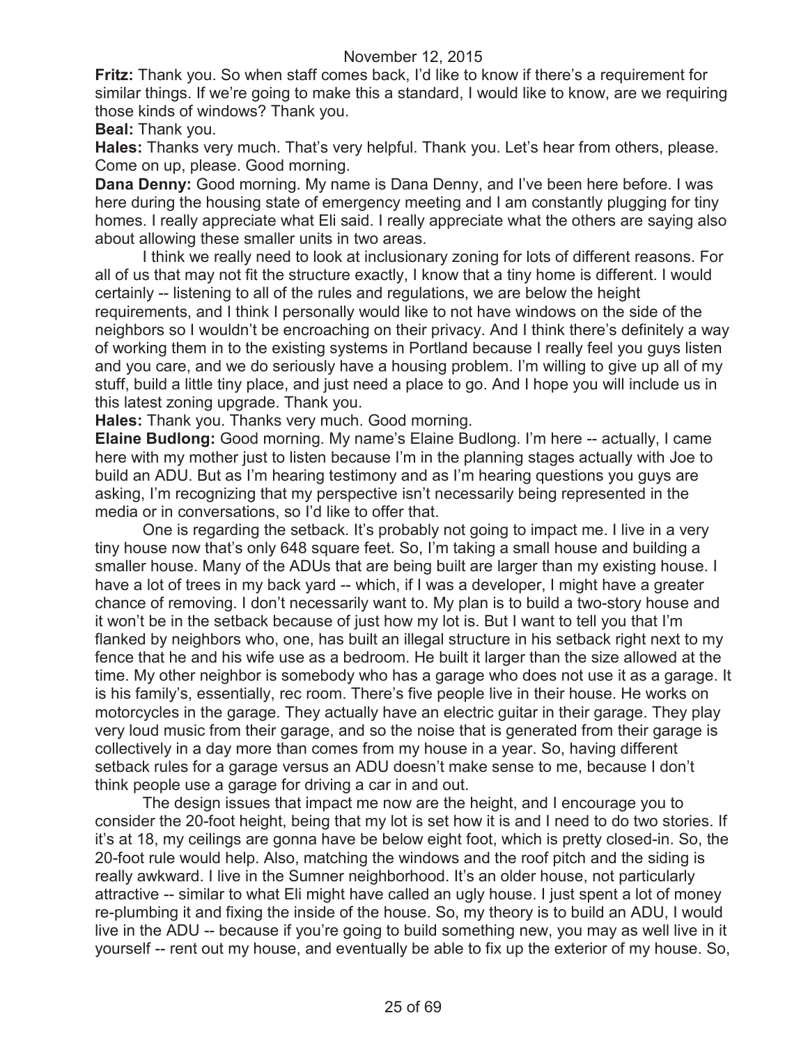**Fritz:** Thank you. So when staff comes back, I'd like to know if there's a requirement for similar things. If we're going to make this a standard, I would like to know, are we requiring those kinds of windows? Thank you.

**Beal:** Thank you.

**Hales:** Thanks very much. That's very helpful. Thank you. Let's hear from others, please. Come on up, please. Good morning.

**Dana Denny:** Good morning. My name is Dana Denny, and I've been here before. I was here during the housing state of emergency meeting and I am constantly plugging for tiny homes. I really appreciate what Eli said. I really appreciate what the others are saying also about allowing these smaller units in two areas.

I think we really need to look at inclusionary zoning for lots of different reasons. For all of us that may not fit the structure exactly, I know that a tiny home is different. I would certainly -- listening to all of the rules and regulations, we are below the height requirements, and I think I personally would like to not have windows on the side of the neighbors so I wouldn't be encroaching on their privacy. And I think there's definitely a way of working them in to the existing systems in Portland because I really feel you guys listen and you care, and we do seriously have a housing problem. I'm willing to give up all of my stuff, build a little tiny place, and just need a place to go. And I hope you will include us in this latest zoning upgrade. Thank you.

**Hales:** Thank you. Thanks very much. Good morning.

**Elaine Budlong:** Good morning. My name's Elaine Budlong. I'm here -- actually, I came here with my mother just to listen because I'm in the planning stages actually with Joe to build an ADU. But as I'm hearing testimony and as I'm hearing questions you guys are asking, I'm recognizing that my perspective isn't necessarily being represented in the media or in conversations, so I'd like to offer that.

One is regarding the setback. It's probably not going to impact me. I live in a very tiny house now that's only 648 square feet. So, I'm taking a small house and building a smaller house. Many of the ADUs that are being built are larger than my existing house. I have a lot of trees in my back yard -- which, if I was a developer, I might have a greater chance of removing. I don't necessarily want to. My plan is to build a two-story house and it won't be in the setback because of just how my lot is. But I want to tell you that I'm flanked by neighbors who, one, has built an illegal structure in his setback right next to my fence that he and his wife use as a bedroom. He built it larger than the size allowed at the time. My other neighbor is somebody who has a garage who does not use it as a garage. It is his family's, essentially, rec room. There's five people live in their house. He works on motorcycles in the garage. They actually have an electric guitar in their garage. They play very loud music from their garage, and so the noise that is generated from their garage is collectively in a day more than comes from my house in a year. So, having different setback rules for a garage versus an ADU doesn't make sense to me, because I don't think people use a garage for driving a car in and out.

The design issues that impact me now are the height, and I encourage you to consider the 20-foot height, being that my lot is set how it is and I need to do two stories. If it's at 18, my ceilings are gonna have be below eight foot, which is pretty closed-in. So, the 20-foot rule would help. Also, matching the windows and the roof pitch and the siding is really awkward. I live in the Sumner neighborhood. It's an older house, not particularly attractive -- similar to what Eli might have called an ugly house. I just spent a lot of money re-plumbing it and fixing the inside of the house. So, my theory is to build an ADU, I would live in the ADU -- because if you're going to build something new, you may as well live in it yourself -- rent out my house, and eventually be able to fix up the exterior of my house. So,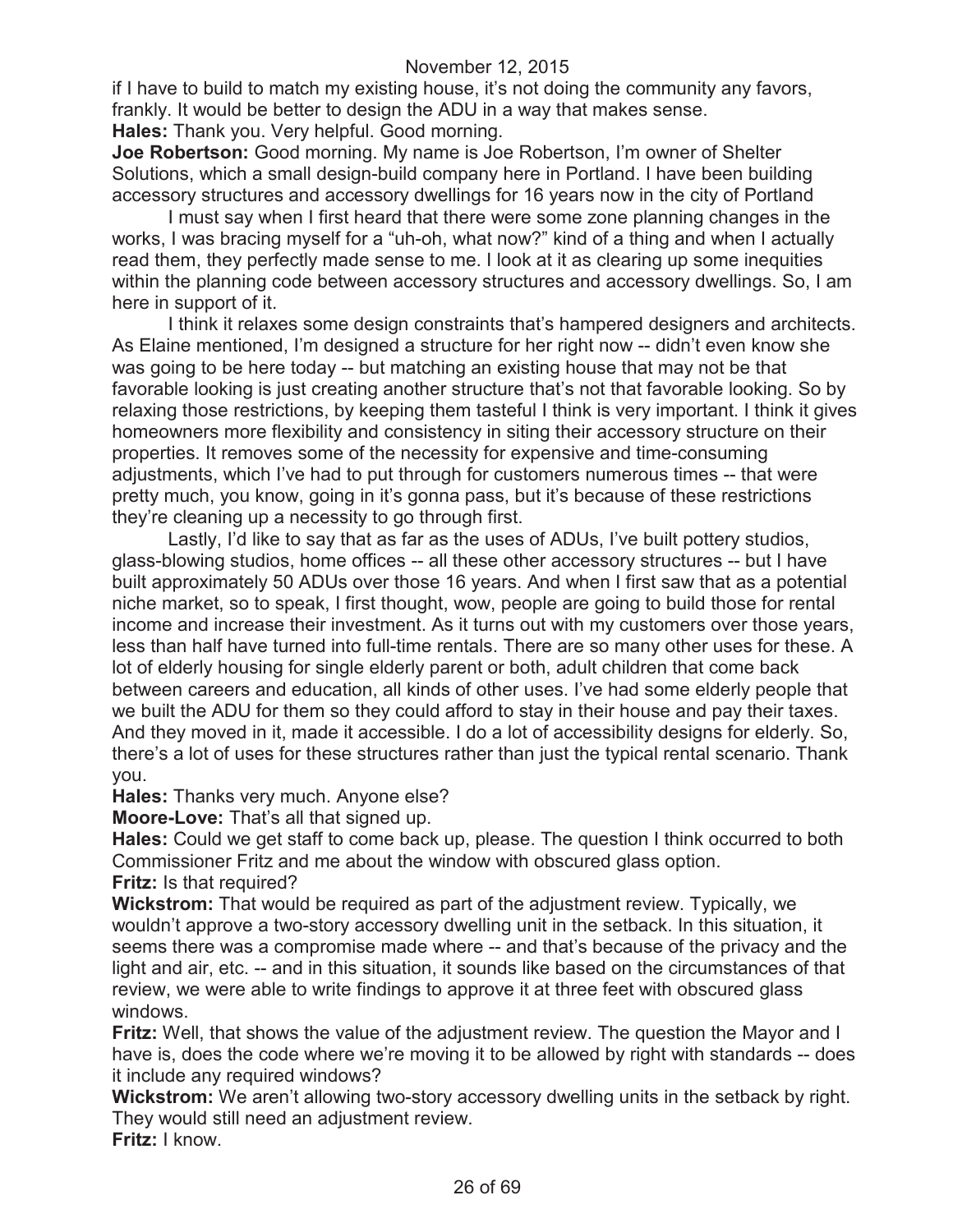if I have to build to match my existing house, it's not doing the community any favors, frankly. It would be better to design the ADU in a way that makes sense.

**Hales:** Thank you. Very helpful. Good morning.

**Joe Robertson:** Good morning. My name is Joe Robertson, I'm owner of Shelter Solutions, which a small design-build company here in Portland. I have been building accessory structures and accessory dwellings for 16 years now in the city of Portland

I must say when I first heard that there were some zone planning changes in the works, I was bracing myself for a "uh-oh, what now?" kind of a thing and when I actually read them, they perfectly made sense to me. I look at it as clearing up some inequities within the planning code between accessory structures and accessory dwellings. So, I am here in support of it.

I think it relaxes some design constraints that's hampered designers and architects. As Elaine mentioned, I'm designed a structure for her right now -- didn't even know she was going to be here today -- but matching an existing house that may not be that favorable looking is just creating another structure that's not that favorable looking. So by relaxing those restrictions, by keeping them tasteful I think is very important. I think it gives homeowners more flexibility and consistency in siting their accessory structure on their properties. It removes some of the necessity for expensive and time-consuming adjustments, which I've had to put through for customers numerous times -- that were pretty much, you know, going in it's gonna pass, but it's because of these restrictions they're cleaning up a necessity to go through first.

Lastly, I'd like to say that as far as the uses of ADUs, I've built pottery studios, glass-blowing studios, home offices -- all these other accessory structures -- but I have built approximately 50 ADUs over those 16 years. And when I first saw that as a potential niche market, so to speak, I first thought, wow, people are going to build those for rental income and increase their investment. As it turns out with my customers over those years, less than half have turned into full-time rentals. There are so many other uses for these. A lot of elderly housing for single elderly parent or both, adult children that come back between careers and education, all kinds of other uses. I've had some elderly people that we built the ADU for them so they could afford to stay in their house and pay their taxes. And they moved in it, made it accessible. I do a lot of accessibility designs for elderly. So, there's a lot of uses for these structures rather than just the typical rental scenario. Thank you.

**Hales:** Thanks very much. Anyone else?

**Moore-Love:** That's all that signed up.

**Hales:** Could we get staff to come back up, please. The question I think occurred to both Commissioner Fritz and me about the window with obscured glass option.

**Fritz:** Is that required?

**Wickstrom:** That would be required as part of the adjustment review. Typically, we wouldn't approve a two-story accessory dwelling unit in the setback. In this situation, it seems there was a compromise made where -- and that's because of the privacy and the light and air, etc. -- and in this situation, it sounds like based on the circumstances of that review, we were able to write findings to approve it at three feet with obscured glass windows.

**Fritz:** Well, that shows the value of the adjustment review. The question the Mayor and I have is, does the code where we're moving it to be allowed by right with standards -- does it include any required windows?

**Wickstrom:** We aren't allowing two-story accessory dwelling units in the setback by right. They would still need an adjustment review.

**Fritz:** I know.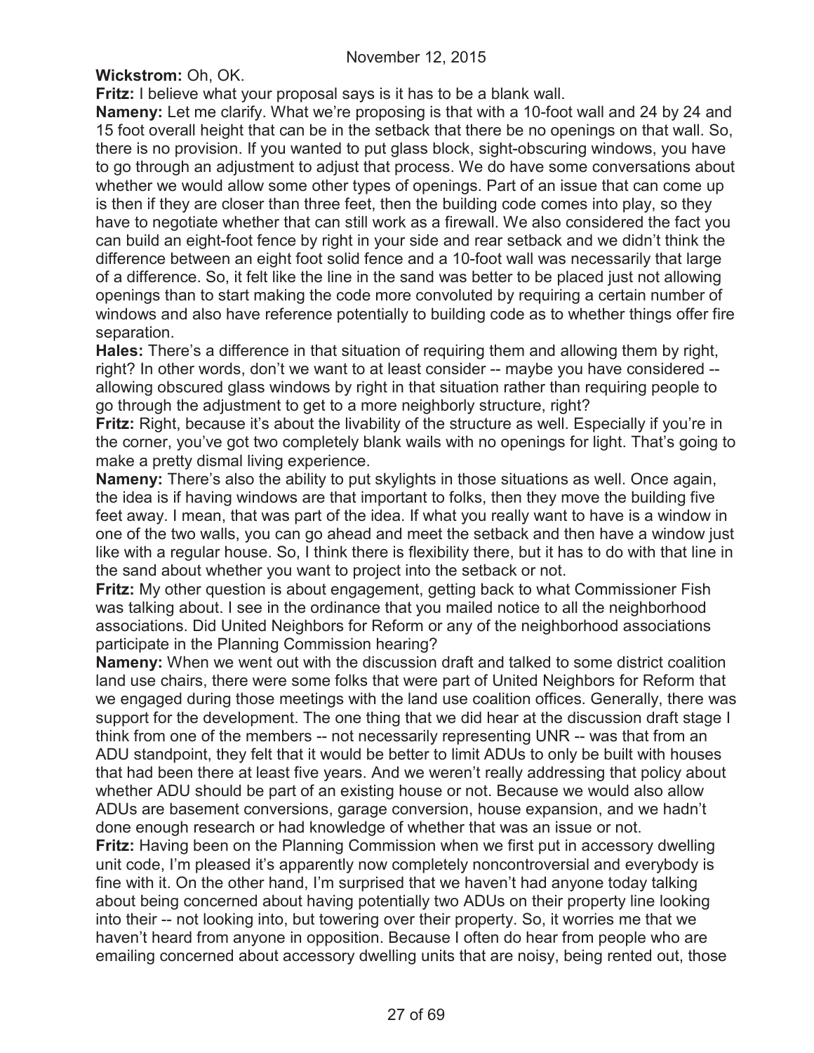**Wickstrom:** Oh, OK.

**Fritz:** I believe what your proposal says is it has to be a blank wall.

**Nameny:** Let me clarify. What we're proposing is that with a 10-foot wall and 24 by 24 and 15 foot overall height that can be in the setback that there be no openings on that wall. So, there is no provision. If you wanted to put glass block, sight-obscuring windows, you have to go through an adjustment to adjust that process. We do have some conversations about whether we would allow some other types of openings. Part of an issue that can come up is then if they are closer than three feet, then the building code comes into play, so they have to negotiate whether that can still work as a firewall. We also considered the fact you can build an eight-foot fence by right in your side and rear setback and we didn't think the difference between an eight foot solid fence and a 10-foot wall was necessarily that large of a difference. So, it felt like the line in the sand was better to be placed just not allowing openings than to start making the code more convoluted by requiring a certain number of windows and also have reference potentially to building code as to whether things offer fire separation.

**Hales:** There's a difference in that situation of requiring them and allowing them by right, right? In other words, don't we want to at least consider -- maybe you have considered -- allowing obscured glass windows by right in that situation rather than requiring people to go through the adjustment to get to a more neighborly structure, right?

**Fritz:** Right, because it's about the livability of the structure as well. Especially if you're in the corner, you've got two completely blank wails with no openings for light. That's going to make a pretty dismal living experience.

**Nameny:** There's also the ability to put skylights in those situations as well. Once again, the idea is if having windows are that important to folks, then they move the building five feet away. I mean, that was part of the idea. If what you really want to have is a window in one of the two walls, you can go ahead and meet the setback and then have a window just like with a regular house. So, I think there is flexibility there, but it has to do with that line in the sand about whether you want to project into the setback or not.

**Fritz:** My other question is about engagement, getting back to what Commissioner Fish was talking about. I see in the ordinance that you mailed notice to all the neighborhood associations. Did United Neighbors for Reform or any of the neighborhood associations participate in the Planning Commission hearing?

**Nameny:** When we went out with the discussion draft and talked to some district coalition land use chairs, there were some folks that were part of United Neighbors for Reform that we engaged during those meetings with the land use coalition offices. Generally, there was support for the development. The one thing that we did hear at the discussion draft stage I think from one of the members -- not necessarily representing UNR -- was that from an ADU standpoint, they felt that it would be better to limit ADUs to only be built with houses that had been there at least five years. And we weren't really addressing that policy about whether ADU should be part of an existing house or not. Because we would also allow ADUs are basement conversions, garage conversion, house expansion, and we hadn't done enough research or had knowledge of whether that was an issue or not.

**Fritz:** Having been on the Planning Commission when we first put in accessory dwelling unit code, I'm pleased it's apparently now completely noncontroversial and everybody is fine with it. On the other hand, I'm surprised that we haven't had anyone today talking about being concerned about having potentially two ADUs on their property line looking into their -- not looking into, but towering over their property. So, it worries me that we haven't heard from anyone in opposition. Because I often do hear from people who are emailing concerned about accessory dwelling units that are noisy, being rented out, those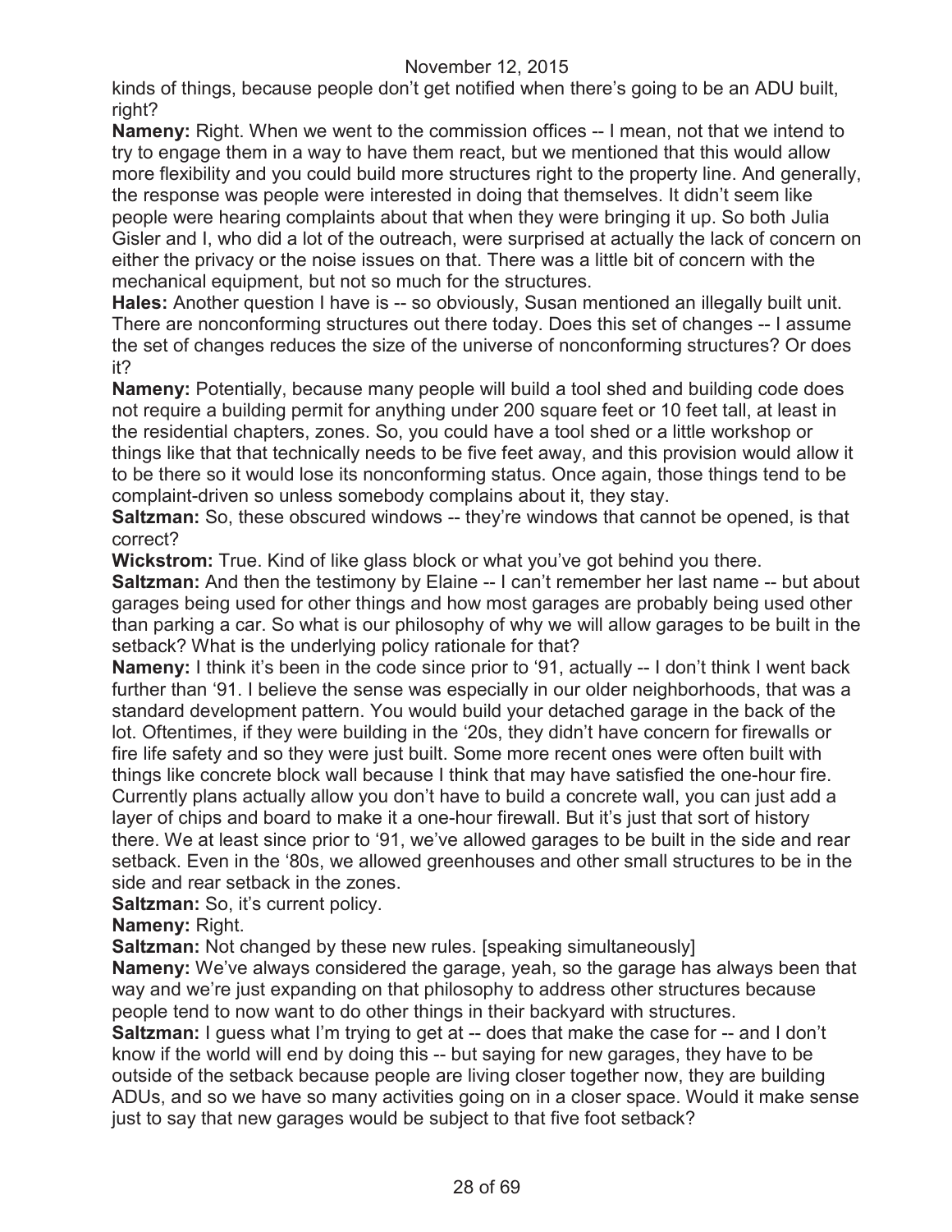kinds of things, because people don't get notified when there's going to be an ADU built, right?

**Nameny:** Right. When we went to the commission offices -- I mean, not that we intend to try to engage them in a way to have them react, but we mentioned that this would allow more flexibility and you could build more structures right to the property line. And generally, the response was people were interested in doing that themselves. It didn't seem like people were hearing complaints about that when they were bringing it up. So both Julia Gisler and I, who did a lot of the outreach, were surprised at actually the lack of concern on either the privacy or the noise issues on that. There was a little bit of concern with the mechanical equipment, but not so much for the structures.

**Hales:** Another question I have is -- so obviously, Susan mentioned an illegally built unit. There are nonconforming structures out there today. Does this set of changes -- I assume the set of changes reduces the size of the universe of nonconforming structures? Or does it?

**Nameny:** Potentially, because many people will build a tool shed and building code does not require a building permit for anything under 200 square feet or 10 feet tall, at least in the residential chapters, zones. So, you could have a tool shed or a little workshop or things like that that technically needs to be five feet away, and this provision would allow it to be there so it would lose its nonconforming status. Once again, those things tend to be complaint-driven so unless somebody complains about it, they stay.

**Saltzman:** So, these obscured windows -- they're windows that cannot be opened, is that correct?

**Wickstrom:** True. Kind of like glass block or what you've got behind you there.

**Saltzman:** And then the testimony by Elaine -- I can't remember her last name -- but about garages being used for other things and how most garages are probably being used other than parking a car. So what is our philosophy of why we will allow garages to be built in the setback? What is the underlying policy rationale for that?

**Nameny:** I think it's been in the code since prior to '91, actually -- I don't think I went back further than '91. I believe the sense was especially in our older neighborhoods, that was a standard development pattern. You would build your detached garage in the back of the lot. Oftentimes, if they were building in the '20s, they didn't have concern for firewalls or fire life safety and so they were just built. Some more recent ones were often built with things like concrete block wall because I think that may have satisfied the one-hour fire. Currently plans actually allow you don't have to build a concrete wall, you can just add a layer of chips and board to make it a one-hour firewall. But it's just that sort of history there. We at least since prior to '91, we've allowed garages to be built in the side and rear setback. Even in the '80s, we allowed greenhouses and other small structures to be in the side and rear setback in the zones.

**Saltzman:** So, it's current policy.

**Nameny:** Right.

**Saltzman:** Not changed by these new rules. [speaking simultaneously]

**Nameny:** We've always considered the garage, yeah, so the garage has always been that way and we're just expanding on that philosophy to address other structures because people tend to now want to do other things in their backyard with structures.

**Saltzman:** I guess what I'm trying to get at -- does that make the case for -- and I don't know if the world will end by doing this -- but saying for new garages, they have to be outside of the setback because people are living closer together now, they are building ADUs, and so we have so many activities going on in a closer space. Would it make sense just to say that new garages would be subject to that five foot setback?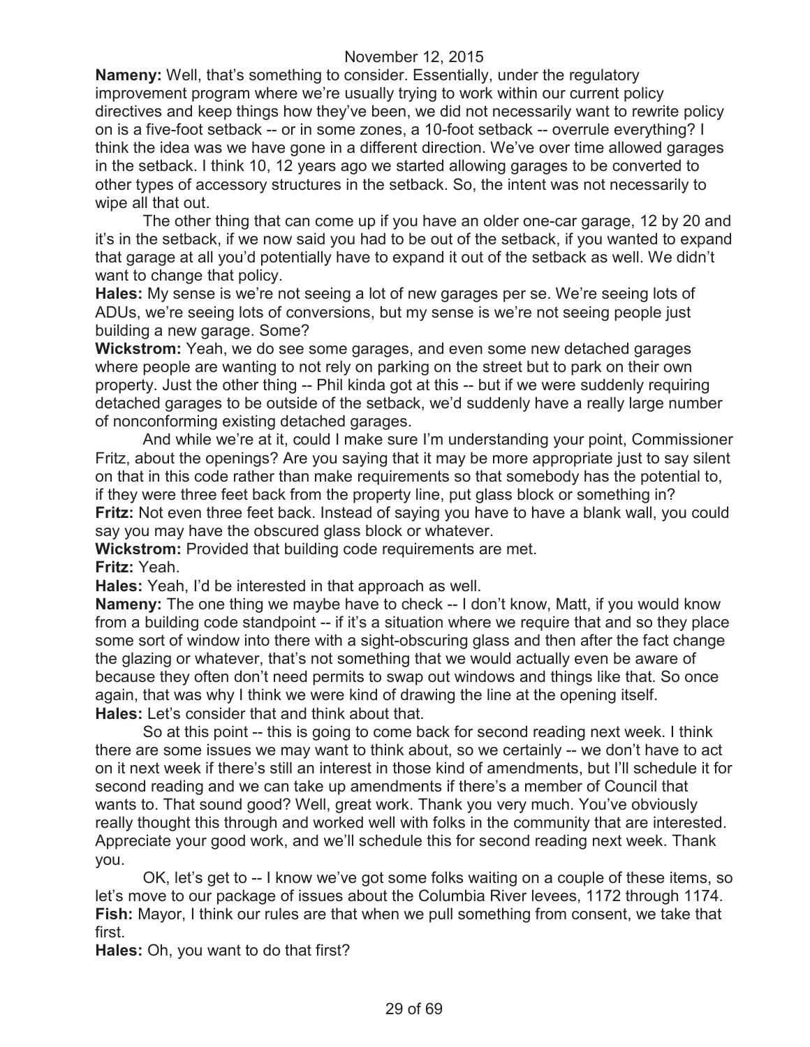**Nameny:** Well, that's something to consider. Essentially, under the regulatory improvement program where we're usually trying to work within our current policy directives and keep things how they've been, we did not necessarily want to rewrite policy on is a five-foot setback -- or in some zones, a 10-foot setback -- overrule everything? I think the idea was we have gone in a different direction. We've over time allowed garages in the setback. I think 10, 12 years ago we started allowing garages to be converted to other types of accessory structures in the setback. So, the intent was not necessarily to wipe all that out.

The other thing that can come up if you have an older one-car garage, 12 by 20 and it's in the setback, if we now said you had to be out of the setback, if you wanted to expand that garage at all you'd potentially have to expand it out of the setback as well. We didn't want to change that policy.

**Hales:** My sense is we're not seeing a lot of new garages per se. We're seeing lots of ADUs, we're seeing lots of conversions, but my sense is we're not seeing people just building a new garage. Some?

**Wickstrom:** Yeah, we do see some garages, and even some new detached garages where people are wanting to not rely on parking on the street but to park on their own property. Just the other thing -- Phil kinda got at this -- but if we were suddenly requiring detached garages to be outside of the setback, we'd suddenly have a really large number of nonconforming existing detached garages.

And while we're at it, could I make sure I'm understanding your point, Commissioner Fritz, about the openings? Are you saying that it may be more appropriate just to say silent on that in this code rather than make requirements so that somebody has the potential to, if they were three feet back from the property line, put glass block or something in?

**Fritz:** Not even three feet back. Instead of saying you have to have a blank wall, you could say you may have the obscured glass block or whatever.

**Wickstrom:** Provided that building code requirements are met.

**Fritz:** Yeah.

**Hales:** Yeah, I'd be interested in that approach as well.

**Nameny:** The one thing we maybe have to check -- I don't know, Matt, if you would know from a building code standpoint -- if it's a situation where we require that and so they place some sort of window into there with a sight-obscuring glass and then after the fact change the glazing or whatever, that's not something that we would actually even be aware of because they often don't need permits to swap out windows and things like that. So once again, that was why I think we were kind of drawing the line at the opening itself.

**Hales:** Let's consider that and think about that.

So at this point -- this is going to come back for second reading next week. I think there are some issues we may want to think about, so we certainly -- we don't have to act on it next week if there's still an interest in those kind of amendments, but I'll schedule it for second reading and we can take up amendments if there's a member of Council that wants to. That sound good? Well, great work. Thank you very much. You've obviously really thought this through and worked well with folks in the community that are interested. Appreciate your good work, and we'll schedule this for second reading next week. Thank you.

OK, let's get to -- I know we've got some folks waiting on a couple of these items, so let's move to our package of issues about the Columbia River levees, 1172 through 1174.

**Fish:** Mayor, I think our rules are that when we pull something from consent, we take that first.

**Hales:** Oh, you want to do that first?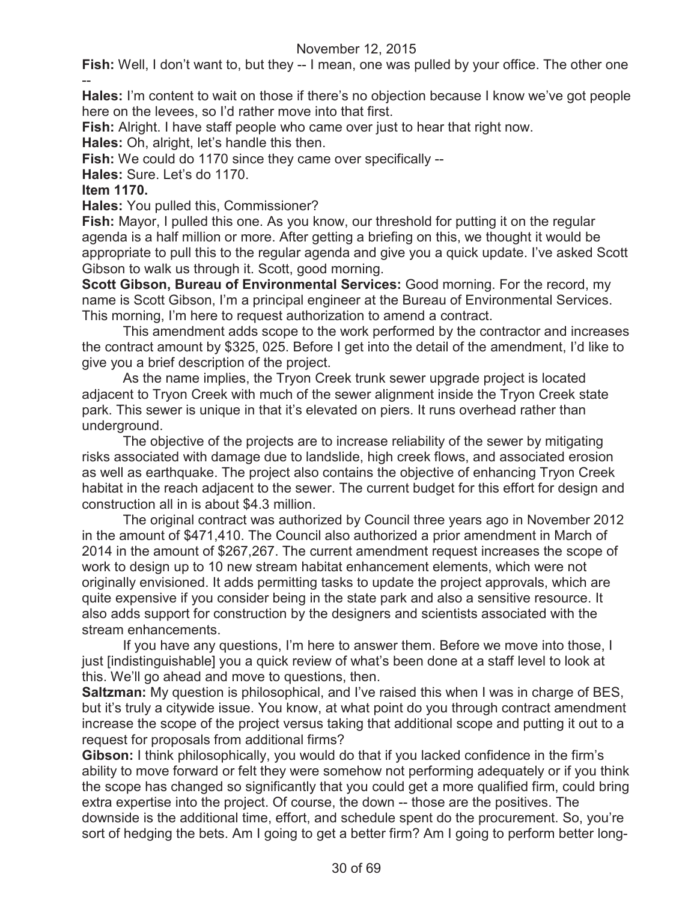**Fish:** Well, I don't want to, but they -- I mean, one was pulled by your office. The other one --

**Hales:** I'm content to wait on those if there's no objection because I know we've got people here on the levees, so I'd rather move into that first.

**Fish:** Alright. I have staff people who came over just to hear that right now.

**Hales:** Oh, alright, let's handle this then.

**Fish:** We could do 1170 since they came over specifically --

**Hales:** Sure. Let's do 1170.

**Item 1170.**

**Hales:** You pulled this, Commissioner?

**Fish:** Mayor, I pulled this one. As you know, our threshold for putting it on the regular agenda is a half million or more. After getting a briefing on this, we thought it would be appropriate to pull this to the regular agenda and give you a quick update. I've asked Scott Gibson to walk us through it. Scott, good morning.

**Scott Gibson, Bureau of Environmental Services:** Good morning. For the record, my name is Scott Gibson, I'm a principal engineer at the Bureau of Environmental Services. This morning, I'm here to request authorization to amend a contract.

This amendment adds scope to the work performed by the contractor and increases the contract amount by $325, 025. Before I get into the detail of the amendment, I'd like to give you a brief description of the project.

As the name implies, the Tryon Creek trunk sewer upgrade project is located adjacent to Tryon Creek with much of the sewer alignment inside the Tryon Creek state park. This sewer is unique in that it's elevated on piers. It runs overhead rather than underground.

The objective of the projects are to increase reliability of the sewer by mitigating risks associated with damage due to landslide, high creek flows, and associated erosion as well as earthquake. The project also contains the objective of enhancing Tryon Creek habitat in the reach adjacent to the sewer. The current budget for this effort for design and construction all in is about $4.3 million.

The original contract was authorized by Council three years ago in November 2012 in the amount of $471,410. The Council also authorized a prior amendment in March of 2014 in the amount of $267,267. The current amendment request increases the scope of work to design up to 10 new stream habitat enhancement elements, which were not originally envisioned. It adds permitting tasks to update the project approvals, which are quite expensive if you consider being in the state park and also a sensitive resource. It also adds support for construction by the designers and scientists associated with the stream enhancements.

If you have any questions, I'm here to answer them. Before we move into those, I just [indistinguishable] you a quick review of what's been done at a staff level to look at this. We'll go ahead and move to questions, then.

**Saltzman:** My question is philosophical, and I've raised this when I was in charge of BES, but it's truly a citywide issue. You know, at what point do you through contract amendment increase the scope of the project versus taking that additional scope and putting it out to a request for proposals from additional firms?

**Gibson:** I think philosophically, you would do that if you lacked confidence in the firm's ability to move forward or felt they were somehow not performing adequately or if you think the scope has changed so significantly that you could get a more qualified firm, could bring extra expertise into the project. Of course, the down -- those are the positives. The downside is the additional time, effort, and schedule spent do the procurement. So, you're sort of hedging the bets. Am I going to get a better firm? Am I going to perform better long-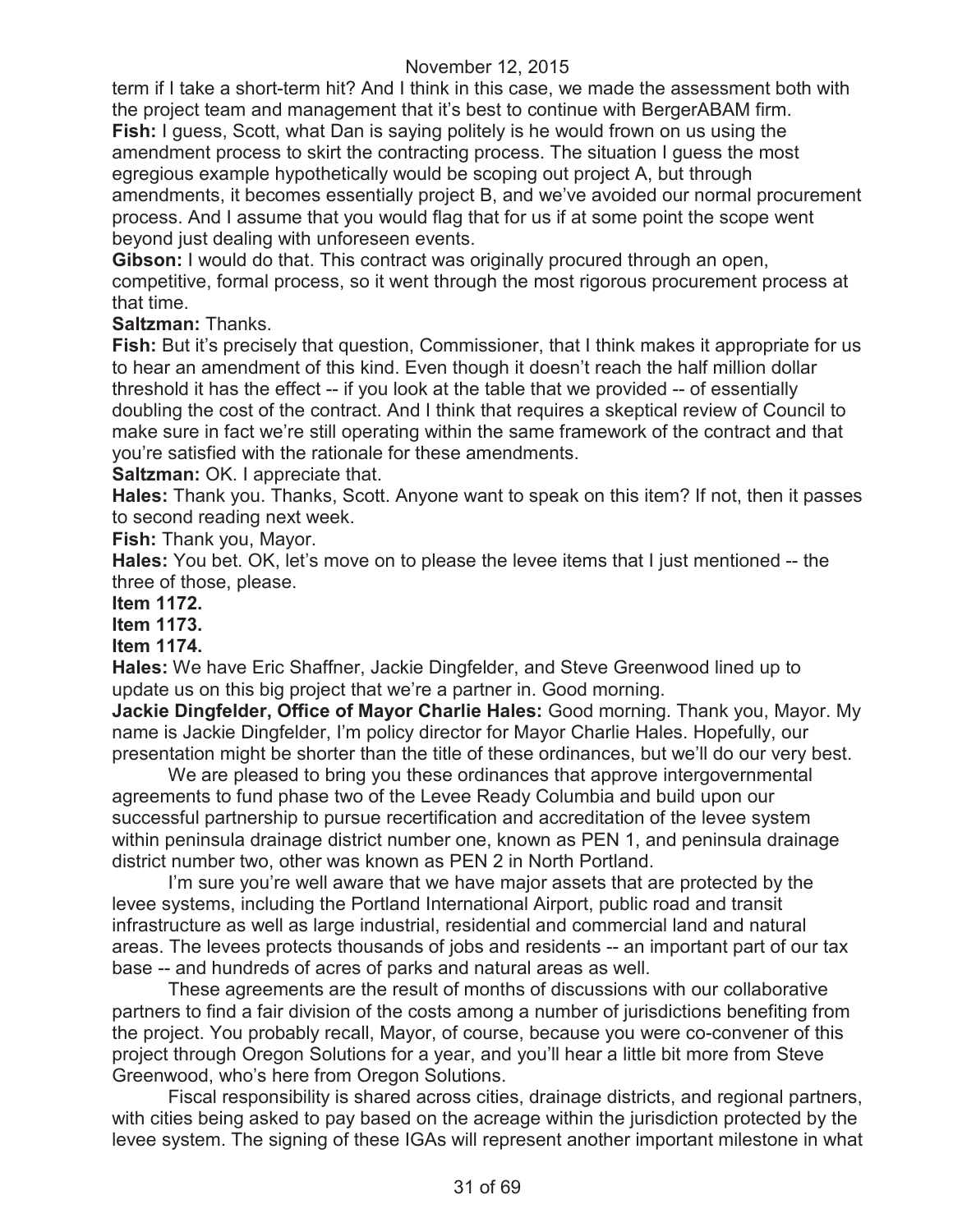term if I take a short-term hit? And I think in this case, we made the assessment both with the project team and management that it's best to continue with BergerABAM firm.

**Fish:** I guess, Scott, what Dan is saying politely is he would frown on us using the amendment process to skirt the contracting process. The situation I guess the most egregious example hypothetically would be scoping out project A, but through amendments, it becomes essentially project B, and we've avoided our normal procurement process. And I assume that you would flag that for us if at some point the scope went beyond just dealing with unforeseen events.

**Gibson:** I would do that. This contract was originally procured through an open, competitive, formal process, so it went through the most rigorous procurement process at that time.

**Saltzman:** Thanks.

**Fish:** But it's precisely that question, Commissioner, that I think makes it appropriate for us to hear an amendment of this kind. Even though it doesn't reach the half million dollar threshold it has the effect -- if you look at the table that we provided -- of essentially doubling the cost of the contract. And I think that requires a skeptical review of Council to make sure in fact we're still operating within the same framework of the contract and that you're satisfied with the rationale for these amendments.

**Saltzman:** OK. I appreciate that.

**Hales:** Thank you. Thanks, Scott. Anyone want to speak on this item? If not, then it passes to second reading next week.

**Fish:** Thank you, Mayor.

**Hales:** You bet. OK, let's move on to please the levee items that I just mentioned -- the three of those, please.

**Item 1172.**

**Item 1173.**

**Item 1174.**

**Hales:** We have Eric Shaffner, Jackie Dingfelder, and Steve Greenwood lined up to update us on this big project that we're a partner in. Good morning.

**Jackie Dingfelder, Office of Mayor Charlie Hales:** Good morning. Thank you, Mayor. My name is Jackie Dingfelder, I'm policy director for Mayor Charlie Hales. Hopefully, our presentation might be shorter than the title of these ordinances, but we'll do our very best.

We are pleased to bring you these ordinances that approve intergovernmental agreements to fund phase two of the Levee Ready Columbia and build upon our successful partnership to pursue recertification and accreditation of the levee system within peninsula drainage district number one, known as PEN 1, and peninsula drainage district number two, other was known as PEN 2 in North Portland.

I'm sure you're well aware that we have major assets that are protected by the levee systems, including the Portland International Airport, public road and transit infrastructure as well as large industrial, residential and commercial land and natural areas. The levees protects thousands of jobs and residents -- an important part of our tax base -- and hundreds of acres of parks and natural areas as well.

These agreements are the result of months of discussions with our collaborative partners to find a fair division of the costs among a number of jurisdictions benefiting from the project. You probably recall, Mayor, of course, because you were co-convener of this project through Oregon Solutions for a year, and you'll hear a little bit more from Steve Greenwood, who's here from Oregon Solutions.

Fiscal responsibility is shared across cities, drainage districts, and regional partners, with cities being asked to pay based on the acreage within the jurisdiction protected by the levee system. The signing of these IGAs will represent another important milestone in what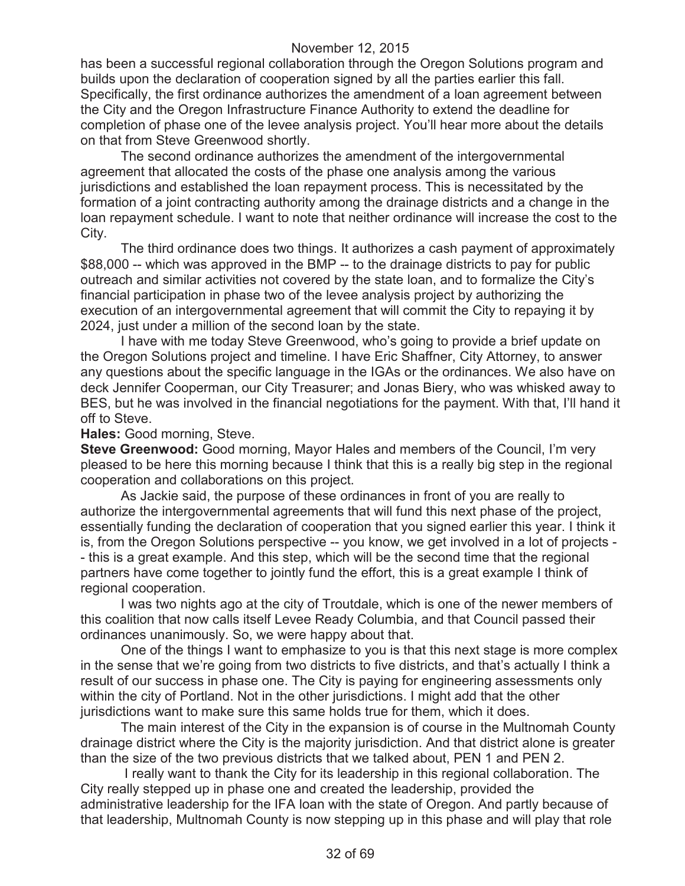has been a successful regional collaboration through the Oregon Solutions program and builds upon the declaration of cooperation signed by all the parties earlier this fall. Specifically, the first ordinance authorizes the amendment of a loan agreement between the City and the Oregon Infrastructure Finance Authority to extend the deadline for completion of phase one of the levee analysis project. You'll hear more about the details on that from Steve Greenwood shortly.

The second ordinance authorizes the amendment of the intergovernmental agreement that allocated the costs of the phase one analysis among the various jurisdictions and established the loan repayment process. This is necessitated by the formation of a joint contracting authority among the drainage districts and a change in the loan repayment schedule. I want to note that neither ordinance will increase the cost to the City.

The third ordinance does two things. It authorizes a cash payment of approximately $88,000 -- which was approved in the BMP -- to the drainage districts to pay for public outreach and similar activities not covered by the state loan, and to formalize the City's financial participation in phase two of the levee analysis project by authorizing the execution of an intergovernmental agreement that will commit the City to repaying it by 2024, just under a million of the second loan by the state.

I have with me today Steve Greenwood, who's going to provide a brief update on the Oregon Solutions project and timeline. I have Eric Shaffner, City Attorney, to answer any questions about the specific language in the IGAs or the ordinances. We also have on deck Jennifer Cooperman, our City Treasurer; and Jonas Biery, who was whisked away to BES, but he was involved in the financial negotiations for the payment. With that, I'll hand it off to Steve.

**Hales:** Good morning, Steve.

**Steve Greenwood:** Good morning, Mayor Hales and members of the Council, I'm very pleased to be here this morning because I think that this is a really big step in the regional cooperation and collaborations on this project.

As Jackie said, the purpose of these ordinances in front of you are really to authorize the intergovernmental agreements that will fund this next phase of the project, essentially funding the declaration of cooperation that you signed earlier this year. I think it is, from the Oregon Solutions perspective -- you know, we get involved in a lot of projects -- this is a great example. And this step, which will be the second time that the regional partners have come together to jointly fund the effort, this is a great example I think of regional cooperation.

I was two nights ago at the city of Troutdale, which is one of the newer members of this coalition that now calls itself Levee Ready Columbia, and that Council passed their ordinances unanimously. So, we were happy about that.

One of the things I want to emphasize to you is that this next stage is more complex in the sense that we're going from two districts to five districts, and that's actually I think a result of our success in phase one. The City is paying for engineering assessments only within the city of Portland. Not in the other jurisdictions. I might add that the other jurisdictions want to make sure this same holds true for them, which it does.

The main interest of the City in the expansion is of course in the Multnomah County drainage district where the City is the majority jurisdiction. And that district alone is greater than the size of the two previous districts that we talked about, PEN 1 and PEN 2.

I really want to thank the City for its leadership in this regional collaboration. The City really stepped up in phase one and created the leadership, provided the administrative leadership for the IFA loan with the state of Oregon. And partly because of that leadership, Multnomah County is now stepping up in this phase and will play that role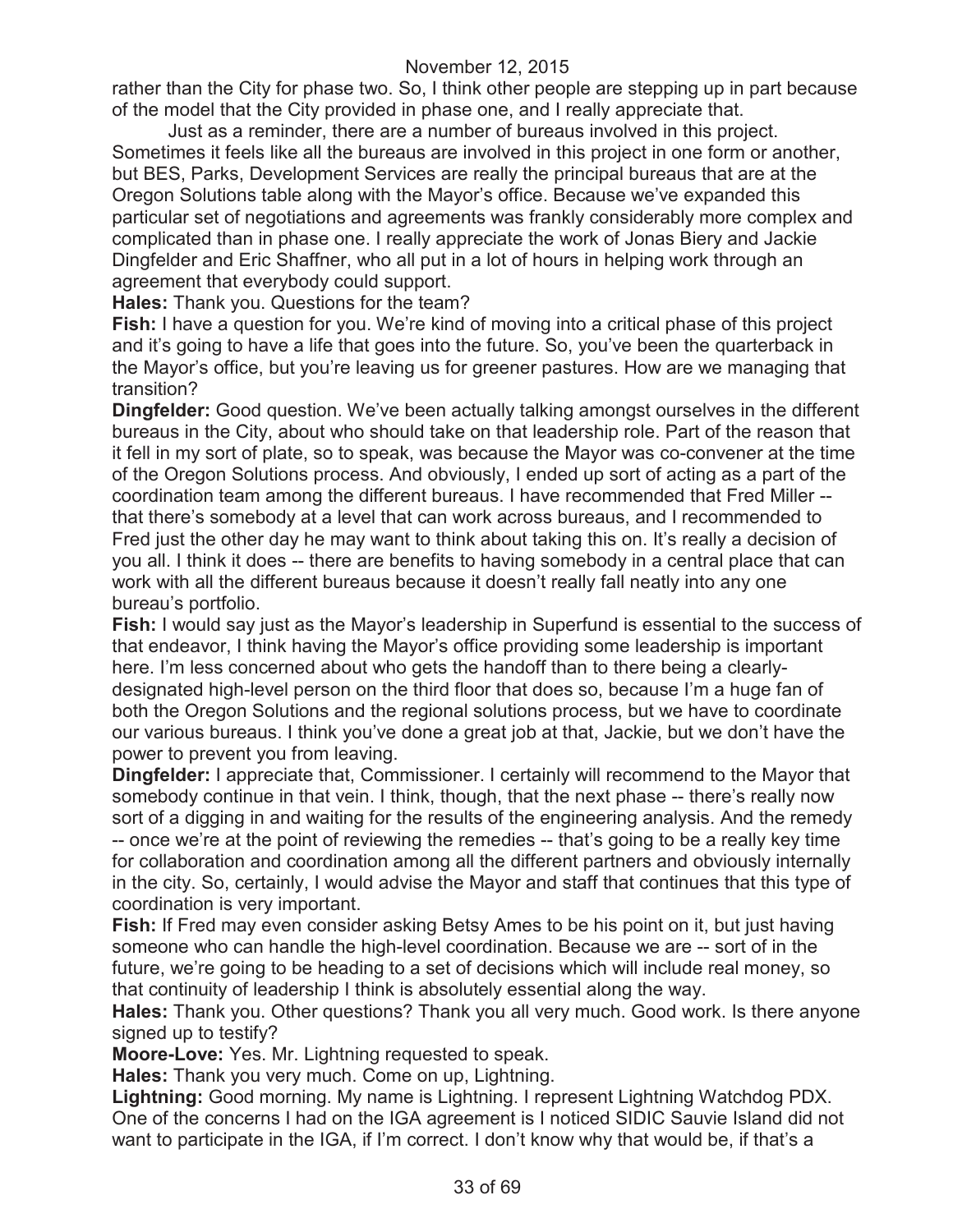rather than the City for phase two. So, I think other people are stepping up in part because of the model that the City provided in phase one, and I really appreciate that.

Just as a reminder, there are a number of bureaus involved in this project. Sometimes it feels like all the bureaus are involved in this project in one form or another, but BES, Parks, Development Services are really the principal bureaus that are at the Oregon Solutions table along with the Mayor's office. Because we've expanded this particular set of negotiations and agreements was frankly considerably more complex and complicated than in phase one. I really appreciate the work of Jonas Biery and Jackie Dingfelder and Eric Shaffner, who all put in a lot of hours in helping work through an agreement that everybody could support.

**Hales:** Thank you. Questions for the team?

**Fish:** I have a question for you. We're kind of moving into a critical phase of this project and it's going to have a life that goes into the future. So, you've been the quarterback in the Mayor's office, but you're leaving us for greener pastures. How are we managing that transition?

**Dingfelder:** Good question. We've been actually talking amongst ourselves in the different bureaus in the City, about who should take on that leadership role. Part of the reason that it fell in my sort of plate, so to speak, was because the Mayor was co-convener at the time of the Oregon Solutions process. And obviously, I ended up sort of acting as a part of the coordination team among the different bureaus. I have recommended that Fred Miller -- that there's somebody at a level that can work across bureaus, and I recommended to Fred just the other day he may want to think about taking this on. It's really a decision of you all. I think it does -- there are benefits to having somebody in a central place that can work with all the different bureaus because it doesn't really fall neatly into any one bureau's portfolio.

**Fish:** I would say just as the Mayor's leadership in Superfund is essential to the success of that endeavor, I think having the Mayor's office providing some leadership is important here. I'm less concerned about who gets the handoff than to there being a clearly-designated high-level person on the third floor that does so, because I'm a huge fan of both the Oregon Solutions and the regional solutions process, but we have to coordinate our various bureaus. I think you've done a great job at that, Jackie, but we don't have the power to prevent you from leaving.

**Dingfelder:** I appreciate that, Commissioner. I certainly will recommend to the Mayor that somebody continue in that vein. I think, though, that the next phase -- there's really now sort of a digging in and waiting for the results of the engineering analysis. And the remedy -- once we're at the point of reviewing the remedies -- that's going to be a really key time for collaboration and coordination among all the different partners and obviously internally in the city. So, certainly, I would advise the Mayor and staff that continues that this type of coordination is very important.

**Fish:** If Fred may even consider asking Betsy Ames to be his point on it, but just having someone who can handle the high-level coordination. Because we are -- sort of in the future, we're going to be heading to a set of decisions which will include real money, so that continuity of leadership I think is absolutely essential along the way.

**Hales:** Thank you. Other questions? Thank you all very much. Good work. Is there anyone signed up to testify?

**Moore-Love:** Yes. Mr. Lightning requested to speak.

**Hales:** Thank you very much. Come on up, Lightning.

**Lightning:** Good morning. My name is Lightning. I represent Lightning Watchdog PDX. One of the concerns I had on the IGA agreement is I noticed SIDIC Sauvie Island did not want to participate in the IGA, if I'm correct. I don't know why that would be, if that's a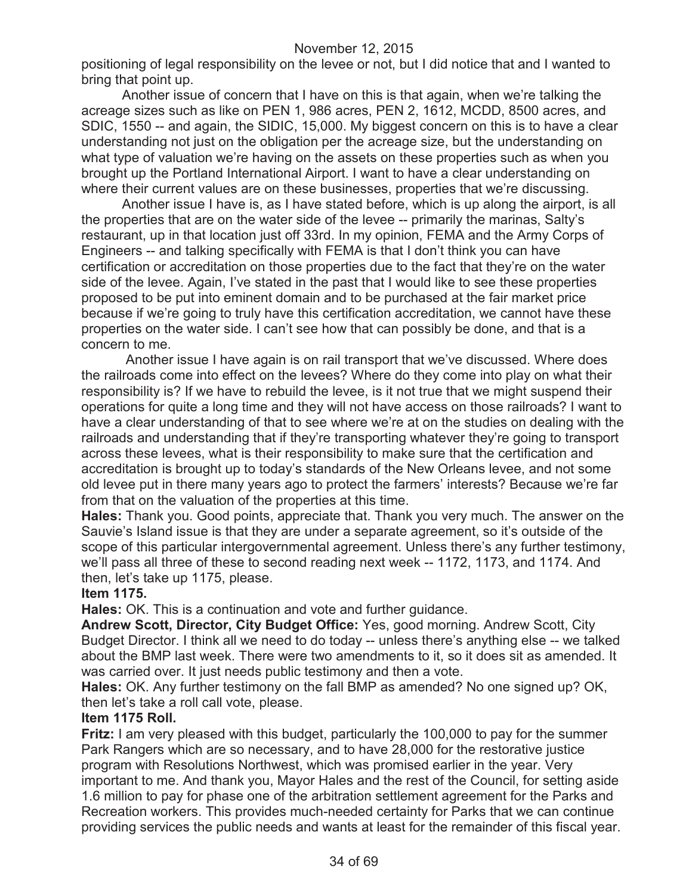positioning of legal responsibility on the levee or not, but I did notice that and I wanted to bring that point up.

Another issue of concern that I have on this is that again, when we're talking the acreage sizes such as like on PEN 1, 986 acres, PEN 2, 1612, MCDD, 8500 acres, and SDIC, 1550 -- and again, the SIDIC, 15,000. My biggest concern on this is to have a clear understanding not just on the obligation per the acreage size, but the understanding on what type of valuation we're having on the assets on these properties such as when you brought up the Portland International Airport. I want to have a clear understanding on where their current values are on these businesses, properties that we're discussing.

Another issue I have is, as I have stated before, which is up along the airport, is all the properties that are on the water side of the levee -- primarily the marinas, Salty's restaurant, up in that location just off 33rd. In my opinion, FEMA and the Army Corps of Engineers -- and talking specifically with FEMA is that I don't think you can have certification or accreditation on those properties due to the fact that they're on the water side of the levee. Again, I've stated in the past that I would like to see these properties proposed to be put into eminent domain and to be purchased at the fair market price because if we're going to truly have this certification accreditation, we cannot have these properties on the water side. I can't see how that can possibly be done, and that is a concern to me.

Another issue I have again is on rail transport that we've discussed. Where does the railroads come into effect on the levees? Where do they come into play on what their responsibility is? If we have to rebuild the levee, is it not true that we might suspend their operations for quite a long time and they will not have access on those railroads? I want to have a clear understanding of that to see where we're at on the studies on dealing with the railroads and understanding that if they're transporting whatever they're going to transport across these levees, what is their responsibility to make sure that the certification and accreditation is brought up to today's standards of the New Orleans levee, and not some old levee put in there many years ago to protect the farmers' interests? Because we're far from that on the valuation of the properties at this time.

**Hales:** Thank you. Good points, appreciate that. Thank you very much. The answer on the Sauvie's Island issue is that they are under a separate agreement, so it's outside of the scope of this particular intergovernmental agreement. Unless there's any further testimony, we'll pass all three of these to second reading next week -- 1172, 1173, and 1174. And then, let's take up 1175, please.

**Item 1175.**

**Hales:** OK. This is a continuation and vote and further guidance.

**Andrew Scott, Director, City Budget Office:** Yes, good morning. Andrew Scott, City Budget Director. I think all we need to do today -- unless there's anything else -- we talked about the BMP last week. There were two amendments to it, so it does sit as amended. It was carried over. It just needs public testimony and then a vote.

**Hales:** OK. Any further testimony on the fall BMP as amended? No one signed up? OK, then let's take a roll call vote, please.

**Item 1175 Roll.**

**Fritz:** I am very pleased with this budget, particularly the 100,000 to pay for the summer Park Rangers which are so necessary, and to have 28,000 for the restorative justice program with Resolutions Northwest, which was promised earlier in the year. Very important to me. And thank you, Mayor Hales and the rest of the Council, for setting aside 1.6 million to pay for phase one of the arbitration settlement agreement for the Parks and Recreation workers. This provides much-needed certainty for Parks that we can continue providing services the public needs and wants at least for the remainder of this fiscal year.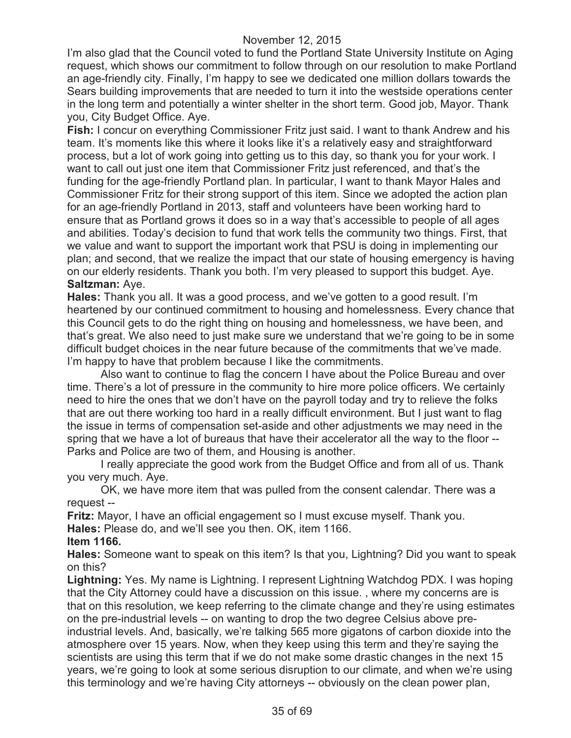I'm also glad that the Council voted to fund the Portland State University Institute on Aging request, which shows our commitment to follow through on our resolution to make Portland an age-friendly city. Finally, I'm happy to see we dedicated one million dollars towards the Sears building improvements that are needed to turn it into the westside operations center in the long term and potentially a winter shelter in the short term. Good job, Mayor. Thank you, City Budget Office. Aye.

**Fish:** I concur on everything Commissioner Fritz just said. I want to thank Andrew and his team. It's moments like this where it looks like it's a relatively easy and straightforward process, but a lot of work going into getting us to this day, so thank you for your work. I want to call out just one item that Commissioner Fritz just referenced, and that's the funding for the age-friendly Portland plan. In particular, I want to thank Mayor Hales and Commissioner Fritz for their strong support of this item. Since we adopted the action plan for an age-friendly Portland in 2013, staff and volunteers have been working hard to ensure that as Portland grows it does so in a way that's accessible to people of all ages and abilities. Today's decision to fund that work tells the community two things. First, that we value and want to support the important work that PSU is doing in implementing our plan; and second, that we realize the impact that our state of housing emergency is having on our elderly residents. Thank you both. I'm very pleased to support this budget. Aye.

**Saltzman:** Aye.

**Hales:** Thank you all. It was a good process, and we've gotten to a good result. I'm heartened by our continued commitment to housing and homelessness. Every chance that this Council gets to do the right thing on housing and homelessness, we have been, and that's great. We also need to just make sure we understand that we're going to be in some difficult budget choices in the near future because of the commitments that we've made. I'm happy to have that problem because I like the commitments.

Also want to continue to flag the concern I have about the Police Bureau and over time. There's a lot of pressure in the community to hire more police officers. We certainly need to hire the ones that we don't have on the payroll today and try to relieve the folks that are out there working too hard in a really difficult environment. But I just want to flag the issue in terms of compensation set-aside and other adjustments we may need in the spring that we have a lot of bureaus that have their accelerator all the way to the floor -- Parks and Police are two of them, and Housing is another.

I really appreciate the good work from the Budget Office and from all of us. Thank you very much. Aye.

OK, we have more item that was pulled from the consent calendar. There was a request --

**Fritz:** Mayor, I have an official engagement so I must excuse myself. Thank you.

**Hales:** Please do, and we'll see you then. OK, item 1166.

**Item 1166.**

**Hales:** Someone want to speak on this item? Is that you, Lightning? Did you want to speak on this?

**Lightning:** Yes. My name is Lightning. I represent Lightning Watchdog PDX. I was hoping that the City Attorney could have a discussion on this issue. , where my concerns are is that on this resolution, we keep referring to the climate change and they're using estimates on the pre-industrial levels -- on wanting to drop the two degree Celsius above pre-industrial levels. And, basically, we're talking 565 more gigatons of carbon dioxide into the atmosphere over 15 years. Now, when they keep using this term and they're saying the scientists are using this term that if we do not make some drastic changes in the next 15 years, we're going to look at some serious disruption to our climate, and when we're using this terminology and we're having City attorneys -- obviously on the clean power plan,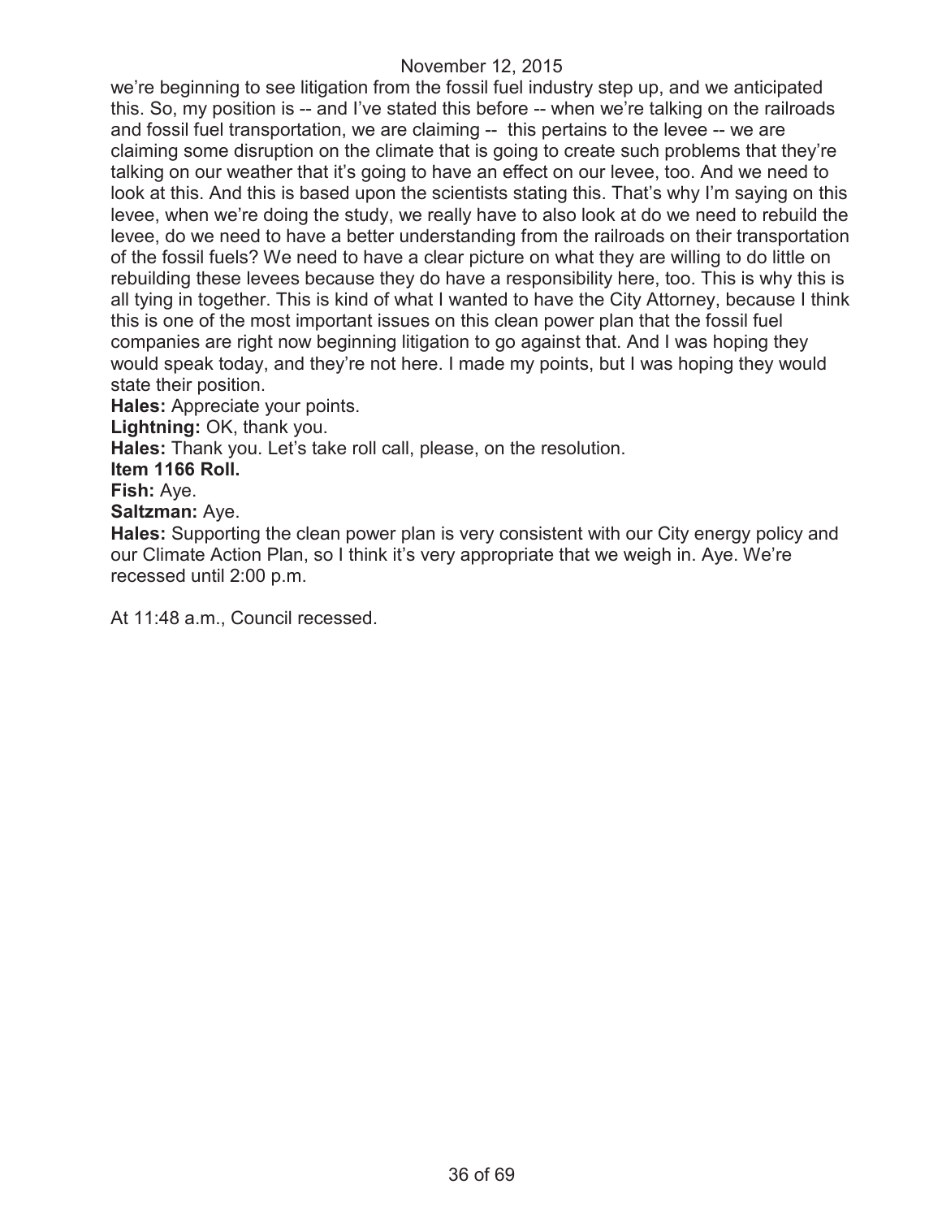we're beginning to see litigation from the fossil fuel industry step up, and we anticipated this. So, my position is -- and I've stated this before -- when we're talking on the railroads and fossil fuel transportation, we are claiming -- this pertains to the levee -- we are claiming some disruption on the climate that is going to create such problems that they're talking on our weather that it's going to have an effect on our levee, too. And we need to look at this. And this is based upon the scientists stating this. That's why I'm saying on this levee, when we're doing the study, we really have to also look at do we need to rebuild the levee, do we need to have a better understanding from the railroads on their transportation of the fossil fuels? We need to have a clear picture on what they are willing to do little on rebuilding these levees because they do have a responsibility here, too. This is why this is all tying in together. This is kind of what I wanted to have the City Attorney, because I think this is one of the most important issues on this clean power plan that the fossil fuel companies are right now beginning litigation to go against that. And I was hoping they would speak today, and they're not here. I made my points, but I was hoping they would state their position.

**Hales:** Appreciate your points.

**Lightning:** OK, thank you.

**Hales:** Thank you. Let's take roll call, please, on the resolution.

**Item 1166 Roll.**

**Fish:** Aye.

**Saltzman:** Aye.

**Hales:** Supporting the clean power plan is very consistent with our City energy policy and our Climate Action Plan, so I think it's very appropriate that we weigh in. Aye. We're recessed until 2:00 p.m.

At 11:48 a.m., Council recessed.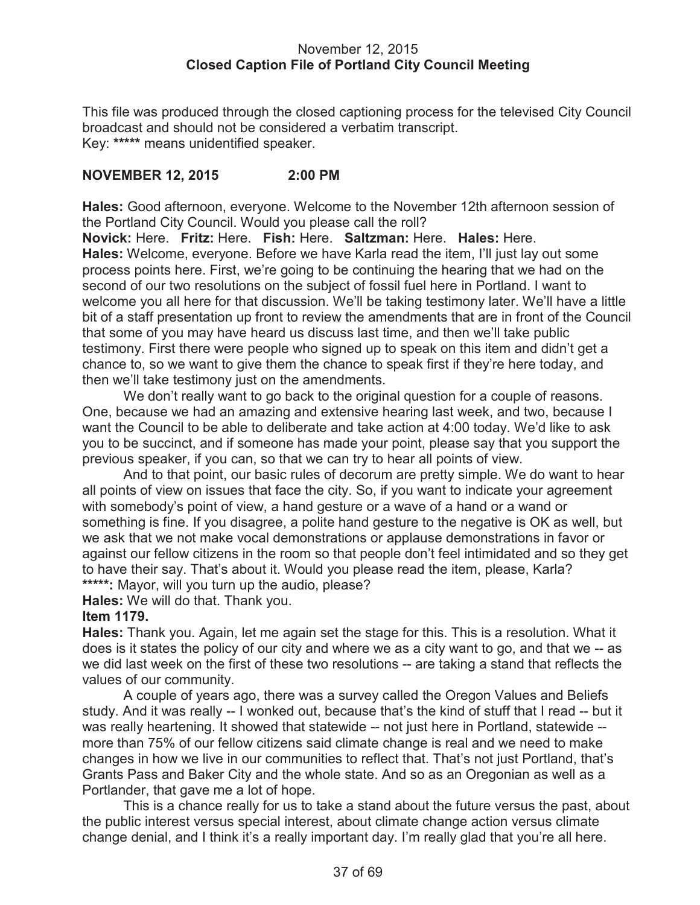November 12, 2015
**Closed Caption File of Portland City Council Meeting**

This file was produced through the closed captioning process for the televised City Council broadcast and should not be considered a verbatim transcript.
Key: ***** means unidentified speaker.

**NOVEMBER 12, 2015 2:00 PM**

**Hales:** Good afternoon, everyone. Welcome to the November 12th afternoon session of the Portland City Council. Would you please call the roll?
**Novick:** Here. **Fritz:** Here. **Fish:** Here. **Saltzman:** Here. **Hales:** Here.
**Hales:** Welcome, everyone. Before we have Karla read the item, I'll just lay out some process points here. First, we're going to be continuing the hearing that we had on the second of our two resolutions on the subject of fossil fuel here in Portland. I want to welcome you all here for that discussion. We'll be taking testimony later. We'll have a little bit of a staff presentation up front to review the amendments that are in front of the Council that some of you may have heard us discuss last time, and then we'll take public testimony. First there were people who signed up to speak on this item and didn't get a chance to, so we want to give them the chance to speak first if they're here today, and then we'll take testimony just on the amendments.

We don't really want to go back to the original question for a couple of reasons. One, because we had an amazing and extensive hearing last week, and two, because I want the Council to be able to deliberate and take action at 4:00 today. We'd like to ask you to be succinct, and if someone has made your point, please say that you support the previous speaker, if you can, so that we can try to hear all points of view.

And to that point, our basic rules of decorum are pretty simple. We do want to hear all points of view on issues that face the city. So, if you want to indicate your agreement with somebody's point of view, a hand gesture or a wave of a hand or a wand or something is fine. If you disagree, a polite hand gesture to the negative is OK as well, but we ask that we not make vocal demonstrations or applause demonstrations in favor or against our fellow citizens in the room so that people don't feel intimidated and so they get to have their say. That's about it. Would you please read the item, please, Karla?
*****: Mayor, will you turn up the audio, please?
**Hales:** We will do that. Thank you.
**Item 1179.**
**Hales:** Thank you. Again, let me again set the stage for this. This is a resolution. What it does is it states the policy of our city and where we as a city want to go, and that we -- as we did last week on the first of these two resolutions -- are taking a stand that reflects the values of our community.

A couple of years ago, there was a survey called the Oregon Values and Beliefs study. And it was really -- I wonked out, because that's the kind of stuff that I read -- but it was really heartening. It showed that statewide -- not just here in Portland, statewide -- more than 75% of our fellow citizens said climate change is real and we need to make changes in how we live in our communities to reflect that. That's not just Portland, that's Grants Pass and Baker City and the whole state. And so as an Oregonian as well as a Portlander, that gave me a lot of hope.

This is a chance really for us to take a stand about the future versus the past, about the public interest versus special interest, about climate change action versus climate change denial, and I think it's a really important day. I'm really glad that you're all here.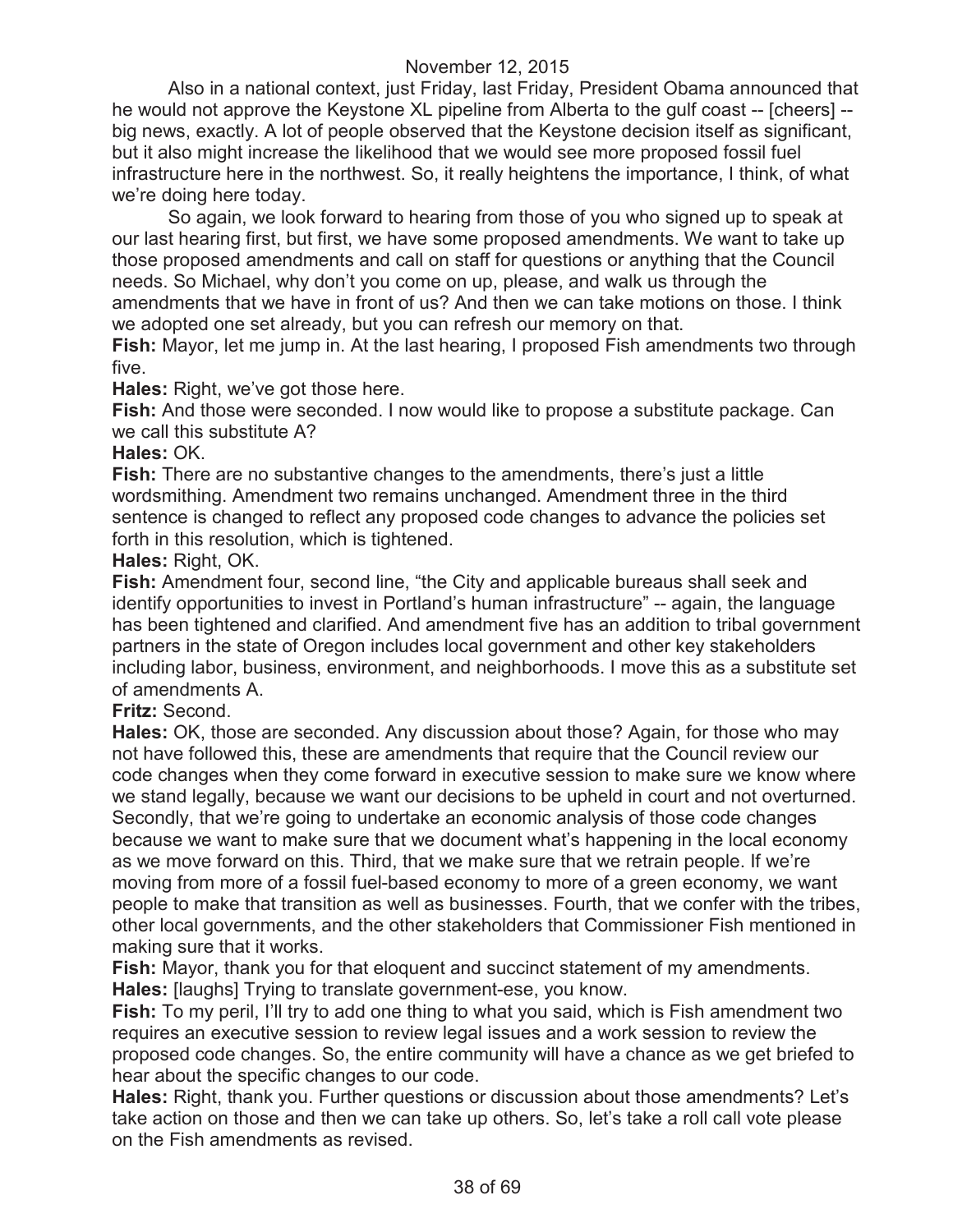Also in a national context, just Friday, last Friday, President Obama announced that he would not approve the Keystone XL pipeline from Alberta to the gulf coast -- [cheers] -- big news, exactly. A lot of people observed that the Keystone decision itself as significant, but it also might increase the likelihood that we would see more proposed fossil fuel infrastructure here in the northwest. So, it really heightens the importance, I think, of what we're doing here today.

So again, we look forward to hearing from those of you who signed up to speak at our last hearing first, but first, we have some proposed amendments. We want to take up those proposed amendments and call on staff for questions or anything that the Council needs. So Michael, why don't you come on up, please, and walk us through the amendments that we have in front of us? And then we can take motions on those. I think we adopted one set already, but you can refresh our memory on that.

**Fish:** Mayor, let me jump in. At the last hearing, I proposed Fish amendments two through five.

**Hales:** Right, we've got those here.

**Fish:** And those were seconded. I now would like to propose a substitute package. Can we call this substitute A?

**Hales:** OK.

**Fish:** There are no substantive changes to the amendments, there's just a little wordsmithing. Amendment two remains unchanged. Amendment three in the third sentence is changed to reflect any proposed code changes to advance the policies set forth in this resolution, which is tightened.

**Hales:** Right, OK.

**Fish:** Amendment four, second line, "the City and applicable bureaus shall seek and identify opportunities to invest in Portland's human infrastructure" -- again, the language has been tightened and clarified. And amendment five has an addition to tribal government partners in the state of Oregon includes local government and other key stakeholders including labor, business, environment, and neighborhoods. I move this as a substitute set of amendments A.

**Fritz:** Second.

**Hales:** OK, those are seconded. Any discussion about those? Again, for those who may not have followed this, these are amendments that require that the Council review our code changes when they come forward in executive session to make sure we know where we stand legally, because we want our decisions to be upheld in court and not overturned. Secondly, that we're going to undertake an economic analysis of those code changes because we want to make sure that we document what's happening in the local economy as we move forward on this. Third, that we make sure that we retrain people. If we're moving from more of a fossil fuel-based economy to more of a green economy, we want people to make that transition as well as businesses. Fourth, that we confer with the tribes, other local governments, and the other stakeholders that Commissioner Fish mentioned in making sure that it works.

**Fish:** Mayor, thank you for that eloquent and succinct statement of my amendments.

**Hales:** [laughs] Trying to translate government-ese, you know.

**Fish:** To my peril, I'll try to add one thing to what you said, which is Fish amendment two requires an executive session to review legal issues and a work session to review the proposed code changes. So, the entire community will have a chance as we get briefed to hear about the specific changes to our code.

**Hales:** Right, thank you. Further questions or discussion about those amendments? Let's take action on those and then we can take up others. So, let's take a roll call vote please on the Fish amendments as revised.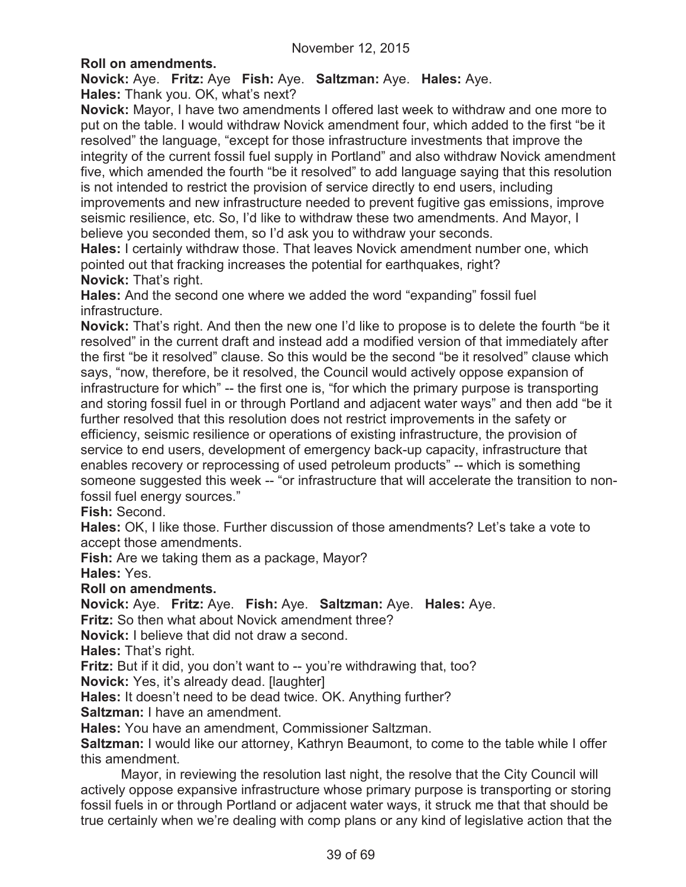**Roll on amendments.**

**Novick:** Aye. **Fritz:** Aye **Fish:** Aye. **Saltzman:** Aye. **Hales:** Aye.

**Hales:** Thank you. OK, what's next?

**Novick:** Mayor, I have two amendments I offered last week to withdraw and one more to put on the table. I would withdraw Novick amendment four, which added to the first "be it resolved" the language, "except for those infrastructure investments that improve the integrity of the current fossil fuel supply in Portland" and also withdraw Novick amendment five, which amended the fourth "be it resolved" to add language saying that this resolution is not intended to restrict the provision of service directly to end users, including improvements and new infrastructure needed to prevent fugitive gas emissions, improve seismic resilience, etc. So, I'd like to withdraw these two amendments. And Mayor, I believe you seconded them, so I'd ask you to withdraw your seconds.

**Hales:** I certainly withdraw those. That leaves Novick amendment number one, which pointed out that fracking increases the potential for earthquakes, right?

**Novick:** That's right.

**Hales:** And the second one where we added the word "expanding" fossil fuel infrastructure.

**Novick:** That's right. And then the new one I'd like to propose is to delete the fourth "be it resolved" in the current draft and instead add a modified version of that immediately after the first "be it resolved" clause. So this would be the second "be it resolved" clause which says, "now, therefore, be it resolved, the Council would actively oppose expansion of infrastructure for which" -- the first one is, "for which the primary purpose is transporting and storing fossil fuel in or through Portland and adjacent water ways" and then add "be it further resolved that this resolution does not restrict improvements in the safety or efficiency, seismic resilience or operations of existing infrastructure, the provision of service to end users, development of emergency back-up capacity, infrastructure that enables recovery or reprocessing of used petroleum products" -- which is something someone suggested this week -- "or infrastructure that will accelerate the transition to non-fossil fuel energy sources."

**Fish:** Second.

**Hales:** OK, I like those. Further discussion of those amendments? Let's take a vote to accept those amendments.

**Fish:** Are we taking them as a package, Mayor?

**Hales:** Yes.

**Roll on amendments.**

**Novick:** Aye. **Fritz:** Aye. **Fish:** Aye. **Saltzman:** Aye. **Hales:** Aye.

**Fritz:** So then what about Novick amendment three?

**Novick:** I believe that did not draw a second.

**Hales:** That's right.

**Fritz:** But if it did, you don't want to -- you're withdrawing that, too?

**Novick:** Yes, it's already dead. [laughter]

**Hales:** It doesn't need to be dead twice. OK. Anything further?

**Saltzman:** I have an amendment.

**Hales:** You have an amendment, Commissioner Saltzman.

**Saltzman:** I would like our attorney, Kathryn Beaumont, to come to the table while I offer this amendment.

Mayor, in reviewing the resolution last night, the resolve that the City Council will actively oppose expansive infrastructure whose primary purpose is transporting or storing fossil fuels in or through Portland or adjacent water ways, it struck me that that should be true certainly when we're dealing with comp plans or any kind of legislative action that the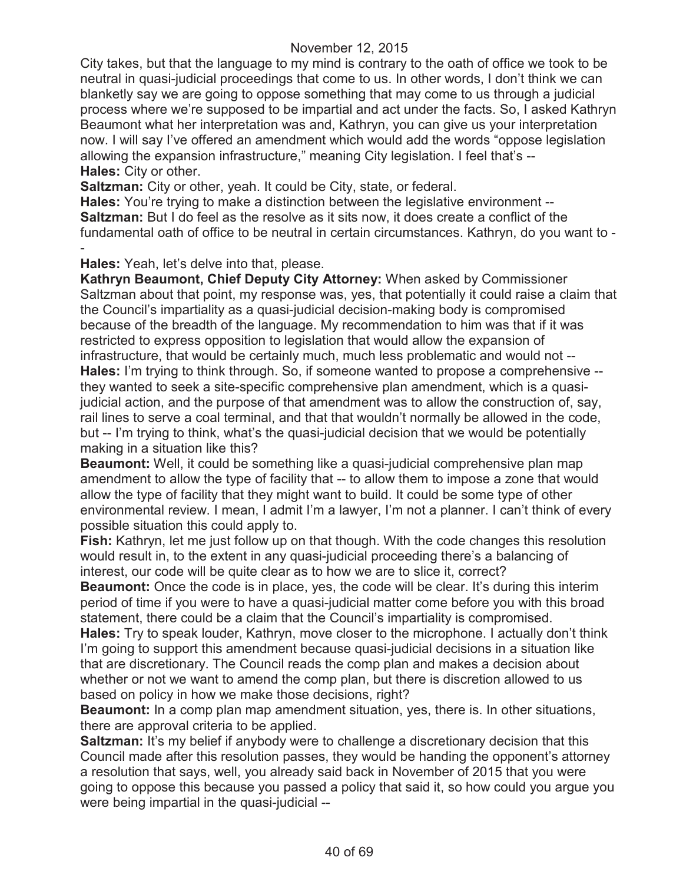City takes, but that the language to my mind is contrary to the oath of office we took to be neutral in quasi-judicial proceedings that come to us. In other words, I don't think we can blanketly say we are going to oppose something that may come to us through a judicial process where we're supposed to be impartial and act under the facts. So, I asked Kathryn Beaumont what her interpretation was and, Kathryn, you can give us your interpretation now. I will say I've offered an amendment which would add the words "oppose legislation allowing the expansion infrastructure," meaning City legislation. I feel that's --

**Hales:** City or other.

**Saltzman:** City or other, yeah. It could be City, state, or federal.

**Hales:** You're trying to make a distinction between the legislative environment --

**Saltzman:** But I do feel as the resolve as it sits now, it does create a conflict of the fundamental oath of office to be neutral in certain circumstances. Kathryn, do you want to --

**Hales:** Yeah, let's delve into that, please.

**Kathryn Beaumont, Chief Deputy City Attorney:** When asked by Commissioner Saltzman about that point, my response was, yes, that potentially it could raise a claim that the Council's impartiality as a quasi-judicial decision-making body is compromised because of the breadth of the language. My recommendation to him was that if it was restricted to express opposition to legislation that would allow the expansion of infrastructure, that would be certainly much, much less problematic and would not --

**Hales:** I'm trying to think through. So, if someone wanted to propose a comprehensive -- they wanted to seek a site-specific comprehensive plan amendment, which is a quasi-judicial action, and the purpose of that amendment was to allow the construction of, say, rail lines to serve a coal terminal, and that that wouldn't normally be allowed in the code, but -- I'm trying to think, what's the quasi-judicial decision that we would be potentially making in a situation like this?

**Beaumont:** Well, it could be something like a quasi-judicial comprehensive plan map amendment to allow the type of facility that -- to allow them to impose a zone that would allow the type of facility that they might want to build. It could be some type of other environmental review. I mean, I admit I'm a lawyer, I'm not a planner. I can't think of every possible situation this could apply to.

**Fish:** Kathryn, let me just follow up on that though. With the code changes this resolution would result in, to the extent in any quasi-judicial proceeding there's a balancing of interest, our code will be quite clear as to how we are to slice it, correct?

**Beaumont:** Once the code is in place, yes, the code will be clear. It's during this interim period of time if you were to have a quasi-judicial matter come before you with this broad statement, there could be a claim that the Council's impartiality is compromised.

**Hales:** Try to speak louder, Kathryn, move closer to the microphone. I actually don't think I'm going to support this amendment because quasi-judicial decisions in a situation like that are discretionary. The Council reads the comp plan and makes a decision about whether or not we want to amend the comp plan, but there is discretion allowed to us based on policy in how we make those decisions, right?

**Beaumont:** In a comp plan map amendment situation, yes, there is. In other situations, there are approval criteria to be applied.

**Saltzman:** It's my belief if anybody were to challenge a discretionary decision that this Council made after this resolution passes, they would be handing the opponent's attorney a resolution that says, well, you already said back in November of 2015 that you were going to oppose this because you passed a policy that said it, so how could you argue you were being impartial in the quasi-judicial --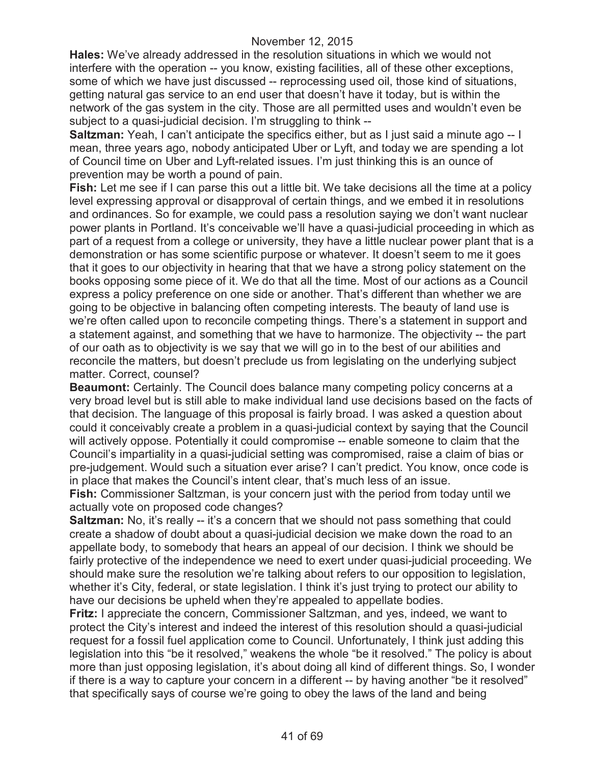**Hales:** We've already addressed in the resolution situations in which we would not interfere with the operation -- you know, existing facilities, all of these other exceptions, some of which we have just discussed -- reprocessing used oil, those kind of situations, getting natural gas service to an end user that doesn't have it today, but is within the network of the gas system in the city. Those are all permitted uses and wouldn't even be subject to a quasi-judicial decision. I'm struggling to think --

**Saltzman:** Yeah, I can't anticipate the specifics either, but as I just said a minute ago -- I mean, three years ago, nobody anticipated Uber or Lyft, and today we are spending a lot of Council time on Uber and Lyft-related issues. I'm just thinking this is an ounce of prevention may be worth a pound of pain.

**Fish:** Let me see if I can parse this out a little bit. We take decisions all the time at a policy level expressing approval or disapproval of certain things, and we embed it in resolutions and ordinances. So for example, we could pass a resolution saying we don't want nuclear power plants in Portland. It's conceivable we'll have a quasi-judicial proceeding in which as part of a request from a college or university, they have a little nuclear power plant that is a demonstration or has some scientific purpose or whatever. It doesn't seem to me it goes that it goes to our objectivity in hearing that that we have a strong policy statement on the books opposing some piece of it. We do that all the time. Most of our actions as a Council express a policy preference on one side or another. That's different than whether we are going to be objective in balancing often competing interests. The beauty of land use is we're often called upon to reconcile competing things. There's a statement in support and a statement against, and something that we have to harmonize. The objectivity -- the part of our oath as to objectivity is we say that we will go in to the best of our abilities and reconcile the matters, but doesn't preclude us from legislating on the underlying subject matter. Correct, counsel?

**Beaumont:** Certainly. The Council does balance many competing policy concerns at a very broad level but is still able to make individual land use decisions based on the facts of that decision. The language of this proposal is fairly broad. I was asked a question about could it conceivably create a problem in a quasi-judicial context by saying that the Council will actively oppose. Potentially it could compromise -- enable someone to claim that the Council's impartiality in a quasi-judicial setting was compromised, raise a claim of bias or pre-judgement. Would such a situation ever arise? I can't predict. You know, once code is in place that makes the Council's intent clear, that's much less of an issue.

**Fish:** Commissioner Saltzman, is your concern just with the period from today until we actually vote on proposed code changes?

**Saltzman:** No, it's really -- it's a concern that we should not pass something that could create a shadow of doubt about a quasi-judicial decision we make down the road to an appellate body, to somebody that hears an appeal of our decision. I think we should be fairly protective of the independence we need to exert under quasi-judicial proceeding. We should make sure the resolution we're talking about refers to our opposition to legislation, whether it's City, federal, or state legislation. I think it's just trying to protect our ability to have our decisions be upheld when they're appealed to appellate bodies.

**Fritz:** I appreciate the concern, Commissioner Saltzman, and yes, indeed, we want to protect the City's interest and indeed the interest of this resolution should a quasi-judicial request for a fossil fuel application come to Council. Unfortunately, I think just adding this legislation into this "be it resolved," weakens the whole "be it resolved." The policy is about more than just opposing legislation, it's about doing all kind of different things. So, I wonder if there is a way to capture your concern in a different -- by having another "be it resolved" that specifically says of course we're going to obey the laws of the land and being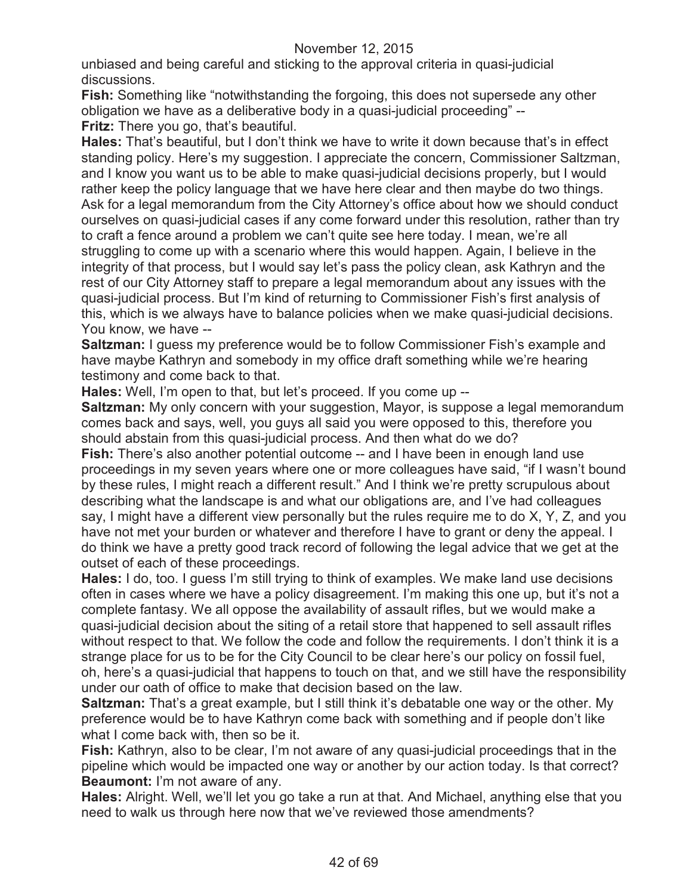unbiased and being careful and sticking to the approval criteria in quasi-judicial discussions.

**Fish:** Something like "notwithstanding the forgoing, this does not supersede any other obligation we have as a deliberative body in a quasi-judicial proceeding" --

**Fritz:** There you go, that's beautiful.

**Hales:** That's beautiful, but I don't think we have to write it down because that's in effect standing policy. Here's my suggestion. I appreciate the concern, Commissioner Saltzman, and I know you want us to be able to make quasi-judicial decisions properly, but I would rather keep the policy language that we have here clear and then maybe do two things. Ask for a legal memorandum from the City Attorney's office about how we should conduct ourselves on quasi-judicial cases if any come forward under this resolution, rather than try to craft a fence around a problem we can't quite see here today. I mean, we're all struggling to come up with a scenario where this would happen. Again, I believe in the integrity of that process, but I would say let's pass the policy clean, ask Kathryn and the rest of our City Attorney staff to prepare a legal memorandum about any issues with the quasi-judicial process. But I'm kind of returning to Commissioner Fish's first analysis of this, which is we always have to balance policies when we make quasi-judicial decisions. You know, we have --

**Saltzman:** I guess my preference would be to follow Commissioner Fish's example and have maybe Kathryn and somebody in my office draft something while we're hearing testimony and come back to that.

**Hales:** Well, I'm open to that, but let's proceed. If you come up --

**Saltzman:** My only concern with your suggestion, Mayor, is suppose a legal memorandum comes back and says, well, you guys all said you were opposed to this, therefore you should abstain from this quasi-judicial process. And then what do we do?

**Fish:** There's also another potential outcome -- and I have been in enough land use proceedings in my seven years where one or more colleagues have said, "if I wasn't bound by these rules, I might reach a different result." And I think we're pretty scrupulous about describing what the landscape is and what our obligations are, and I've had colleagues say, I might have a different view personally but the rules require me to do X, Y, Z, and you have not met your burden or whatever and therefore I have to grant or deny the appeal. I do think we have a pretty good track record of following the legal advice that we get at the outset of each of these proceedings.

**Hales:** I do, too. I guess I'm still trying to think of examples. We make land use decisions often in cases where we have a policy disagreement. I'm making this one up, but it's not a complete fantasy. We all oppose the availability of assault rifles, but we would make a quasi-judicial decision about the siting of a retail store that happened to sell assault rifles without respect to that. We follow the code and follow the requirements. I don't think it is a strange place for us to be for the City Council to be clear here's our policy on fossil fuel, oh, here's a quasi-judicial that happens to touch on that, and we still have the responsibility under our oath of office to make that decision based on the law.

**Saltzman:** That's a great example, but I still think it's debatable one way or the other. My preference would be to have Kathryn come back with something and if people don't like what I come back with, then so be it.

**Fish:** Kathryn, also to be clear, I'm not aware of any quasi-judicial proceedings that in the pipeline which would be impacted one way or another by our action today. Is that correct?

**Beaumont:** I'm not aware of any.

**Hales:** Alright. Well, we'll let you go take a run at that. And Michael, anything else that you need to walk us through here now that we've reviewed those amendments?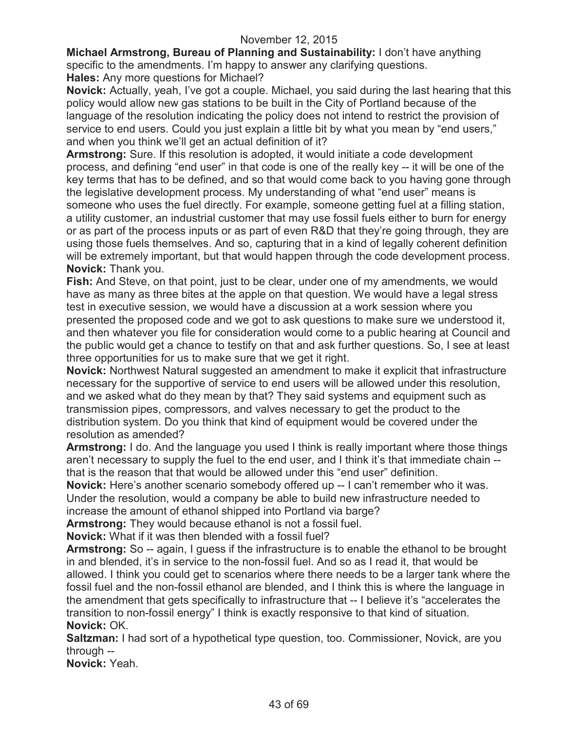**Michael Armstrong, Bureau of Planning and Sustainability:** I don't have anything specific to the amendments. I'm happy to answer any clarifying questions.

**Hales:** Any more questions for Michael?

**Novick:** Actually, yeah, I've got a couple. Michael, you said during the last hearing that this policy would allow new gas stations to be built in the City of Portland because of the language of the resolution indicating the policy does not intend to restrict the provision of service to end users. Could you just explain a little bit by what you mean by "end users," and when you think we'll get an actual definition of it?

**Armstrong:** Sure. If this resolution is adopted, it would initiate a code development process, and defining "end user" in that code is one of the really key -- it will be one of the key terms that has to be defined, and so that would come back to you having gone through the legislative development process. My understanding of what "end user" means is someone who uses the fuel directly. For example, someone getting fuel at a filling station, a utility customer, an industrial customer that may use fossil fuels either to burn for energy or as part of the process inputs or as part of even R&D that they're going through, they are using those fuels themselves. And so, capturing that in a kind of legally coherent definition will be extremely important, but that would happen through the code development process.

**Novick:** Thank you.

**Fish:** And Steve, on that point, just to be clear, under one of my amendments, we would have as many as three bites at the apple on that question. We would have a legal stress test in executive session, we would have a discussion at a work session where you presented the proposed code and we got to ask questions to make sure we understood it, and then whatever you file for consideration would come to a public hearing at Council and the public would get a chance to testify on that and ask further questions. So, I see at least three opportunities for us to make sure that we get it right.

**Novick:** Northwest Natural suggested an amendment to make it explicit that infrastructure necessary for the supportive of service to end users will be allowed under this resolution, and we asked what do they mean by that? They said systems and equipment such as transmission pipes, compressors, and valves necessary to get the product to the distribution system. Do you think that kind of equipment would be covered under the resolution as amended?

**Armstrong:** I do. And the language you used I think is really important where those things aren't necessary to supply the fuel to the end user, and I think it's that immediate chain -- that is the reason that that would be allowed under this "end user" definition.

**Novick:** Here's another scenario somebody offered up -- I can't remember who it was. Under the resolution, would a company be able to build new infrastructure needed to increase the amount of ethanol shipped into Portland via barge?

**Armstrong:** They would because ethanol is not a fossil fuel.

**Novick:** What if it was then blended with a fossil fuel?

**Armstrong:** So -- again, I guess if the infrastructure is to enable the ethanol to be brought in and blended, it's in service to the non-fossil fuel. And so as I read it, that would be allowed. I think you could get to scenarios where there needs to be a larger tank where the fossil fuel and the non-fossil ethanol are blended, and I think this is where the language in the amendment that gets specifically to infrastructure that -- I believe it's "accelerates the transition to non-fossil energy" I think is exactly responsive to that kind of situation.

**Novick:** OK.

**Saltzman:** I had sort of a hypothetical type question, too. Commissioner, Novick, are you through --

**Novick:** Yeah.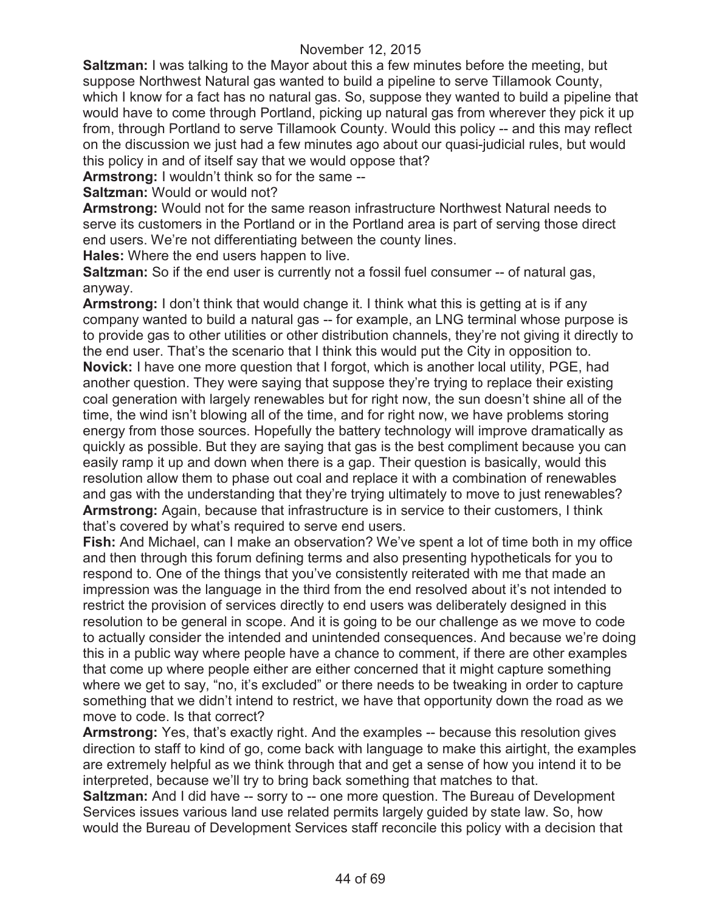**Saltzman:** I was talking to the Mayor about this a few minutes before the meeting, but suppose Northwest Natural gas wanted to build a pipeline to serve Tillamook County, which I know for a fact has no natural gas. So, suppose they wanted to build a pipeline that would have to come through Portland, picking up natural gas from wherever they pick it up from, through Portland to serve Tillamook County. Would this policy -- and this may reflect on the discussion we just had a few minutes ago about our quasi-judicial rules, but would this policy in and of itself say that we would oppose that?

**Armstrong:** I wouldn't think so for the same --

**Saltzman:** Would or would not?

**Armstrong:** Would not for the same reason infrastructure Northwest Natural needs to serve its customers in the Portland or in the Portland area is part of serving those direct end users. We're not differentiating between the county lines.

**Hales:** Where the end users happen to live.

**Saltzman:** So if the end user is currently not a fossil fuel consumer -- of natural gas, anyway.

**Armstrong:** I don't think that would change it. I think what this is getting at is if any company wanted to build a natural gas -- for example, an LNG terminal whose purpose is to provide gas to other utilities or other distribution channels, they're not giving it directly to the end user. That's the scenario that I think this would put the City in opposition to.

**Novick:** I have one more question that I forgot, which is another local utility, PGE, had another question. They were saying that suppose they're trying to replace their existing coal generation with largely renewables but for right now, the sun doesn't shine all of the time, the wind isn't blowing all of the time, and for right now, we have problems storing energy from those sources. Hopefully the battery technology will improve dramatically as quickly as possible. But they are saying that gas is the best compliment because you can easily ramp it up and down when there is a gap. Their question is basically, would this resolution allow them to phase out coal and replace it with a combination of renewables and gas with the understanding that they're trying ultimately to move to just renewables?

**Armstrong:** Again, because that infrastructure is in service to their customers, I think that's covered by what's required to serve end users.

**Fish:** And Michael, can I make an observation? We've spent a lot of time both in my office and then through this forum defining terms and also presenting hypotheticals for you to respond to. One of the things that you've consistently reiterated with me that made an impression was the language in the third from the end resolved about it's not intended to restrict the provision of services directly to end users was deliberately designed in this resolution to be general in scope. And it is going to be our challenge as we move to code to actually consider the intended and unintended consequences. And because we're doing this in a public way where people have a chance to comment, if there are other examples that come up where people either are either concerned that it might capture something where we get to say, "no, it's excluded" or there needs to be tweaking in order to capture something that we didn't intend to restrict, we have that opportunity down the road as we move to code. Is that correct?

**Armstrong:** Yes, that's exactly right. And the examples -- because this resolution gives direction to staff to kind of go, come back with language to make this airtight, the examples are extremely helpful as we think through that and get a sense of how you intend it to be interpreted, because we'll try to bring back something that matches to that.

**Saltzman:** And I did have -- sorry to -- one more question. The Bureau of Development Services issues various land use related permits largely guided by state law. So, how would the Bureau of Development Services staff reconcile this policy with a decision that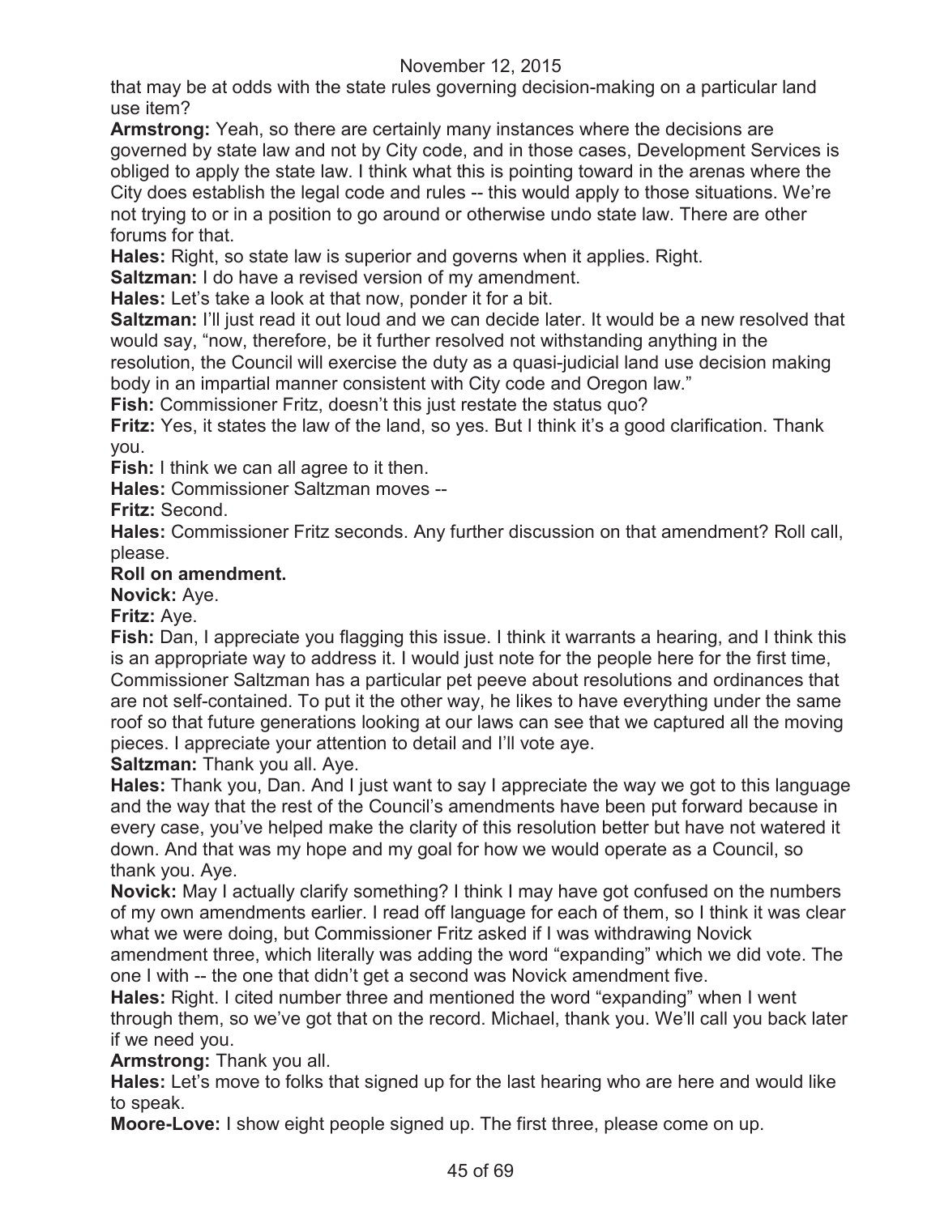that may be at odds with the state rules governing decision-making on a particular land use item?

**Armstrong:** Yeah, so there are certainly many instances where the decisions are governed by state law and not by City code, and in those cases, Development Services is obliged to apply the state law. I think what this is pointing toward in the arenas where the City does establish the legal code and rules -- this would apply to those situations. We're not trying to or in a position to go around or otherwise undo state law. There are other forums for that.

**Hales:** Right, so state law is superior and governs when it applies. Right.

**Saltzman:** I do have a revised version of my amendment.

**Hales:** Let's take a look at that now, ponder it for a bit.

**Saltzman:** I'll just read it out loud and we can decide later. It would be a new resolved that would say, "now, therefore, be it further resolved not withstanding anything in the resolution, the Council will exercise the duty as a quasi-judicial land use decision making body in an impartial manner consistent with City code and Oregon law."

**Fish:** Commissioner Fritz, doesn't this just restate the status quo?

**Fritz:** Yes, it states the law of the land, so yes. But I think it's a good clarification. Thank you.

**Fish:** I think we can all agree to it then.

**Hales:** Commissioner Saltzman moves --

**Fritz:** Second.

**Hales:** Commissioner Fritz seconds. Any further discussion on that amendment? Roll call, please.

**Roll on amendment.**

**Novick:** Aye.

**Fritz:** Aye.

**Fish:** Dan, I appreciate you flagging this issue. I think it warrants a hearing, and I think this is an appropriate way to address it. I would just note for the people here for the first time, Commissioner Saltzman has a particular pet peeve about resolutions and ordinances that are not self-contained. To put it the other way, he likes to have everything under the same roof so that future generations looking at our laws can see that we captured all the moving pieces. I appreciate your attention to detail and I'll vote aye.

**Saltzman:** Thank you all. Aye.

**Hales:** Thank you, Dan. And I just want to say I appreciate the way we got to this language and the way that the rest of the Council's amendments have been put forward because in every case, you've helped make the clarity of this resolution better but have not watered it down. And that was my hope and my goal for how we would operate as a Council, so thank you. Aye.

**Novick:** May I actually clarify something? I think I may have got confused on the numbers of my own amendments earlier. I read off language for each of them, so I think it was clear what we were doing, but Commissioner Fritz asked if I was withdrawing Novick amendment three, which literally was adding the word "expanding" which we did vote. The one I with -- the one that didn't get a second was Novick amendment five.

**Hales:** Right. I cited number three and mentioned the word "expanding" when I went through them, so we've got that on the record. Michael, thank you. We'll call you back later if we need you.

**Armstrong:** Thank you all.

**Hales:** Let's move to folks that signed up for the last hearing who are here and would like to speak.

**Moore-Love:** I show eight people signed up. The first three, please come on up.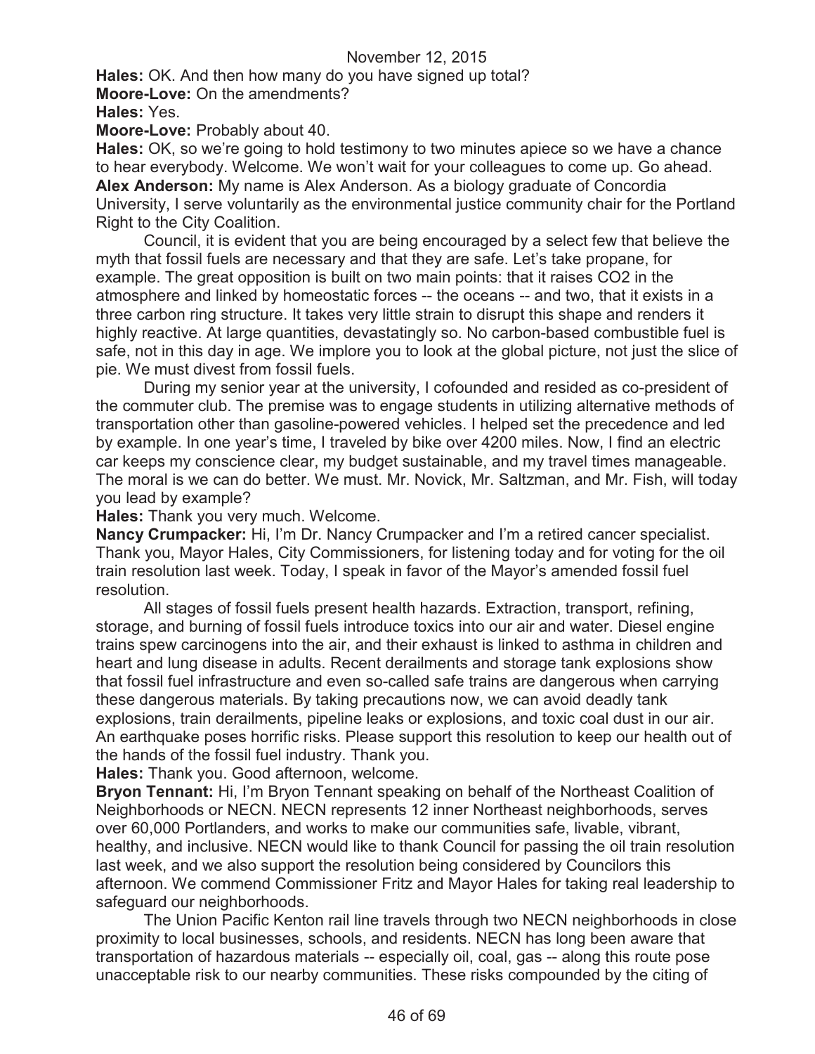November 12, 2015

**Hales:** OK. And then how many do you have signed up total?

**Moore-Love:** On the amendments?

**Hales:** Yes.

**Moore-Love:** Probably about 40.

**Hales:** OK, so we're going to hold testimony to two minutes apiece so we have a chance to hear everybody. Welcome. We won't wait for your colleagues to come up. Go ahead.

**Alex Anderson:** My name is Alex Anderson. As a biology graduate of Concordia University, I serve voluntarily as the environmental justice community chair for the Portland Right to the City Coalition.

Council, it is evident that you are being encouraged by a select few that believe the myth that fossil fuels are necessary and that they are safe. Let's take propane, for example. The great opposition is built on two main points: that it raises CO2 in the atmosphere and linked by homeostatic forces -- the oceans -- and two, that it exists in a three carbon ring structure. It takes very little strain to disrupt this shape and renders it highly reactive. At large quantities, devastatingly so. No carbon-based combustible fuel is safe, not in this day in age. We implore you to look at the global picture, not just the slice of pie. We must divest from fossil fuels.

During my senior year at the university, I cofounded and resided as co-president of the commuter club. The premise was to engage students in utilizing alternative methods of transportation other than gasoline-powered vehicles. I helped set the precedence and led by example. In one year's time, I traveled by bike over 4200 miles. Now, I find an electric car keeps my conscience clear, my budget sustainable, and my travel times manageable. The moral is we can do better. We must. Mr. Novick, Mr. Saltzman, and Mr. Fish, will today you lead by example?

**Hales:** Thank you very much. Welcome.

**Nancy Crumpacker:** Hi, I'm Dr. Nancy Crumpacker and I'm a retired cancer specialist. Thank you, Mayor Hales, City Commissioners, for listening today and for voting for the oil train resolution last week. Today, I speak in favor of the Mayor's amended fossil fuel resolution.

All stages of fossil fuels present health hazards. Extraction, transport, refining, storage, and burning of fossil fuels introduce toxics into our air and water. Diesel engine trains spew carcinogens into the air, and their exhaust is linked to asthma in children and heart and lung disease in adults. Recent derailments and storage tank explosions show that fossil fuel infrastructure and even so-called safe trains are dangerous when carrying these dangerous materials. By taking precautions now, we can avoid deadly tank explosions, train derailments, pipeline leaks or explosions, and toxic coal dust in our air. An earthquake poses horrific risks. Please support this resolution to keep our health out of the hands of the fossil fuel industry. Thank you.

**Hales:** Thank you. Good afternoon, welcome.

**Bryon Tennant:** Hi, I'm Bryon Tennant speaking on behalf of the Northeast Coalition of Neighborhoods or NECN. NECN represents 12 inner Northeast neighborhoods, serves over 60,000 Portlanders, and works to make our communities safe, livable, vibrant, healthy, and inclusive. NECN would like to thank Council for passing the oil train resolution last week, and we also support the resolution being considered by Councilors this afternoon. We commend Commissioner Fritz and Mayor Hales for taking real leadership to safeguard our neighborhoods.

The Union Pacific Kenton rail line travels through two NECN neighborhoods in close proximity to local businesses, schools, and residents. NECN has long been aware that transportation of hazardous materials -- especially oil, coal, gas -- along this route pose unacceptable risk to our nearby communities. These risks compounded by the citing of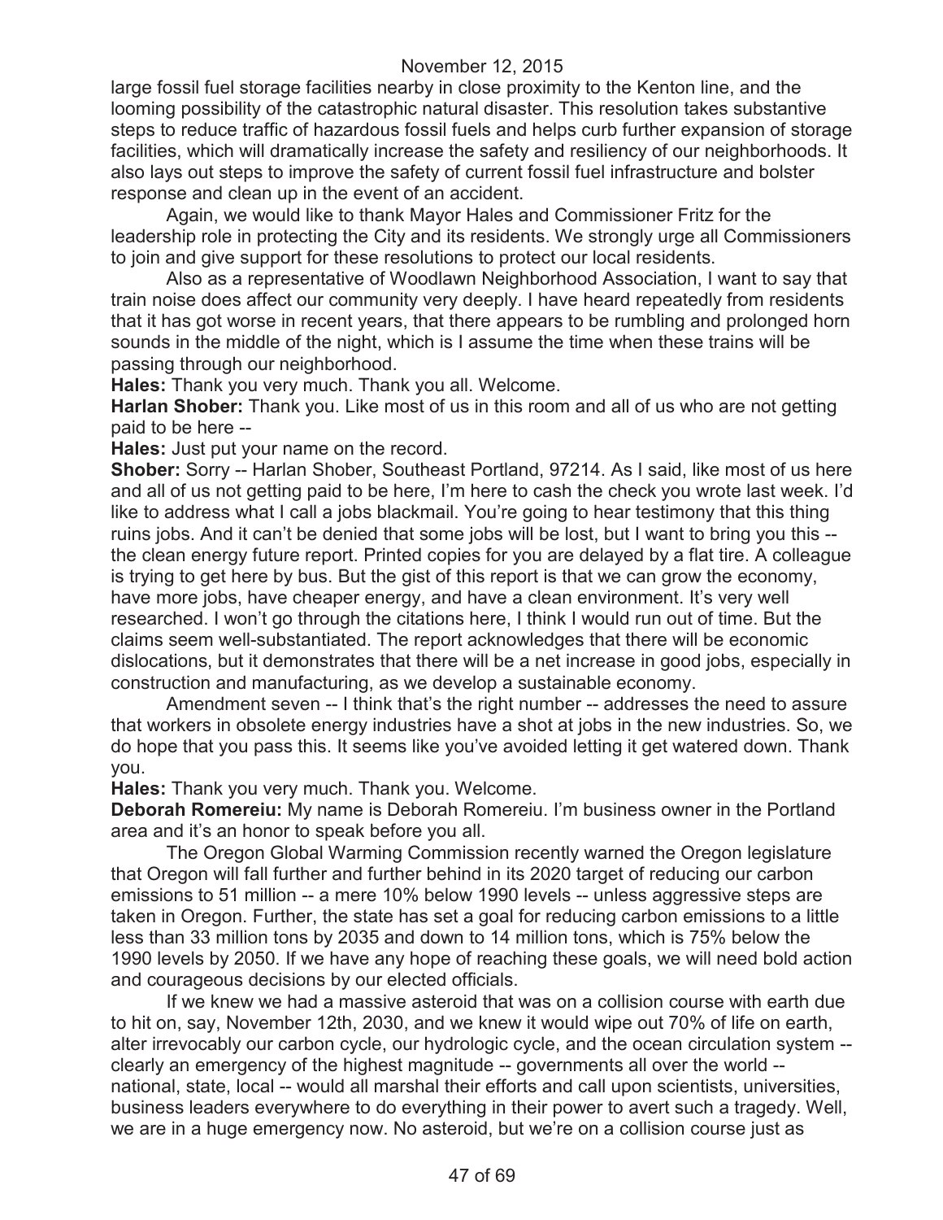large fossil fuel storage facilities nearby in close proximity to the Kenton line, and the looming possibility of the catastrophic natural disaster. This resolution takes substantive steps to reduce traffic of hazardous fossil fuels and helps curb further expansion of storage facilities, which will dramatically increase the safety and resiliency of our neighborhoods. It also lays out steps to improve the safety of current fossil fuel infrastructure and bolster response and clean up in the event of an accident.

Again, we would like to thank Mayor Hales and Commissioner Fritz for the leadership role in protecting the City and its residents. We strongly urge all Commissioners to join and give support for these resolutions to protect our local residents.

Also as a representative of Woodlawn Neighborhood Association, I want to say that train noise does affect our community very deeply. I have heard repeatedly from residents that it has got worse in recent years, that there appears to be rumbling and prolonged horn sounds in the middle of the night, which is I assume the time when these trains will be passing through our neighborhood.

**Hales:** Thank you very much. Thank you all. Welcome.

**Harlan Shober:** Thank you. Like most of us in this room and all of us who are not getting paid to be here --

**Hales:** Just put your name on the record.

**Shober:** Sorry -- Harlan Shober, Southeast Portland, 97214. As I said, like most of us here and all of us not getting paid to be here, I'm here to cash the check you wrote last week. I'd like to address what I call a jobs blackmail. You're going to hear testimony that this thing ruins jobs. And it can't be denied that some jobs will be lost, but I want to bring you this -- the clean energy future report. Printed copies for you are delayed by a flat tire. A colleague is trying to get here by bus. But the gist of this report is that we can grow the economy, have more jobs, have cheaper energy, and have a clean environment. It's very well researched. I won't go through the citations here, I think I would run out of time. But the claims seem well-substantiated. The report acknowledges that there will be economic dislocations, but it demonstrates that there will be a net increase in good jobs, especially in construction and manufacturing, as we develop a sustainable economy.

Amendment seven -- I think that's the right number -- addresses the need to assure that workers in obsolete energy industries have a shot at jobs in the new industries. So, we do hope that you pass this. It seems like you've avoided letting it get watered down. Thank you.

**Hales:** Thank you very much. Thank you. Welcome.

**Deborah Romereiu:** My name is Deborah Romereiu. I'm business owner in the Portland area and it's an honor to speak before you all.

The Oregon Global Warming Commission recently warned the Oregon legislature that Oregon will fall further and further behind in its 2020 target of reducing our carbon emissions to 51 million -- a mere 10% below 1990 levels -- unless aggressive steps are taken in Oregon. Further, the state has set a goal for reducing carbon emissions to a little less than 33 million tons by 2035 and down to 14 million tons, which is 75% below the 1990 levels by 2050. If we have any hope of reaching these goals, we will need bold action and courageous decisions by our elected officials.

If we knew we had a massive asteroid that was on a collision course with earth due to hit on, say, November 12th, 2030, and we knew it would wipe out 70% of life on earth, alter irrevocably our carbon cycle, our hydrologic cycle, and the ocean circulation system -- clearly an emergency of the highest magnitude -- governments all over the world -- national, state, local -- would all marshal their efforts and call upon scientists, universities, business leaders everywhere to do everything in their power to avert such a tragedy. Well, we are in a huge emergency now. No asteroid, but we're on a collision course just as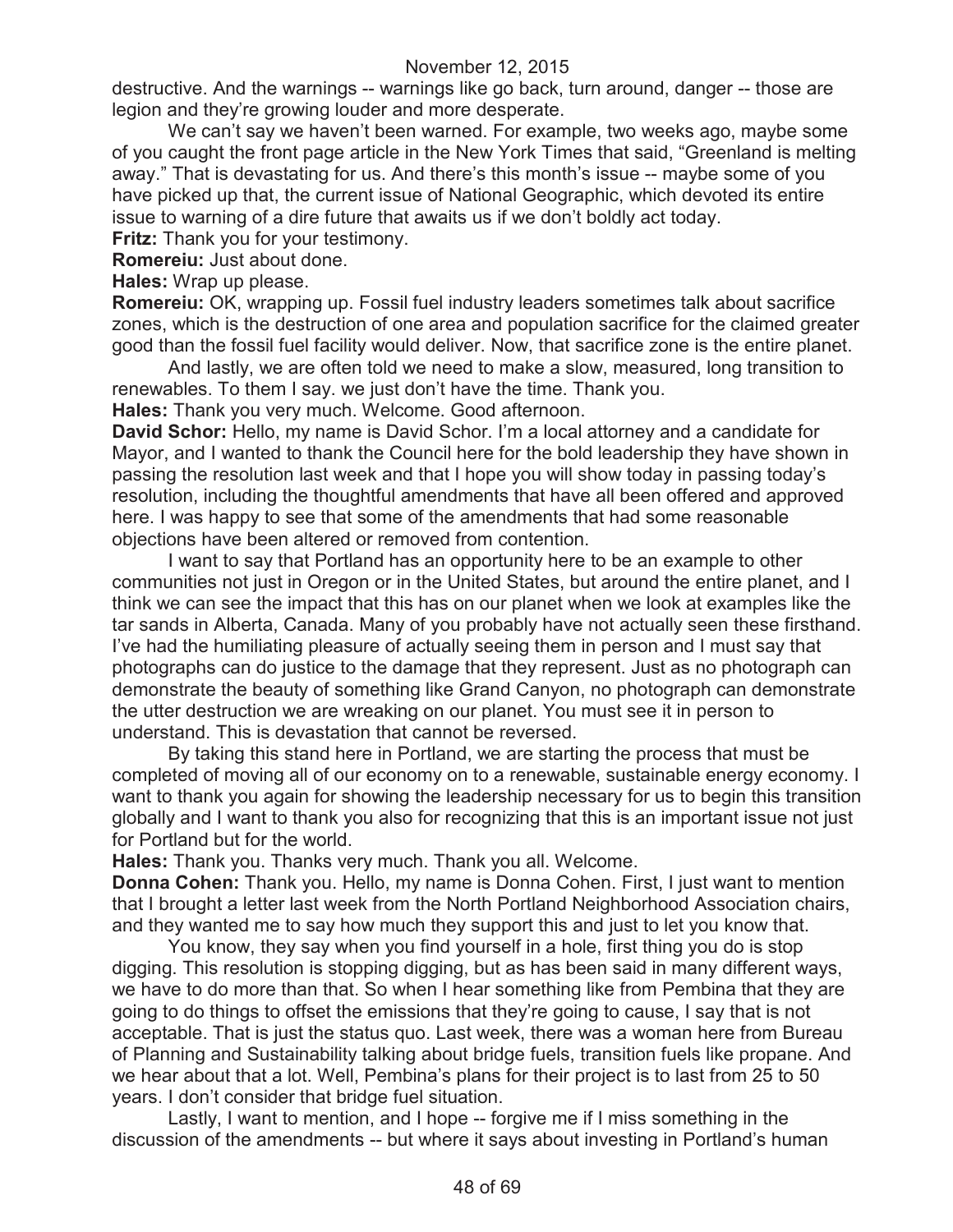destructive. And the warnings -- warnings like go back, turn around, danger -- those are legion and they're growing louder and more desperate.

We can't say we haven't been warned. For example, two weeks ago, maybe some of you caught the front page article in the New York Times that said, "Greenland is melting away." That is devastating for us. And there's this month's issue -- maybe some of you have picked up that, the current issue of National Geographic, which devoted its entire issue to warning of a dire future that awaits us if we don't boldly act today.

**Fritz:** Thank you for your testimony.

**Romereiu:** Just about done.

**Hales:** Wrap up please.

**Romereiu:** OK, wrapping up. Fossil fuel industry leaders sometimes talk about sacrifice zones, which is the destruction of one area and population sacrifice for the claimed greater good than the fossil fuel facility would deliver. Now, that sacrifice zone is the entire planet.

And lastly, we are often told we need to make a slow, measured, long transition to renewables. To them I say. we just don't have the time. Thank you.

**Hales:** Thank you very much. Welcome. Good afternoon.

**David Schor:** Hello, my name is David Schor. I'm a local attorney and a candidate for Mayor, and I wanted to thank the Council here for the bold leadership they have shown in passing the resolution last week and that I hope you will show today in passing today's resolution, including the thoughtful amendments that have all been offered and approved here. I was happy to see that some of the amendments that had some reasonable objections have been altered or removed from contention.

I want to say that Portland has an opportunity here to be an example to other communities not just in Oregon or in the United States, but around the entire planet, and I think we can see the impact that this has on our planet when we look at examples like the tar sands in Alberta, Canada. Many of you probably have not actually seen these firsthand. I've had the humiliating pleasure of actually seeing them in person and I must say that photographs can do justice to the damage that they represent. Just as no photograph can demonstrate the beauty of something like Grand Canyon, no photograph can demonstrate the utter destruction we are wreaking on our planet. You must see it in person to understand. This is devastation that cannot be reversed.

By taking this stand here in Portland, we are starting the process that must be completed of moving all of our economy on to a renewable, sustainable energy economy. I want to thank you again for showing the leadership necessary for us to begin this transition globally and I want to thank you also for recognizing that this is an important issue not just for Portland but for the world.

**Hales:** Thank you. Thanks very much. Thank you all. Welcome.

**Donna Cohen:** Thank you. Hello, my name is Donna Cohen. First, I just want to mention that I brought a letter last week from the North Portland Neighborhood Association chairs, and they wanted me to say how much they support this and just to let you know that.

You know, they say when you find yourself in a hole, first thing you do is stop digging. This resolution is stopping digging, but as has been said in many different ways, we have to do more than that. So when I hear something like from Pembina that they are going to do things to offset the emissions that they're going to cause, I say that is not acceptable. That is just the status quo. Last week, there was a woman here from Bureau of Planning and Sustainability talking about bridge fuels, transition fuels like propane. And we hear about that a lot. Well, Pembina's plans for their project is to last from 25 to 50 years. I don't consider that bridge fuel situation.

Lastly, I want to mention, and I hope -- forgive me if I miss something in the discussion of the amendments -- but where it says about investing in Portland's human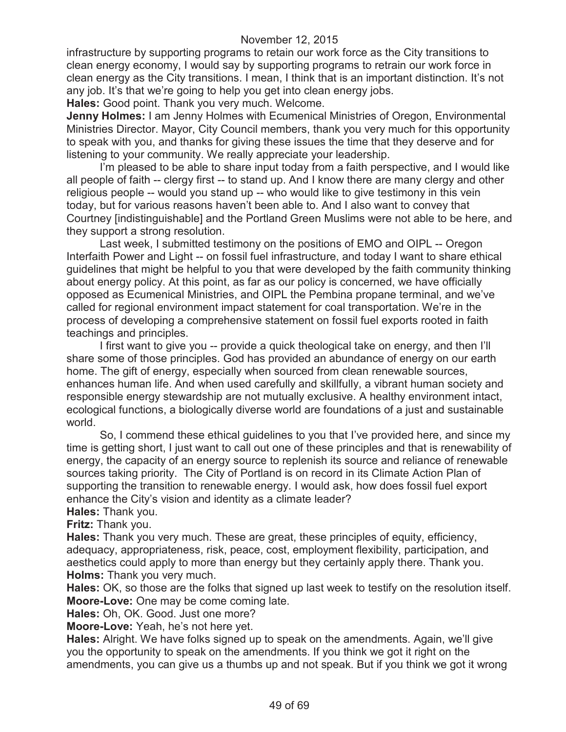infrastructure by supporting programs to retain our work force as the City transitions to clean energy economy, I would say by supporting programs to retrain our work force in clean energy as the City transitions. I mean, I think that is an important distinction. It's not any job. It's that we're going to help you get into clean energy jobs.

**Hales:** Good point. Thank you very much. Welcome.

**Jenny Holmes:** I am Jenny Holmes with Ecumenical Ministries of Oregon, Environmental Ministries Director. Mayor, City Council members, thank you very much for this opportunity to speak with you, and thanks for giving these issues the time that they deserve and for listening to your community. We really appreciate your leadership.

I'm pleased to be able to share input today from a faith perspective, and I would like all people of faith -- clergy first -- to stand up. And I know there are many clergy and other religious people -- would you stand up -- who would like to give testimony in this vein today, but for various reasons haven't been able to. And I also want to convey that Courtney [indistinguishable] and the Portland Green Muslims were not able to be here, and they support a strong resolution.

Last week, I submitted testimony on the positions of EMO and OIPL -- Oregon Interfaith Power and Light -- on fossil fuel infrastructure, and today I want to share ethical guidelines that might be helpful to you that were developed by the faith community thinking about energy policy. At this point, as far as our policy is concerned, we have officially opposed as Ecumenical Ministries, and OIPL the Pembina propane terminal, and we've called for regional environment impact statement for coal transportation. We're in the process of developing a comprehensive statement on fossil fuel exports rooted in faith teachings and principles.

I first want to give you -- provide a quick theological take on energy, and then I'll share some of those principles. God has provided an abundance of energy on our earth home. The gift of energy, especially when sourced from clean renewable sources, enhances human life. And when used carefully and skillfully, a vibrant human society and responsible energy stewardship are not mutually exclusive. A healthy environment intact, ecological functions, a biologically diverse world are foundations of a just and sustainable world.

So, I commend these ethical guidelines to you that I've provided here, and since my time is getting short, I just want to call out one of these principles and that is renewability of energy, the capacity of an energy source to replenish its source and reliance of renewable sources taking priority. The City of Portland is on record in its Climate Action Plan of supporting the transition to renewable energy. I would ask, how does fossil fuel export enhance the City's vision and identity as a climate leader?

**Hales:** Thank you.

**Fritz:** Thank you.

**Hales:** Thank you very much. These are great, these principles of equity, efficiency, adequacy, appropriateness, risk, peace, cost, employment flexibility, participation, and aesthetics could apply to more than energy but they certainly apply there. Thank you.

**Holms:** Thank you very much.

**Hales:** OK, so those are the folks that signed up last week to testify on the resolution itself.

**Moore-Love:** One may be come coming late.

**Hales:** Oh, OK. Good. Just one more?

**Moore-Love:** Yeah, he's not here yet.

**Hales:** Alright. We have folks signed up to speak on the amendments. Again, we'll give you the opportunity to speak on the amendments. If you think we got it right on the amendments, you can give us a thumbs up and not speak. But if you think we got it wrong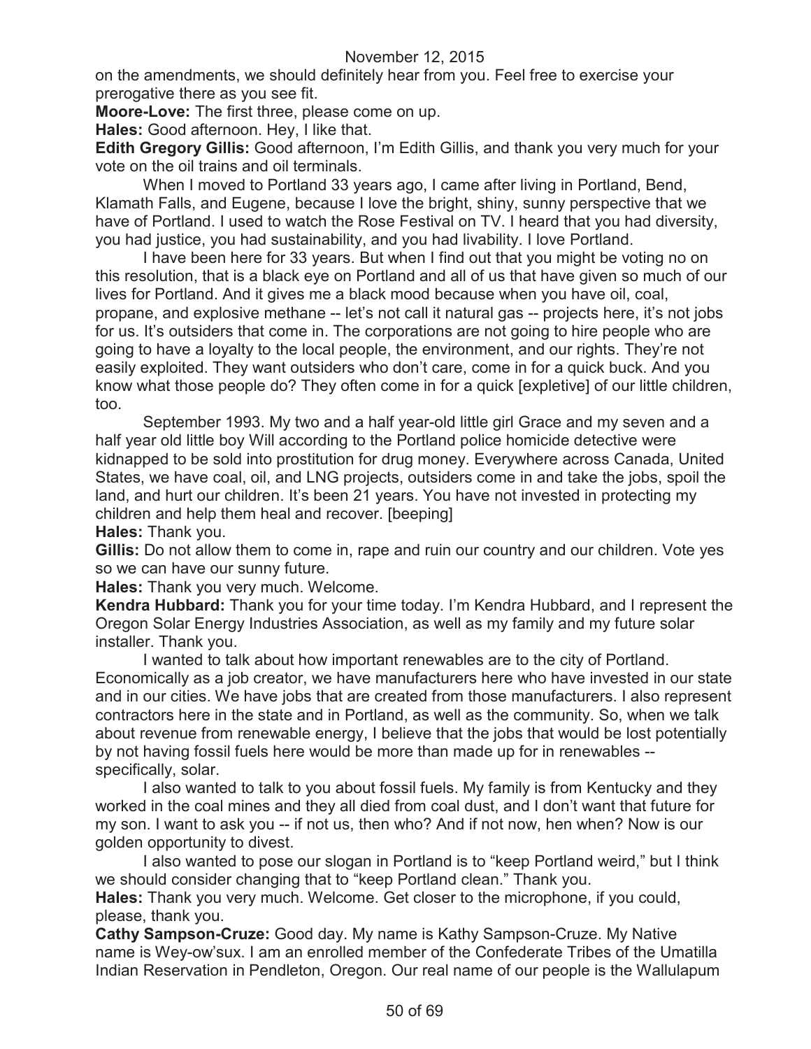on the amendments, we should definitely hear from you. Feel free to exercise your prerogative there as you see fit.

**Moore-Love:** The first three, please come on up.

**Hales:** Good afternoon. Hey, I like that.

**Edith Gregory Gillis:** Good afternoon, I'm Edith Gillis, and thank you very much for your vote on the oil trains and oil terminals.

When I moved to Portland 33 years ago, I came after living in Portland, Bend, Klamath Falls, and Eugene, because I love the bright, shiny, sunny perspective that we have of Portland. I used to watch the Rose Festival on TV. I heard that you had diversity, you had justice, you had sustainability, and you had livability. I love Portland.

I have been here for 33 years. But when I find out that you might be voting no on this resolution, that is a black eye on Portland and all of us that have given so much of our lives for Portland. And it gives me a black mood because when you have oil, coal, propane, and explosive methane -- let's not call it natural gas -- projects here, it's not jobs for us. It's outsiders that come in. The corporations are not going to hire people who are going to have a loyalty to the local people, the environment, and our rights. They're not easily exploited. They want outsiders who don't care, come in for a quick buck. And you know what those people do? They often come in for a quick [expletive] of our little children, too.

September 1993. My two and a half year-old little girl Grace and my seven and a half year old little boy Will according to the Portland police homicide detective were kidnapped to be sold into prostitution for drug money. Everywhere across Canada, United States, we have coal, oil, and LNG projects, outsiders come in and take the jobs, spoil the land, and hurt our children. It's been 21 years. You have not invested in protecting my children and help them heal and recover. [beeping]

**Hales:** Thank you.

**Gillis:** Do not allow them to come in, rape and ruin our country and our children. Vote yes so we can have our sunny future.

**Hales:** Thank you very much. Welcome.

**Kendra Hubbard:** Thank you for your time today. I'm Kendra Hubbard, and I represent the Oregon Solar Energy Industries Association, as well as my family and my future solar installer. Thank you.

I wanted to talk about how important renewables are to the city of Portland. Economically as a job creator, we have manufacturers here who have invested in our state and in our cities. We have jobs that are created from those manufacturers. I also represent contractors here in the state and in Portland, as well as the community. So, when we talk about revenue from renewable energy, I believe that the jobs that would be lost potentially by not having fossil fuels here would be more than made up for in renewables -- specifically, solar.

I also wanted to talk to you about fossil fuels. My family is from Kentucky and they worked in the coal mines and they all died from coal dust, and I don't want that future for my son. I want to ask you -- if not us, then who? And if not now, hen when? Now is our golden opportunity to divest.

I also wanted to pose our slogan in Portland is to "keep Portland weird," but I think we should consider changing that to "keep Portland clean." Thank you.

**Hales:** Thank you very much. Welcome. Get closer to the microphone, if you could, please, thank you.

**Cathy Sampson-Cruze:** Good day. My name is Kathy Sampson-Cruze. My Native name is Wey-ow'sux. I am an enrolled member of the Confederate Tribes of the Umatilla Indian Reservation in Pendleton, Oregon. Our real name of our people is the Wallulapum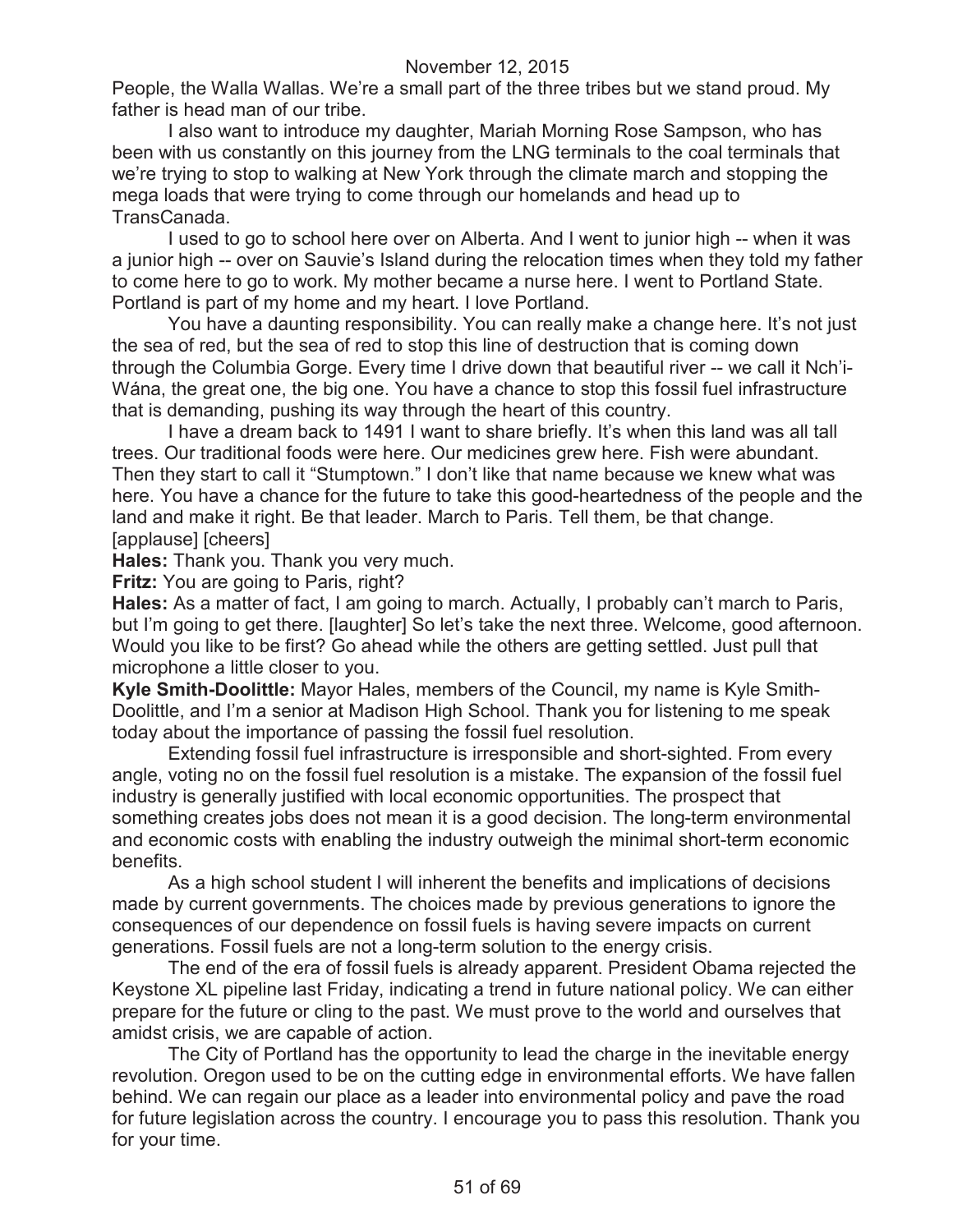People, the Walla Wallas. We're a small part of the three tribes but we stand proud. My father is head man of our tribe.

I also want to introduce my daughter, Mariah Morning Rose Sampson, who has been with us constantly on this journey from the LNG terminals to the coal terminals that we're trying to stop to walking at New York through the climate march and stopping the mega loads that were trying to come through our homelands and head up to TransCanada.

I used to go to school here over on Alberta. And I went to junior high -- when it was a junior high -- over on Sauvie's Island during the relocation times when they told my father to come here to go to work. My mother became a nurse here. I went to Portland State. Portland is part of my home and my heart. I love Portland.

You have a daunting responsibility. You can really make a change here. It's not just the sea of red, but the sea of red to stop this line of destruction that is coming down through the Columbia Gorge. Every time I drive down that beautiful river -- we call it Nch'i-Wána, the great one, the big one. You have a chance to stop this fossil fuel infrastructure that is demanding, pushing its way through the heart of this country.

I have a dream back to 1491 I want to share briefly. It's when this land was all tall trees. Our traditional foods were here. Our medicines grew here. Fish were abundant. Then they start to call it "Stumptown." I don't like that name because we knew what was here. You have a chance for the future to take this good-heartedness of the people and the land and make it right. Be that leader. March to Paris. Tell them, be that change. [applause] [cheers]

**Hales:** Thank you. Thank you very much.

**Fritz:** You are going to Paris, right?

**Hales:** As a matter of fact, I am going to march. Actually, I probably can't march to Paris, but I'm going to get there. [laughter] So let's take the next three. Welcome, good afternoon. Would you like to be first? Go ahead while the others are getting settled. Just pull that microphone a little closer to you.

**Kyle Smith-Doolittle:** Mayor Hales, members of the Council, my name is Kyle Smith-Doolittle, and I'm a senior at Madison High School. Thank you for listening to me speak today about the importance of passing the fossil fuel resolution.

Extending fossil fuel infrastructure is irresponsible and short-sighted. From every angle, voting no on the fossil fuel resolution is a mistake. The expansion of the fossil fuel industry is generally justified with local economic opportunities. The prospect that something creates jobs does not mean it is a good decision. The long-term environmental and economic costs with enabling the industry outweigh the minimal short-term economic benefits.

As a high school student I will inherent the benefits and implications of decisions made by current governments. The choices made by previous generations to ignore the consequences of our dependence on fossil fuels is having severe impacts on current generations. Fossil fuels are not a long-term solution to the energy crisis.

The end of the era of fossil fuels is already apparent. President Obama rejected the Keystone XL pipeline last Friday, indicating a trend in future national policy. We can either prepare for the future or cling to the past. We must prove to the world and ourselves that amidst crisis, we are capable of action.

The City of Portland has the opportunity to lead the charge in the inevitable energy revolution. Oregon used to be on the cutting edge in environmental efforts. We have fallen behind. We can regain our place as a leader into environmental policy and pave the road for future legislation across the country. I encourage you to pass this resolution. Thank you for your time.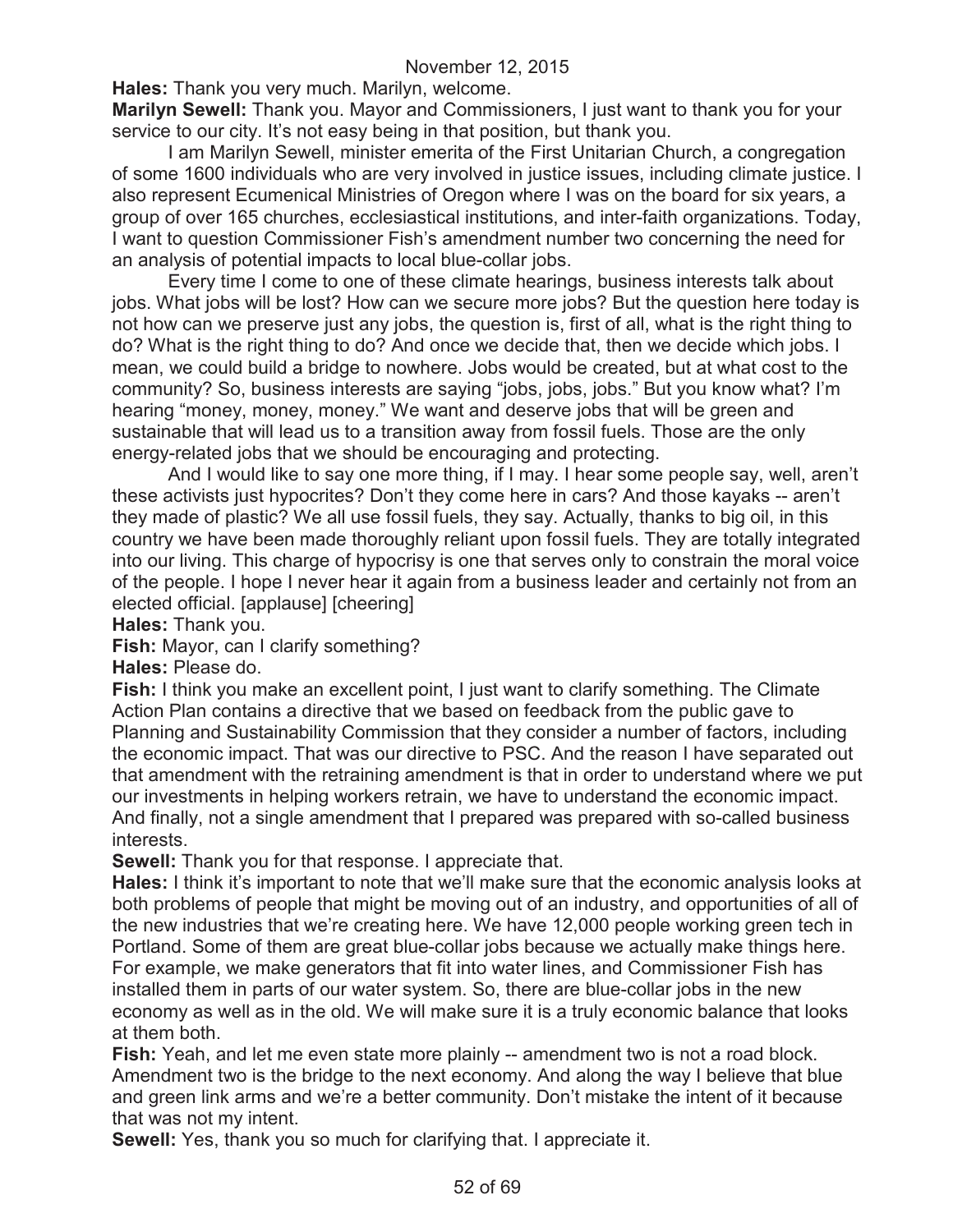**Hales:** Thank you very much. Marilyn, welcome.

**Marilyn Sewell:** Thank you. Mayor and Commissioners, I just want to thank you for your service to our city. It's not easy being in that position, but thank you.

I am Marilyn Sewell, minister emerita of the First Unitarian Church, a congregation of some 1600 individuals who are very involved in justice issues, including climate justice. I also represent Ecumenical Ministries of Oregon where I was on the board for six years, a group of over 165 churches, ecclesiastical institutions, and inter-faith organizations. Today, I want to question Commissioner Fish's amendment number two concerning the need for an analysis of potential impacts to local blue-collar jobs.

Every time I come to one of these climate hearings, business interests talk about jobs. What jobs will be lost? How can we secure more jobs? But the question here today is not how can we preserve just any jobs, the question is, first of all, what is the right thing to do? What is the right thing to do? And once we decide that, then we decide which jobs. I mean, we could build a bridge to nowhere. Jobs would be created, but at what cost to the community? So, business interests are saying "jobs, jobs, jobs." But you know what? I'm hearing "money, money, money." We want and deserve jobs that will be green and sustainable that will lead us to a transition away from fossil fuels. Those are the only energy-related jobs that we should be encouraging and protecting.

And I would like to say one more thing, if I may. I hear some people say, well, aren't these activists just hypocrites? Don't they come here in cars? And those kayaks -- aren't they made of plastic? We all use fossil fuels, they say. Actually, thanks to big oil, in this country we have been made thoroughly reliant upon fossil fuels. They are totally integrated into our living. This charge of hypocrisy is one that serves only to constrain the moral voice of the people. I hope I never hear it again from a business leader and certainly not from an elected official. [applause] [cheering]

**Hales:** Thank you.

**Fish:** Mayor, can I clarify something?

**Hales:** Please do.

**Fish:** I think you make an excellent point, I just want to clarify something. The Climate Action Plan contains a directive that we based on feedback from the public gave to Planning and Sustainability Commission that they consider a number of factors, including the economic impact. That was our directive to PSC. And the reason I have separated out that amendment with the retraining amendment is that in order to understand where we put our investments in helping workers retrain, we have to understand the economic impact. And finally, not a single amendment that I prepared was prepared with so-called business interests.

**Sewell:** Thank you for that response. I appreciate that.

**Hales:** I think it's important to note that we'll make sure that the economic analysis looks at both problems of people that might be moving out of an industry, and opportunities of all of the new industries that we're creating here. We have 12,000 people working green tech in Portland. Some of them are great blue-collar jobs because we actually make things here. For example, we make generators that fit into water lines, and Commissioner Fish has installed them in parts of our water system. So, there are blue-collar jobs in the new economy as well as in the old. We will make sure it is a truly economic balance that looks at them both.

**Fish:** Yeah, and let me even state more plainly -- amendment two is not a road block. Amendment two is the bridge to the next economy. And along the way I believe that blue and green link arms and we're a better community. Don't mistake the intent of it because that was not my intent.

**Sewell:** Yes, thank you so much for clarifying that. I appreciate it.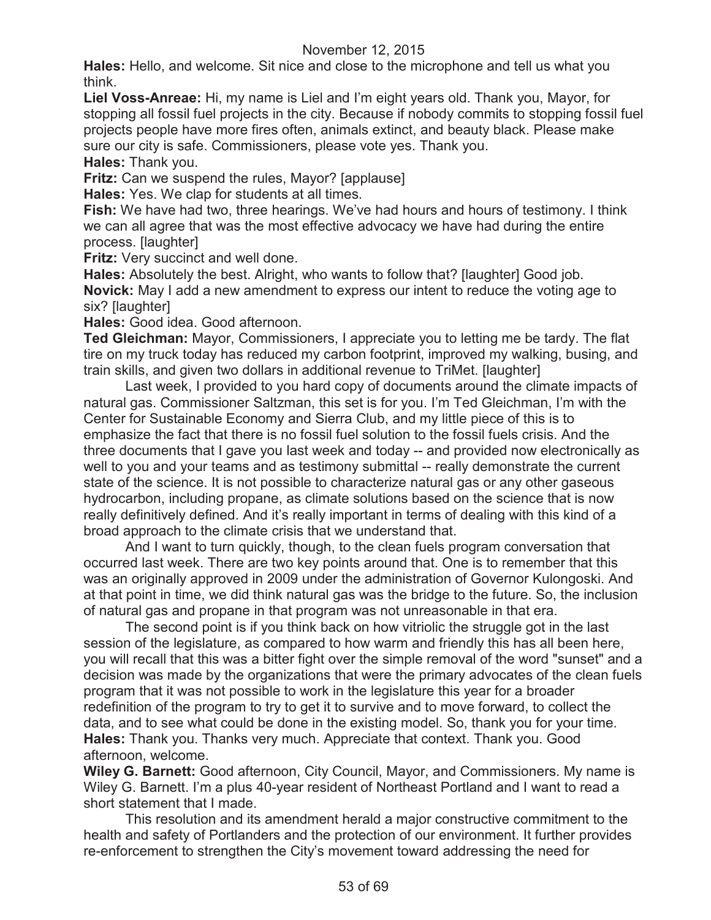**Hales:** Hello, and welcome. Sit nice and close to the microphone and tell us what you think.

**Liel Voss-Anreae:** Hi, my name is Liel and I'm eight years old. Thank you, Mayor, for stopping all fossil fuel projects in the city. Because if nobody commits to stopping fossil fuel projects people have more fires often, animals extinct, and beauty black. Please make sure our city is safe. Commissioners, please vote yes. Thank you.

**Hales:** Thank you.

**Fritz:** Can we suspend the rules, Mayor? [applause]

**Hales:** Yes. We clap for students at all times.

**Fish:** We have had two, three hearings. We've had hours and hours of testimony. I think we can all agree that was the most effective advocacy we have had during the entire process. [laughter]

**Fritz:** Very succinct and well done.

**Hales:** Absolutely the best. Alright, who wants to follow that? [laughter] Good job.

**Novick:** May I add a new amendment to express our intent to reduce the voting age to six? [laughter]

**Hales:** Good idea. Good afternoon.

**Ted Gleichman:** Mayor, Commissioners, I appreciate you to letting me be tardy. The flat tire on my truck today has reduced my carbon footprint, improved my walking, busing, and train skills, and given two dollars in additional revenue to TriMet. [laughter]

Last week, I provided to you hard copy of documents around the climate impacts of natural gas. Commissioner Saltzman, this set is for you. I'm Ted Gleichman, I'm with the Center for Sustainable Economy and Sierra Club, and my little piece of this is to emphasize the fact that there is no fossil fuel solution to the fossil fuels crisis. And the three documents that I gave you last week and today -- and provided now electronically as well to you and your teams and as testimony submittal -- really demonstrate the current state of the science. It is not possible to characterize natural gas or any other gaseous hydrocarbon, including propane, as climate solutions based on the science that is now really definitively defined. And it's really important in terms of dealing with this kind of a broad approach to the climate crisis that we understand that.

And I want to turn quickly, though, to the clean fuels program conversation that occurred last week. There are two key points around that. One is to remember that this was an originally approved in 2009 under the administration of Governor Kulongoski. And at that point in time, we did think natural gas was the bridge to the future. So, the inclusion of natural gas and propane in that program was not unreasonable in that era.

The second point is if you think back on how vitriolic the struggle got in the last session of the legislature, as compared to how warm and friendly this has all been here, you will recall that this was a bitter fight over the simple removal of the word "sunset" and a decision was made by the organizations that were the primary advocates of the clean fuels program that it was not possible to work in the legislature this year for a broader redefinition of the program to try to get it to survive and to move forward, to collect the data, and to see what could be done in the existing model. So, thank you for your time.

**Hales:** Thank you. Thanks very much. Appreciate that context. Thank you. Good afternoon, welcome.

**Wiley G. Barnett:** Good afternoon, City Council, Mayor, and Commissioners. My name is Wiley G. Barnett. I'm a plus 40-year resident of Northeast Portland and I want to read a short statement that I made.

This resolution and its amendment herald a major constructive commitment to the health and safety of Portlanders and the protection of our environment. It further provides re-enforcement to strengthen the City's movement toward addressing the need for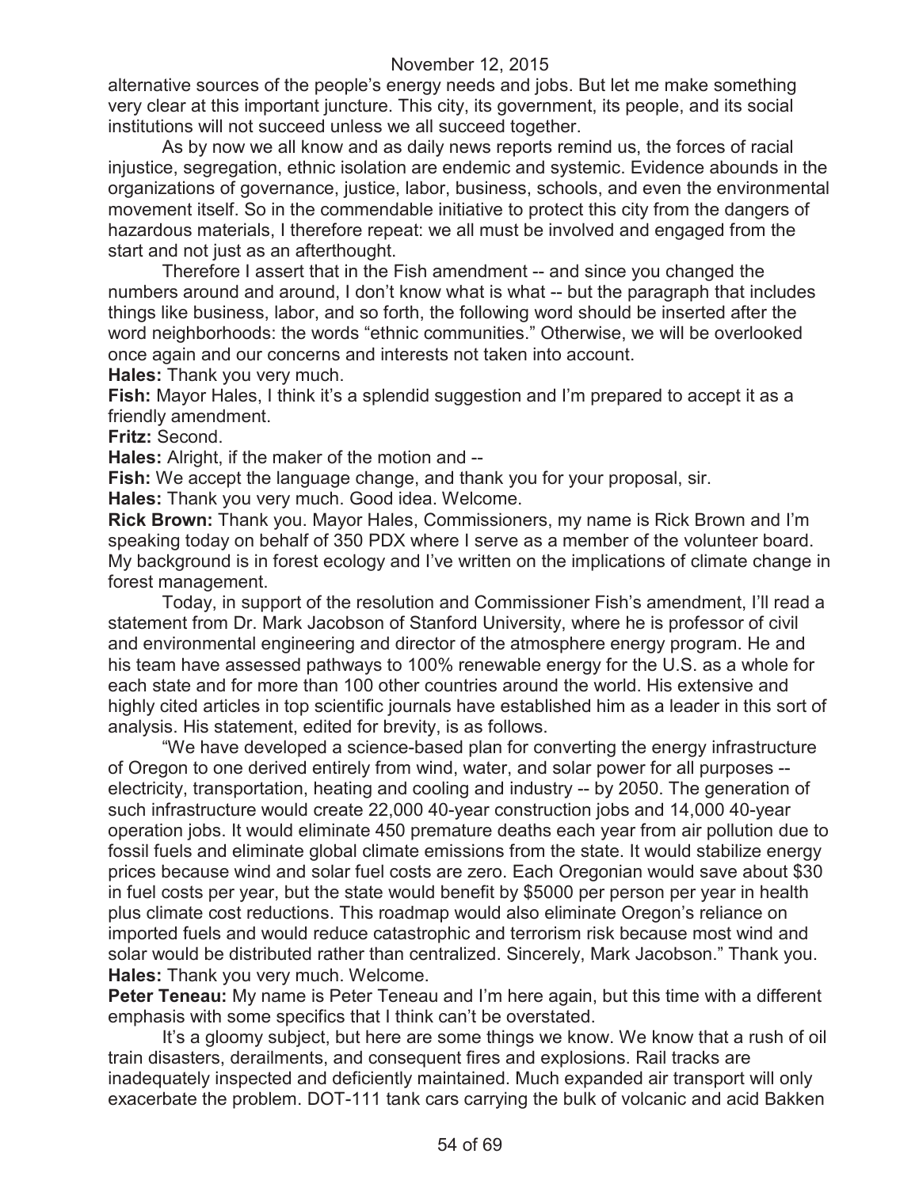alternative sources of the people's energy needs and jobs. But let me make something very clear at this important juncture. This city, its government, its people, and its social institutions will not succeed unless we all succeed together.

As by now we all know and as daily news reports remind us, the forces of racial injustice, segregation, ethnic isolation are endemic and systemic. Evidence abounds in the organizations of governance, justice, labor, business, schools, and even the environmental movement itself. So in the commendable initiative to protect this city from the dangers of hazardous materials, I therefore repeat: we all must be involved and engaged from the start and not just as an afterthought.

Therefore I assert that in the Fish amendment -- and since you changed the numbers around and around, I don't know what is what -- but the paragraph that includes things like business, labor, and so forth, the following word should be inserted after the word neighborhoods: the words "ethnic communities." Otherwise, we will be overlooked once again and our concerns and interests not taken into account.

**Hales:** Thank you very much.

**Fish:** Mayor Hales, I think it's a splendid suggestion and I'm prepared to accept it as a friendly amendment.

**Fritz:** Second.

**Hales:** Alright, if the maker of the motion and --

**Fish:** We accept the language change, and thank you for your proposal, sir.

**Hales:** Thank you very much. Good idea. Welcome.

**Rick Brown:** Thank you. Mayor Hales, Commissioners, my name is Rick Brown and I'm speaking today on behalf of 350 PDX where I serve as a member of the volunteer board. My background is in forest ecology and I've written on the implications of climate change in forest management.

Today, in support of the resolution and Commissioner Fish's amendment, I'll read a statement from Dr. Mark Jacobson of Stanford University, where he is professor of civil and environmental engineering and director of the atmosphere energy program. He and his team have assessed pathways to 100% renewable energy for the U.S. as a whole for each state and for more than 100 other countries around the world. His extensive and highly cited articles in top scientific journals have established him as a leader in this sort of analysis. His statement, edited for brevity, is as follows.

"We have developed a science-based plan for converting the energy infrastructure of Oregon to one derived entirely from wind, water, and solar power for all purposes -- electricity, transportation, heating and cooling and industry -- by 2050. The generation of such infrastructure would create 22,000 40-year construction jobs and 14,000 40-year operation jobs. It would eliminate 450 premature deaths each year from air pollution due to fossil fuels and eliminate global climate emissions from the state. It would stabilize energy prices because wind and solar fuel costs are zero. Each Oregonian would save about $30 in fuel costs per year, but the state would benefit by $5000 per person per year in health plus climate cost reductions. This roadmap would also eliminate Oregon's reliance on imported fuels and would reduce catastrophic and terrorism risk because most wind and solar would be distributed rather than centralized. Sincerely, Mark Jacobson." Thank you.

**Hales:** Thank you very much. Welcome.

**Peter Teneau:** My name is Peter Teneau and I'm here again, but this time with a different emphasis with some specifics that I think can't be overstated.

It's a gloomy subject, but here are some things we know. We know that a rush of oil train disasters, derailments, and consequent fires and explosions. Rail tracks are inadequately inspected and deficiently maintained. Much expanded air transport will only exacerbate the problem. DOT-111 tank cars carrying the bulk of volcanic and acid Bakken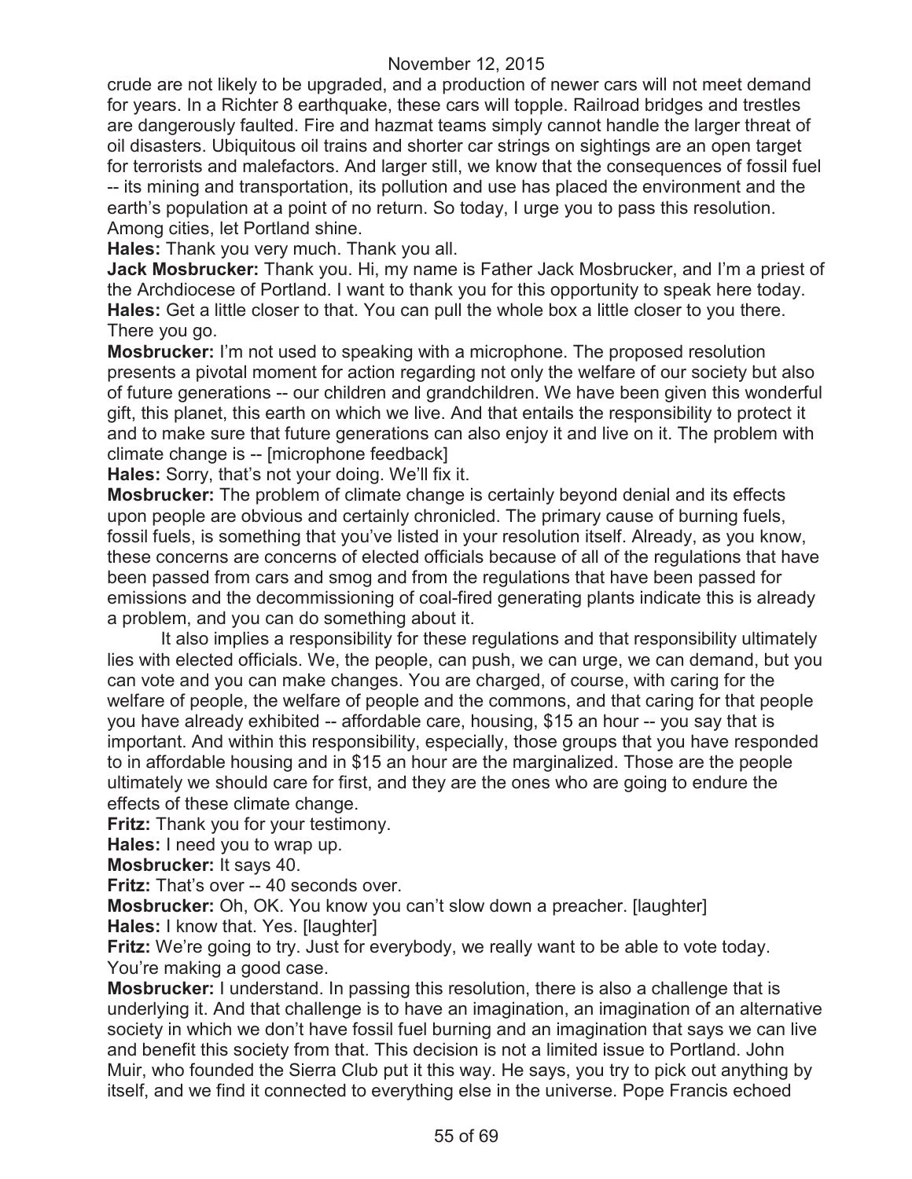crude are not likely to be upgraded, and a production of newer cars will not meet demand for years. In a Richter 8 earthquake, these cars will topple. Railroad bridges and trestles are dangerously faulted. Fire and hazmat teams simply cannot handle the larger threat of oil disasters. Ubiquitous oil trains and shorter car strings on sightings are an open target for terrorists and malefactors. And larger still, we know that the consequences of fossil fuel -- its mining and transportation, its pollution and use has placed the environment and the earth's population at a point of no return. So today, I urge you to pass this resolution. Among cities, let Portland shine.

**Hales:** Thank you very much. Thank you all.

**Jack Mosbrucker:** Thank you. Hi, my name is Father Jack Mosbrucker, and I'm a priest of the Archdiocese of Portland. I want to thank you for this opportunity to speak here today.

**Hales:** Get a little closer to that. You can pull the whole box a little closer to you there. There you go.

**Mosbrucker:** I'm not used to speaking with a microphone. The proposed resolution presents a pivotal moment for action regarding not only the welfare of our society but also of future generations -- our children and grandchildren. We have been given this wonderful gift, this planet, this earth on which we live. And that entails the responsibility to protect it and to make sure that future generations can also enjoy it and live on it. The problem with climate change is -- [microphone feedback]

**Hales:** Sorry, that's not your doing. We'll fix it.

**Mosbrucker:** The problem of climate change is certainly beyond denial and its effects upon people are obvious and certainly chronicled. The primary cause of burning fuels, fossil fuels, is something that you've listed in your resolution itself. Already, as you know, these concerns are concerns of elected officials because of all of the regulations that have been passed from cars and smog and from the regulations that have been passed for emissions and the decommissioning of coal-fired generating plants indicate this is already a problem, and you can do something about it.

It also implies a responsibility for these regulations and that responsibility ultimately lies with elected officials. We, the people, can push, we can urge, we can demand, but you can vote and you can make changes. You are charged, of course, with caring for the welfare of people, the welfare of people and the commons, and that caring for that people you have already exhibited -- affordable care, housing, $15 an hour -- you say that is important. And within this responsibility, especially, those groups that you have responded to in affordable housing and in $15 an hour are the marginalized. Those are the people ultimately we should care for first, and they are the ones who are going to endure the effects of these climate change.

**Fritz:** Thank you for your testimony.

**Hales:** I need you to wrap up.

**Mosbrucker:** It says 40.

**Fritz:** That's over -- 40 seconds over.

**Mosbrucker:** Oh, OK. You know you can't slow down a preacher. [laughter]

**Hales:** I know that. Yes. [laughter]

**Fritz:** We're going to try. Just for everybody, we really want to be able to vote today. You're making a good case.

**Mosbrucker:** I understand. In passing this resolution, there is also a challenge that is underlying it. And that challenge is to have an imagination, an imagination of an alternative society in which we don't have fossil fuel burning and an imagination that says we can live and benefit this society from that. This decision is not a limited issue to Portland. John Muir, who founded the Sierra Club put it this way. He says, you try to pick out anything by itself, and we find it connected to everything else in the universe. Pope Francis echoed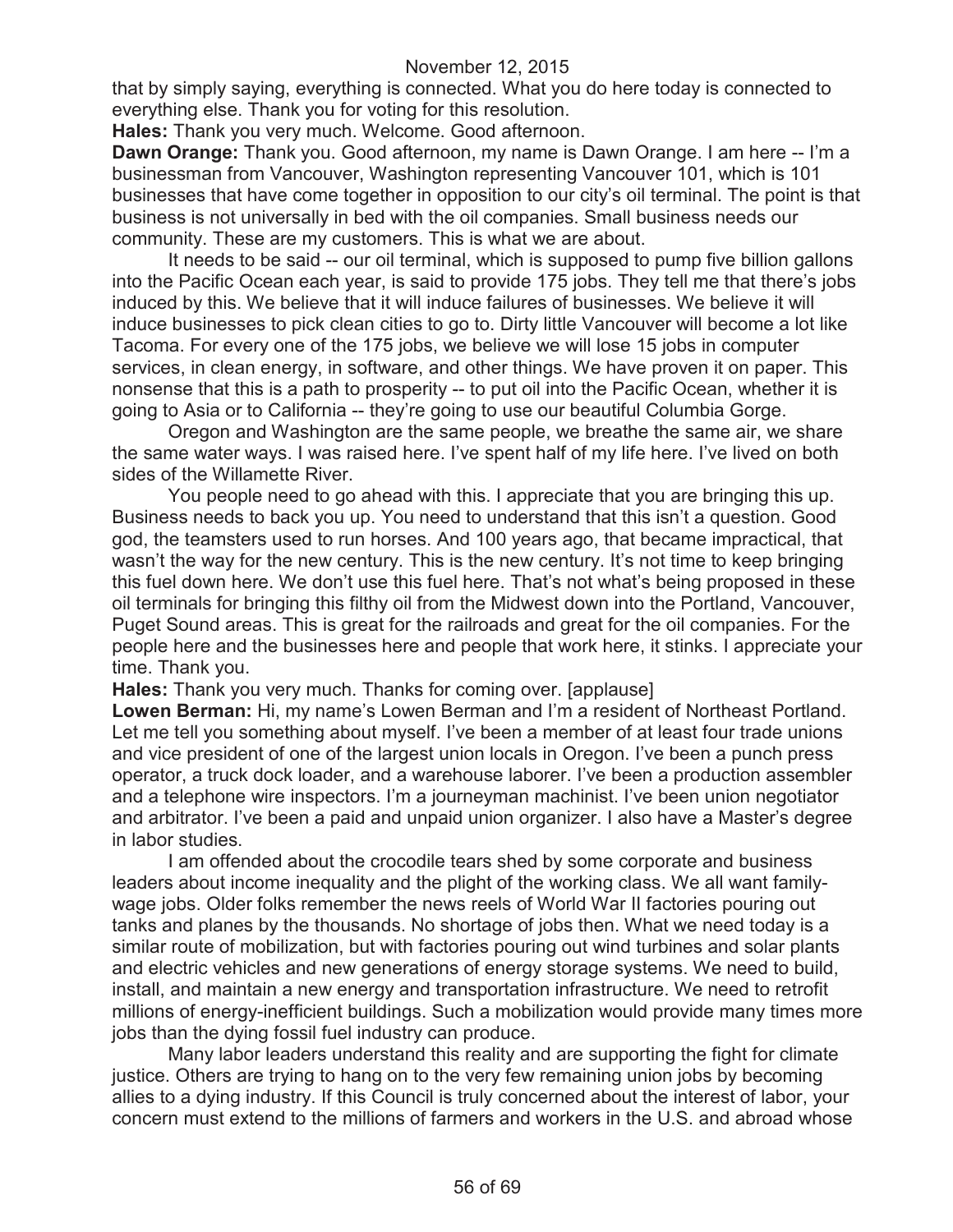that by simply saying, everything is connected. What you do here today is connected to everything else. Thank you for voting for this resolution.

**Hales:** Thank you very much. Welcome. Good afternoon.

**Dawn Orange:** Thank you. Good afternoon, my name is Dawn Orange. I am here -- I'm a businessman from Vancouver, Washington representing Vancouver 101, which is 101 businesses that have come together in opposition to our city's oil terminal. The point is that business is not universally in bed with the oil companies. Small business needs our community. These are my customers. This is what we are about.

It needs to be said -- our oil terminal, which is supposed to pump five billion gallons into the Pacific Ocean each year, is said to provide 175 jobs. They tell me that there's jobs induced by this. We believe that it will induce failures of businesses. We believe it will induce businesses to pick clean cities to go to. Dirty little Vancouver will become a lot like Tacoma. For every one of the 175 jobs, we believe we will lose 15 jobs in computer services, in clean energy, in software, and other things. We have proven it on paper. This nonsense that this is a path to prosperity -- to put oil into the Pacific Ocean, whether it is going to Asia or to California -- they're going to use our beautiful Columbia Gorge.

Oregon and Washington are the same people, we breathe the same air, we share the same water ways. I was raised here. I've spent half of my life here. I've lived on both sides of the Willamette River.

You people need to go ahead with this. I appreciate that you are bringing this up. Business needs to back you up. You need to understand that this isn't a question. Good god, the teamsters used to run horses. And 100 years ago, that became impractical, that wasn't the way for the new century. This is the new century. It's not time to keep bringing this fuel down here. We don't use this fuel here. That's not what's being proposed in these oil terminals for bringing this filthy oil from the Midwest down into the Portland, Vancouver, Puget Sound areas. This is great for the railroads and great for the oil companies. For the people here and the businesses here and people that work here, it stinks. I appreciate your time. Thank you.

**Hales:** Thank you very much. Thanks for coming over. [applause]

**Lowen Berman:** Hi, my name's Lowen Berman and I'm a resident of Northeast Portland. Let me tell you something about myself. I've been a member of at least four trade unions and vice president of one of the largest union locals in Oregon. I've been a punch press operator, a truck dock loader, and a warehouse laborer. I've been a production assembler and a telephone wire inspectors. I'm a journeyman machinist. I've been union negotiator and arbitrator. I've been a paid and unpaid union organizer. I also have a Master's degree in labor studies.

I am offended about the crocodile tears shed by some corporate and business leaders about income inequality and the plight of the working class. We all want family-wage jobs. Older folks remember the news reels of World War II factories pouring out tanks and planes by the thousands. No shortage of jobs then. What we need today is a similar route of mobilization, but with factories pouring out wind turbines and solar plants and electric vehicles and new generations of energy storage systems. We need to build, install, and maintain a new energy and transportation infrastructure. We need to retrofit millions of energy-inefficient buildings. Such a mobilization would provide many times more jobs than the dying fossil fuel industry can produce.

Many labor leaders understand this reality and are supporting the fight for climate justice. Others are trying to hang on to the very few remaining union jobs by becoming allies to a dying industry. If this Council is truly concerned about the interest of labor, your concern must extend to the millions of farmers and workers in the U.S. and abroad whose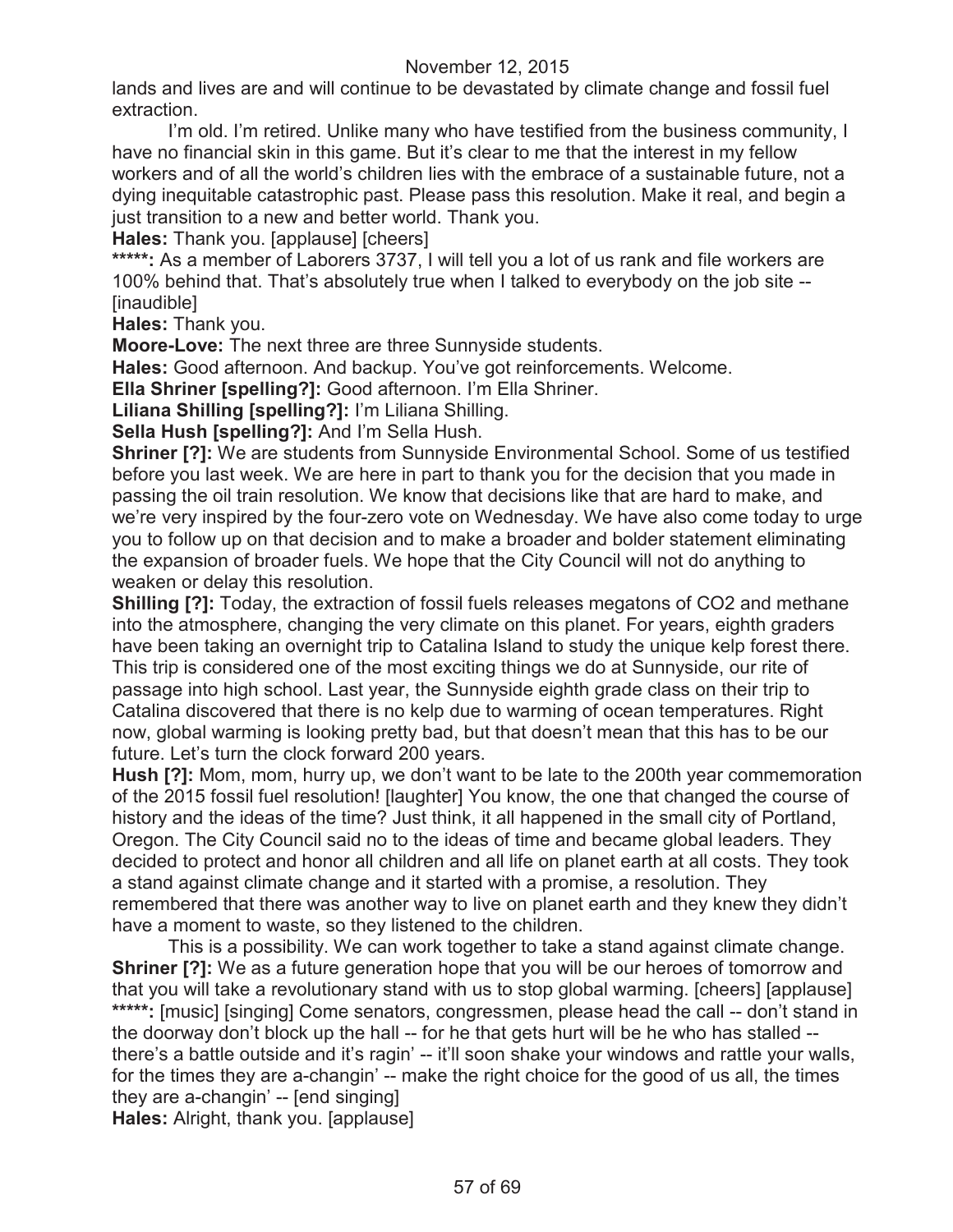lands and lives are and will continue to be devastated by climate change and fossil fuel extraction.

I'm old. I'm retired. Unlike many who have testified from the business community, I have no financial skin in this game. But it's clear to me that the interest in my fellow workers and of all the world's children lies with the embrace of a sustainable future, not a dying inequitable catastrophic past. Please pass this resolution. Make it real, and begin a just transition to a new and better world. Thank you.

**Hales:** Thank you. [applause] [cheers]

**\*\*\*\*\*:** As a member of Laborers 3737, I will tell you a lot of us rank and file workers are 100% behind that. That's absolutely true when I talked to everybody on the job site -- [inaudible]

**Hales:** Thank you.

**Moore-Love:** The next three are three Sunnyside students.

**Hales:** Good afternoon. And backup. You've got reinforcements. Welcome.

**Ella Shriner [spelling?]:** Good afternoon. I'm Ella Shriner.

**Liliana Shilling [spelling?]:** I'm Liliana Shilling.

**Sella Hush [spelling?]:** And I'm Sella Hush.

**Shriner [?]:** We are students from Sunnyside Environmental School. Some of us testified before you last week. We are here in part to thank you for the decision that you made in passing the oil train resolution. We know that decisions like that are hard to make, and we're very inspired by the four-zero vote on Wednesday. We have also come today to urge you to follow up on that decision and to make a broader and bolder statement eliminating the expansion of broader fuels. We hope that the City Council will not do anything to weaken or delay this resolution.

**Shilling [?]:** Today, the extraction of fossil fuels releases megatons of $CO_2$ and methane into the atmosphere, changing the very climate on this planet. For years, eighth graders have been taking an overnight trip to Catalina Island to study the unique kelp forest there. This trip is considered one of the most exciting things we do at Sunnyside, our rite of passage into high school. Last year, the Sunnyside eighth grade class on their trip to Catalina discovered that there is no kelp due to warming of ocean temperatures. Right now, global warming is looking pretty bad, but that doesn't mean that this has to be our future. Let's turn the clock forward 200 years.

**Hush [?]:** Mom, mom, hurry up, we don't want to be late to the 200th year commemoration of the 2015 fossil fuel resolution! [laughter] You know, the one that changed the course of history and the ideas of the time? Just think, it all happened in the small city of Portland, Oregon. The City Council said no to the ideas of time and became global leaders. They decided to protect and honor all children and all life on planet earth at all costs. They took a stand against climate change and it started with a promise, a resolution. They remembered that there was another way to live on planet earth and they knew they didn't have a moment to waste, so they listened to the children.

This is a possibility. We can work together to take a stand against climate change.

**Shriner [?]:** We as a future generation hope that you will be our heroes of tomorrow and that you will take a revolutionary stand with us to stop global warming. [cheers] [applause]

**\*\*\*\*\*:** [music] [singing] Come senators, congressmen, please head the call -- don't stand in the doorway don't block up the hall -- for he that gets hurt will be he who has stalled -- there's a battle outside and it's ragin' -- it'll soon shake your windows and rattle your walls, for the times they are a-changin' -- make the right choice for the good of us all, the times they are a-changin' -- [end singing]

**Hales:** Alright, thank you. [applause]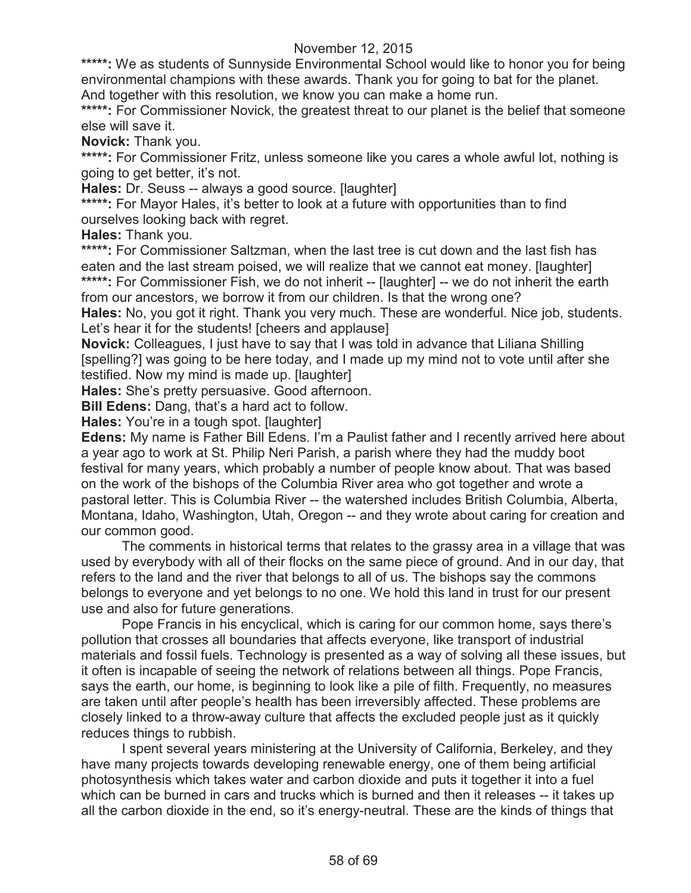November 12, 2015

**\*\*\*\*\*:** We as students of Sunnyside Environmental School would like to honor you for being environmental champions with these awards. Thank you for going to bat for the planet. And together with this resolution, we know you can make a home run.

**\*\*\*\*\*:** For Commissioner Novick, the greatest threat to our planet is the belief that someone else will save it.

**Novick:** Thank you.

**\*\*\*\*\*:** For Commissioner Fritz, unless someone like you cares a whole awful lot, nothing is going to get better, it's not.

**Hales:** Dr. Seuss -- always a good source. [laughter]

**\*\*\*\*\*:** For Mayor Hales, it's better to look at a future with opportunities than to find ourselves looking back with regret.

**Hales:** Thank you.

**\*\*\*\*\*:** For Commissioner Saltzman, when the last tree is cut down and the last fish has eaten and the last stream poised, we will realize that we cannot eat money. [laughter]

**\*\*\*\*\*:** For Commissioner Fish, we do not inherit -- [laughter] -- we do not inherit the earth from our ancestors, we borrow it from our children. Is that the wrong one?

**Hales:** No, you got it right. Thank you very much. These are wonderful. Nice job, students. Let's hear it for the students! [cheers and applause]

**Novick:** Colleagues, I just have to say that I was told in advance that Liliana Shilling [spelling?] was going to be here today, and I made up my mind not to vote until after she testified. Now my mind is made up. [laughter]

**Hales:** She's pretty persuasive. Good afternoon.

**Bill Edens:** Dang, that's a hard act to follow.

**Hales:** You're in a tough spot. [laughter]

**Edens:** My name is Father Bill Edens. I'm a Paulist father and I recently arrived here about a year ago to work at St. Philip Neri Parish, a parish where they had the muddy boot festival for many years, which probably a number of people know about. That was based on the work of the bishops of the Columbia River area who got together and wrote a pastoral letter. This is Columbia River -- the watershed includes British Columbia, Alberta, Montana, Idaho, Washington, Utah, Oregon -- and they wrote about caring for creation and our common good.

The comments in historical terms that relates to the grassy area in a village that was used by everybody with all of their flocks on the same piece of ground. And in our day, that refers to the land and the river that belongs to all of us. The bishops say the commons belongs to everyone and yet belongs to no one. We hold this land in trust for our present use and also for future generations.

Pope Francis in his encyclical, which is caring for our common home, says there's pollution that crosses all boundaries that affects everyone, like transport of industrial materials and fossil fuels. Technology is presented as a way of solving all these issues, but it often is incapable of seeing the network of relations between all things. Pope Francis, says the earth, our home, is beginning to look like a pile of filth. Frequently, no measures are taken until after people's health has been irreversibly affected. These problems are closely linked to a throw-away culture that affects the excluded people just as it quickly reduces things to rubbish.

I spent several years ministering at the University of California, Berkeley, and they have many projects towards developing renewable energy, one of them being artificial photosynthesis which takes water and carbon dioxide and puts it together it into a fuel which can be burned in cars and trucks which is burned and then it releases -- it takes up all the carbon dioxide in the end, so it's energy-neutral. These are the kinds of things that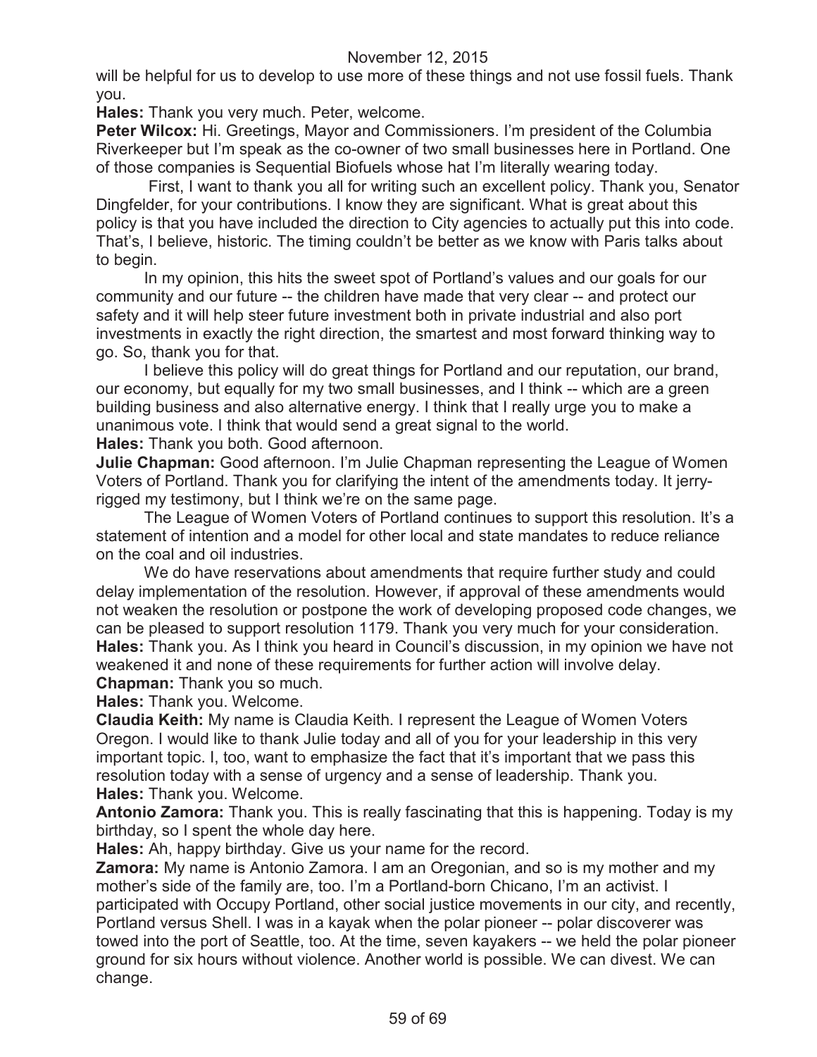will be helpful for us to develop to use more of these things and not use fossil fuels. Thank you.

**Hales:** Thank you very much. Peter, welcome.

**Peter Wilcox:** Hi. Greetings, Mayor and Commissioners. I'm president of the Columbia Riverkeeper but I'm speak as the co-owner of two small businesses here in Portland. One of those companies is Sequential Biofuels whose hat I'm literally wearing today.

First, I want to thank you all for writing such an excellent policy. Thank you, Senator Dingfelder, for your contributions. I know they are significant. What is great about this policy is that you have included the direction to City agencies to actually put this into code. That's, I believe, historic. The timing couldn't be better as we know with Paris talks about to begin.

In my opinion, this hits the sweet spot of Portland's values and our goals for our community and our future -- the children have made that very clear -- and protect our safety and it will help steer future investment both in private industrial and also port investments in exactly the right direction, the smartest and most forward thinking way to go. So, thank you for that.

I believe this policy will do great things for Portland and our reputation, our brand, our economy, but equally for my two small businesses, and I think -- which are a green building business and also alternative energy. I think that I really urge you to make a unanimous vote. I think that would send a great signal to the world.

**Hales:** Thank you both. Good afternoon.

**Julie Chapman:** Good afternoon. I'm Julie Chapman representing the League of Women Voters of Portland. Thank you for clarifying the intent of the amendments today. It jerry-rigged my testimony, but I think we're on the same page.

The League of Women Voters of Portland continues to support this resolution. It's a statement of intention and a model for other local and state mandates to reduce reliance on the coal and oil industries.

We do have reservations about amendments that require further study and could delay implementation of the resolution. However, if approval of these amendments would not weaken the resolution or postpone the work of developing proposed code changes, we can be pleased to support resolution 1179. Thank you very much for your consideration.

**Hales:** Thank you. As I think you heard in Council's discussion, in my opinion we have not weakened it and none of these requirements for further action will involve delay.

**Chapman:** Thank you so much.

**Hales:** Thank you. Welcome.

**Claudia Keith:** My name is Claudia Keith. I represent the League of Women Voters Oregon. I would like to thank Julie today and all of you for your leadership in this very important topic. I, too, want to emphasize the fact that it's important that we pass this resolution today with a sense of urgency and a sense of leadership. Thank you.

**Hales:** Thank you. Welcome.

**Antonio Zamora:** Thank you. This is really fascinating that this is happening. Today is my birthday, so I spent the whole day here.

**Hales:** Ah, happy birthday. Give us your name for the record.

**Zamora:** My name is Antonio Zamora. I am an Oregonian, and so is my mother and my mother's side of the family are, too. I'm a Portland-born Chicano, I'm an activist. I participated with Occupy Portland, other social justice movements in our city, and recently, Portland versus Shell. I was in a kayak when the polar pioneer -- polar discoverer was towed into the port of Seattle, too. At the time, seven kayakers -- we held the polar pioneer ground for six hours without violence. Another world is possible. We can divest. We can change.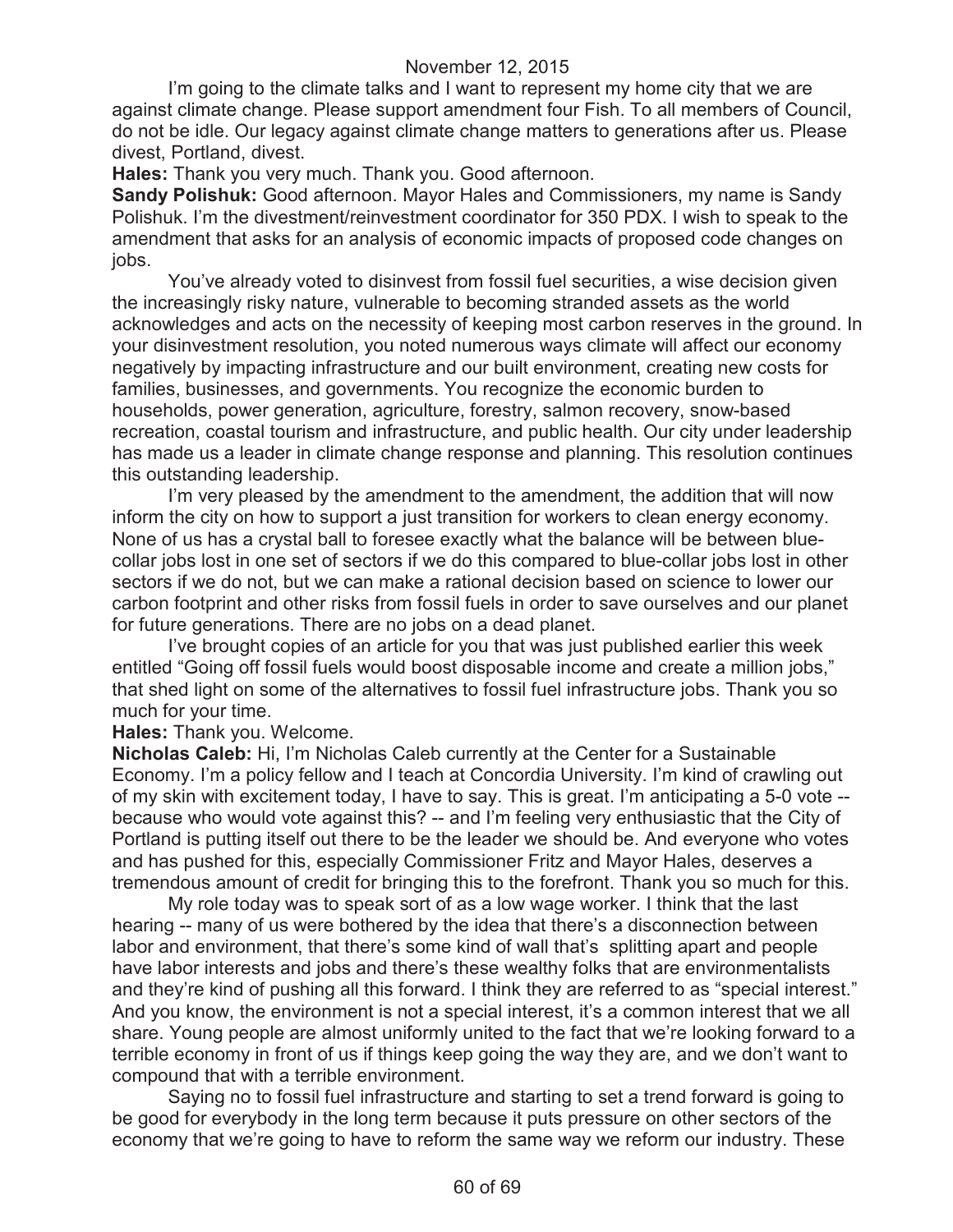I'm going to the climate talks and I want to represent my home city that we are against climate change. Please support amendment four Fish. To all members of Council, do not be idle. Our legacy against climate change matters to generations after us. Please divest, Portland, divest.

**Hales:** Thank you very much. Thank you. Good afternoon.

**Sandy Polishuk:** Good afternoon. Mayor Hales and Commissioners, my name is Sandy Polishuk. I'm the divestment/reinvestment coordinator for 350 PDX. I wish to speak to the amendment that asks for an analysis of economic impacts of proposed code changes on jobs.

You've already voted to disinvest from fossil fuel securities, a wise decision given the increasingly risky nature, vulnerable to becoming stranded assets as the world acknowledges and acts on the necessity of keeping most carbon reserves in the ground. In your disinvestment resolution, you noted numerous ways climate will affect our economy negatively by impacting infrastructure and our built environment, creating new costs for families, businesses, and governments. You recognize the economic burden to households, power generation, agriculture, forestry, salmon recovery, snow-based recreation, coastal tourism and infrastructure, and public health. Our city under leadership has made us a leader in climate change response and planning. This resolution continues this outstanding leadership.

I'm very pleased by the amendment to the amendment, the addition that will now inform the city on how to support a just transition for workers to clean energy economy. None of us has a crystal ball to foresee exactly what the balance will be between blue-collar jobs lost in one set of sectors if we do this compared to blue-collar jobs lost in other sectors if we do not, but we can make a rational decision based on science to lower our carbon footprint and other risks from fossil fuels in order to save ourselves and our planet for future generations. There are no jobs on a dead planet.

I've brought copies of an article for you that was just published earlier this week entitled "Going off fossil fuels would boost disposable income and create a million jobs," that shed light on some of the alternatives to fossil fuel infrastructure jobs. Thank you so much for your time.

**Hales:** Thank you. Welcome.

**Nicholas Caleb:** Hi, I'm Nicholas Caleb currently at the Center for a Sustainable Economy. I'm a policy fellow and I teach at Concordia University. I'm kind of crawling out of my skin with excitement today, I have to say. This is great. I'm anticipating a 5-0 vote -- because who would vote against this? -- and I'm feeling very enthusiastic that the City of Portland is putting itself out there to be the leader we should be. And everyone who votes and has pushed for this, especially Commissioner Fritz and Mayor Hales, deserves a tremendous amount of credit for bringing this to the forefront. Thank you so much for this.

My role today was to speak sort of as a low wage worker. I think that the last hearing -- many of us were bothered by the idea that there's a disconnection between labor and environment, that there's some kind of wall that's splitting apart and people have labor interests and jobs and there's these wealthy folks that are environmentalists and they're kind of pushing all this forward. I think they are referred to as "special interest." And you know, the environment is not a special interest, it's a common interest that we all share. Young people are almost uniformly united to the fact that we're looking forward to a terrible economy in front of us if things keep going the way they are, and we don't want to compound that with a terrible environment.

Saying no to fossil fuel infrastructure and starting to set a trend forward is going to be good for everybody in the long term because it puts pressure on other sectors of the economy that we're going to have to reform the same way we reform our industry. These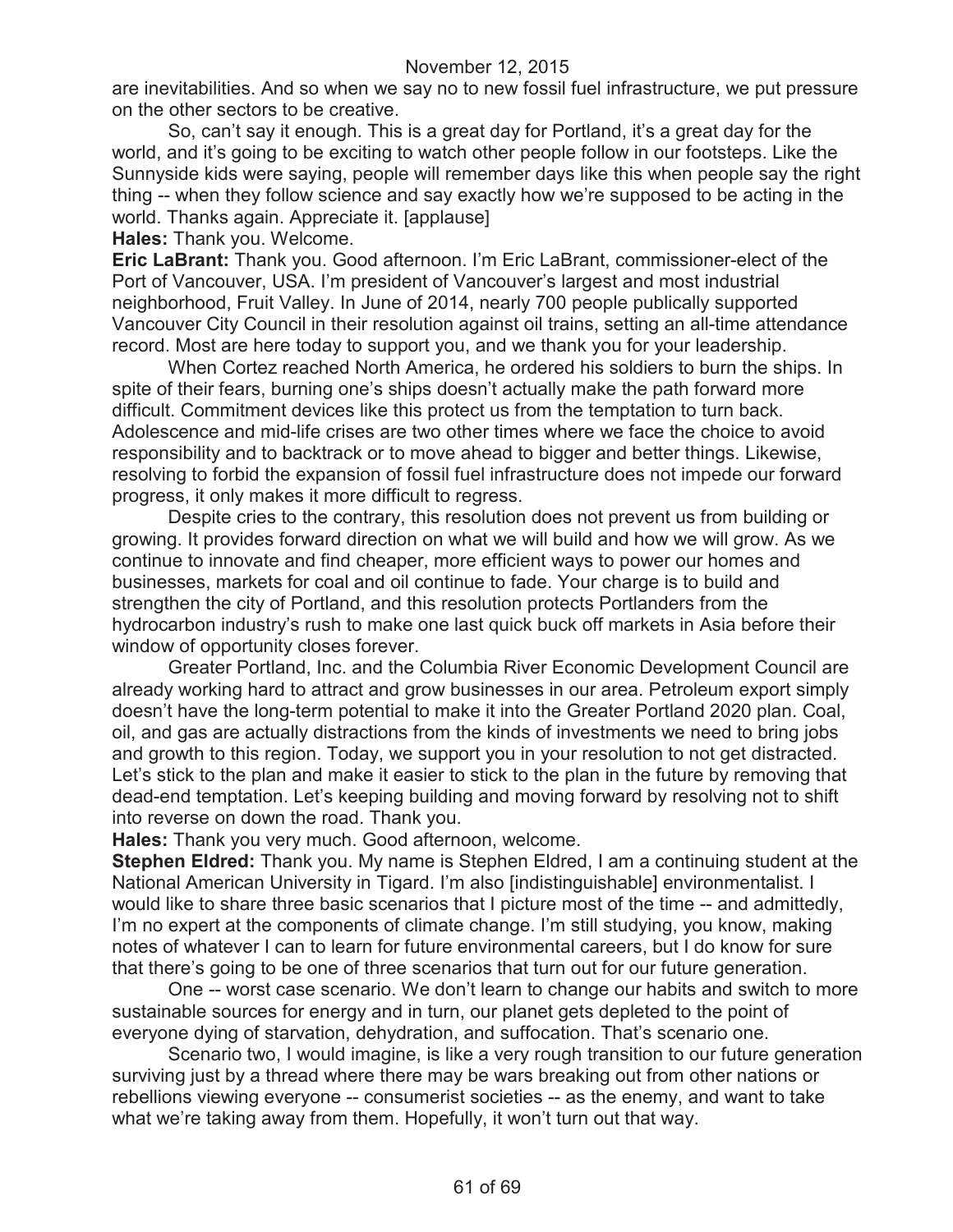are inevitabilities. And so when we say no to new fossil fuel infrastructure, we put pressure on the other sectors to be creative.

So, can't say it enough. This is a great day for Portland, it's a great day for the world, and it's going to be exciting to watch other people follow in our footsteps. Like the Sunnyside kids were saying, people will remember days like this when people say the right thing -- when they follow science and say exactly how we're supposed to be acting in the world. Thanks again. Appreciate it. [applause]

**Hales:** Thank you. Welcome.

**Eric LaBrant:** Thank you. Good afternoon. I'm Eric LaBrant, commissioner-elect of the Port of Vancouver, USA. I'm president of Vancouver's largest and most industrial neighborhood, Fruit Valley. In June of 2014, nearly 700 people publically supported Vancouver City Council in their resolution against oil trains, setting an all-time attendance record. Most are here today to support you, and we thank you for your leadership.

When Cortez reached North America, he ordered his soldiers to burn the ships. In spite of their fears, burning one's ships doesn't actually make the path forward more difficult. Commitment devices like this protect us from the temptation to turn back. Adolescence and mid-life crises are two other times where we face the choice to avoid responsibility and to backtrack or to move ahead to bigger and better things. Likewise, resolving to forbid the expansion of fossil fuel infrastructure does not impede our forward progress, it only makes it more difficult to regress.

Despite cries to the contrary, this resolution does not prevent us from building or growing. It provides forward direction on what we will build and how we will grow. As we continue to innovate and find cheaper, more efficient ways to power our homes and businesses, markets for coal and oil continue to fade. Your charge is to build and strengthen the city of Portland, and this resolution protects Portlanders from the hydrocarbon industry's rush to make one last quick buck off markets in Asia before their window of opportunity closes forever.

Greater Portland, Inc. and the Columbia River Economic Development Council are already working hard to attract and grow businesses in our area. Petroleum export simply doesn't have the long-term potential to make it into the Greater Portland 2020 plan. Coal, oil, and gas are actually distractions from the kinds of investments we need to bring jobs and growth to this region. Today, we support you in your resolution to not get distracted. Let's stick to the plan and make it easier to stick to the plan in the future by removing that dead-end temptation. Let's keeping building and moving forward by resolving not to shift into reverse on down the road. Thank you.

**Hales:** Thank you very much. Good afternoon, welcome.

**Stephen Eldred:** Thank you. My name is Stephen Eldred, I am a continuing student at the National American University in Tigard. I'm also [indistinguishable] environmentalist. I would like to share three basic scenarios that I picture most of the time -- and admittedly, I'm no expert at the components of climate change. I'm still studying, you know, making notes of whatever I can to learn for future environmental careers, but I do know for sure that there's going to be one of three scenarios that turn out for our future generation.

One -- worst case scenario. We don't learn to change our habits and switch to more sustainable sources for energy and in turn, our planet gets depleted to the point of everyone dying of starvation, dehydration, and suffocation. That's scenario one.

Scenario two, I would imagine, is like a very rough transition to our future generation surviving just by a thread where there may be wars breaking out from other nations or rebellions viewing everyone -- consumerist societies -- as the enemy, and want to take what we're taking away from them. Hopefully, it won't turn out that way.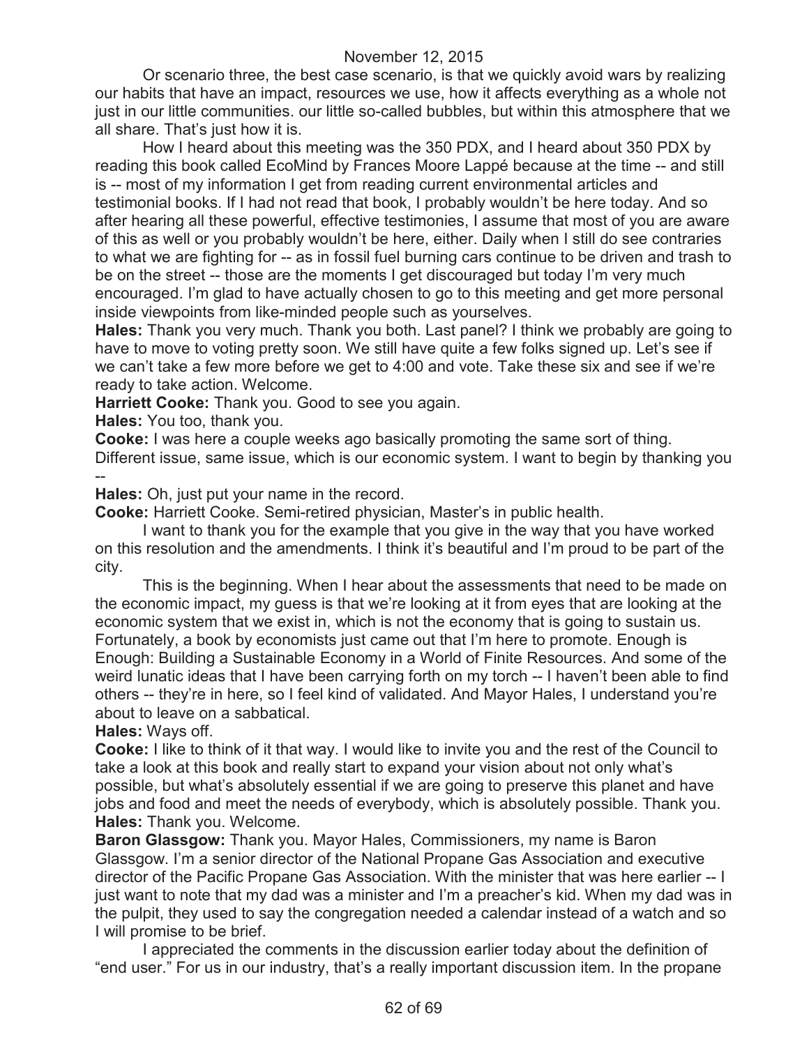Or scenario three, the best case scenario, is that we quickly avoid wars by realizing our habits that have an impact, resources we use, how it affects everything as a whole not just in our little communities. our little so-called bubbles, but within this atmosphere that we all share. That's just how it is.

How I heard about this meeting was the 350 PDX, and I heard about 350 PDX by reading this book called EcoMind by Frances Moore Lappé because at the time -- and still is -- most of my information I get from reading current environmental articles and testimonial books. If I had not read that book, I probably wouldn't be here today. And so after hearing all these powerful, effective testimonies, I assume that most of you are aware of this as well or you probably wouldn't be here, either. Daily when I still do see contraries to what we are fighting for -- as in fossil fuel burning cars continue to be driven and trash to be on the street -- those are the moments I get discouraged but today I'm very much encouraged. I'm glad to have actually chosen to go to this meeting and get more personal inside viewpoints from like-minded people such as yourselves.

**Hales:** Thank you very much. Thank you both. Last panel? I think we probably are going to have to move to voting pretty soon. We still have quite a few folks signed up. Let's see if we can't take a few more before we get to 4:00 and vote. Take these six and see if we're ready to take action. Welcome.

**Harriett Cooke:** Thank you. Good to see you again.

**Hales:** You too, thank you.

**Cooke:** I was here a couple weeks ago basically promoting the same sort of thing. Different issue, same issue, which is our economic system. I want to begin by thanking you --

**Hales:** Oh, just put your name in the record.

**Cooke:** Harriett Cooke. Semi-retired physician, Master's in public health.

I want to thank you for the example that you give in the way that you have worked on this resolution and the amendments. I think it's beautiful and I'm proud to be part of the city.

This is the beginning. When I hear about the assessments that need to be made on the economic impact, my guess is that we're looking at it from eyes that are looking at the economic system that we exist in, which is not the economy that is going to sustain us. Fortunately, a book by economists just came out that I'm here to promote. Enough is Enough: Building a Sustainable Economy in a World of Finite Resources. And some of the weird lunatic ideas that I have been carrying forth on my torch -- I haven't been able to find others -- they're in here, so I feel kind of validated. And Mayor Hales, I understand you're about to leave on a sabbatical.

**Hales:** Ways off.

**Cooke:** I like to think of it that way. I would like to invite you and the rest of the Council to take a look at this book and really start to expand your vision about not only what's possible, but what's absolutely essential if we are going to preserve this planet and have jobs and food and meet the needs of everybody, which is absolutely possible. Thank you.

**Hales:** Thank you. Welcome.

**Baron Glassgow:** Thank you. Mayor Hales, Commissioners, my name is Baron Glassgow. I'm a senior director of the National Propane Gas Association and executive director of the Pacific Propane Gas Association. With the minister that was here earlier -- I just want to note that my dad was a minister and I'm a preacher's kid. When my dad was in the pulpit, they used to say the congregation needed a calendar instead of a watch and so I will promise to be brief.

I appreciated the comments in the discussion earlier today about the definition of "end user." For us in our industry, that's a really important discussion item. In the propane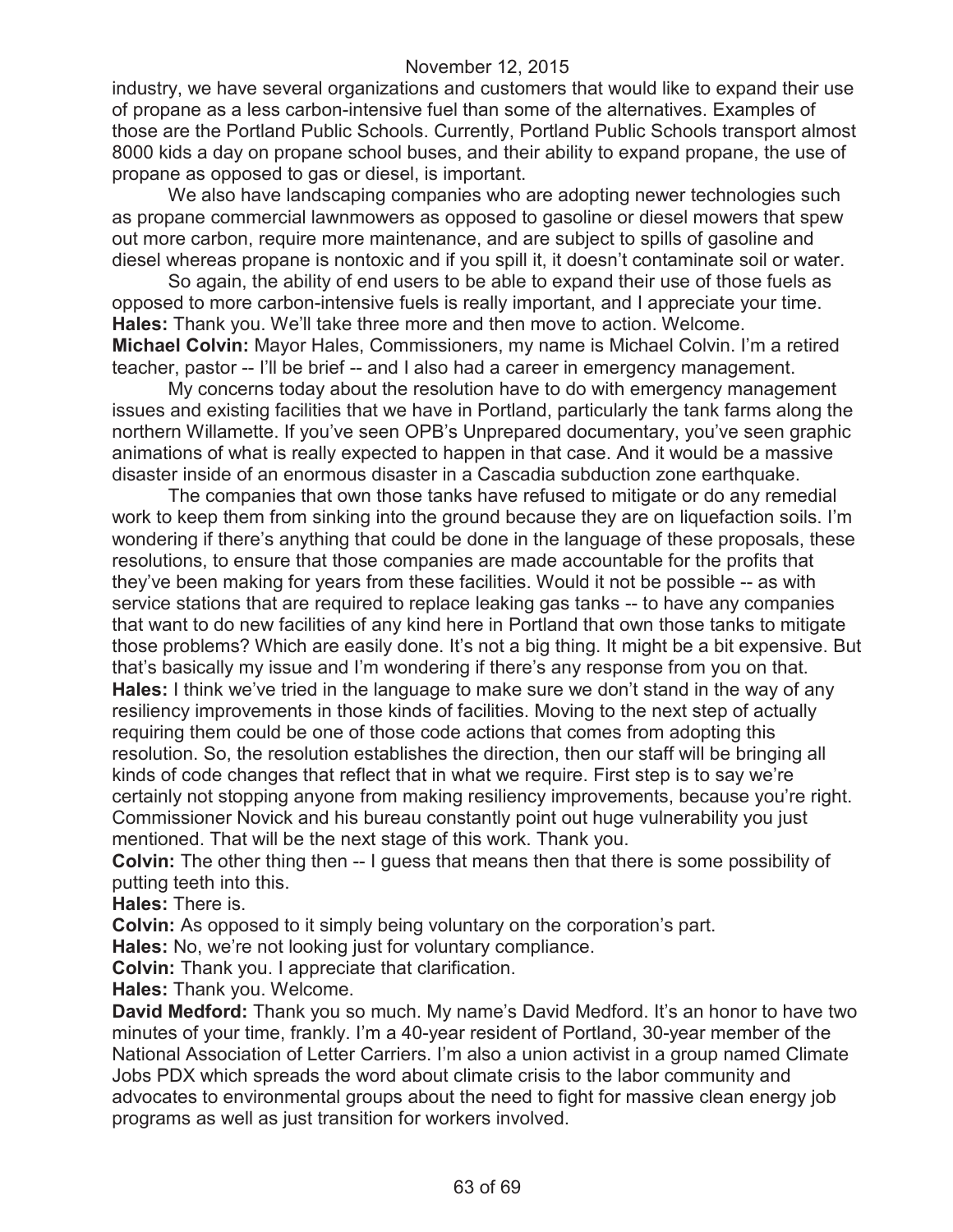industry, we have several organizations and customers that would like to expand their use of propane as a less carbon-intensive fuel than some of the alternatives. Examples of those are the Portland Public Schools. Currently, Portland Public Schools transport almost 8000 kids a day on propane school buses, and their ability to expand propane, the use of propane as opposed to gas or diesel, is important.

We also have landscaping companies who are adopting newer technologies such as propane commercial lawnmowers as opposed to gasoline or diesel mowers that spew out more carbon, require more maintenance, and are subject to spills of gasoline and diesel whereas propane is nontoxic and if you spill it, it doesn't contaminate soil or water.

So again, the ability of end users to be able to expand their use of those fuels as opposed to more carbon-intensive fuels is really important, and I appreciate your time.

**Hales:** Thank you. We'll take three more and then move to action. Welcome.

**Michael Colvin:** Mayor Hales, Commissioners, my name is Michael Colvin. I'm a retired teacher, pastor -- I'll be brief -- and I also had a career in emergency management.

My concerns today about the resolution have to do with emergency management issues and existing facilities that we have in Portland, particularly the tank farms along the northern Willamette. If you've seen OPB's Unprepared documentary, you've seen graphic animations of what is really expected to happen in that case. And it would be a massive disaster inside of an enormous disaster in a Cascadia subduction zone earthquake.

The companies that own those tanks have refused to mitigate or do any remedial work to keep them from sinking into the ground because they are on liquefaction soils. I'm wondering if there's anything that could be done in the language of these proposals, these resolutions, to ensure that those companies are made accountable for the profits that they've been making for years from these facilities. Would it not be possible -- as with service stations that are required to replace leaking gas tanks -- to have any companies that want to do new facilities of any kind here in Portland that own those tanks to mitigate those problems? Which are easily done. It's not a big thing. It might be a bit expensive. But that's basically my issue and I'm wondering if there's any response from you on that.

**Hales:** I think we've tried in the language to make sure we don't stand in the way of any resiliency improvements in those kinds of facilities. Moving to the next step of actually requiring them could be one of those code actions that comes from adopting this resolution. So, the resolution establishes the direction, then our staff will be bringing all kinds of code changes that reflect that in what we require. First step is to say we're certainly not stopping anyone from making resiliency improvements, because you're right. Commissioner Novick and his bureau constantly point out huge vulnerability you just mentioned. That will be the next stage of this work. Thank you.

**Colvin:** The other thing then -- I guess that means then that there is some possibility of putting teeth into this.

**Hales:** There is.

**Colvin:** As opposed to it simply being voluntary on the corporation's part.

**Hales:** No, we're not looking just for voluntary compliance.

**Colvin:** Thank you. I appreciate that clarification.

**Hales:** Thank you. Welcome.

**David Medford:** Thank you so much. My name's David Medford. It's an honor to have two minutes of your time, frankly. I'm a 40-year resident of Portland, 30-year member of the National Association of Letter Carriers. I'm also a union activist in a group named Climate Jobs PDX which spreads the word about climate crisis to the labor community and advocates to environmental groups about the need to fight for massive clean energy job programs as well as just transition for workers involved.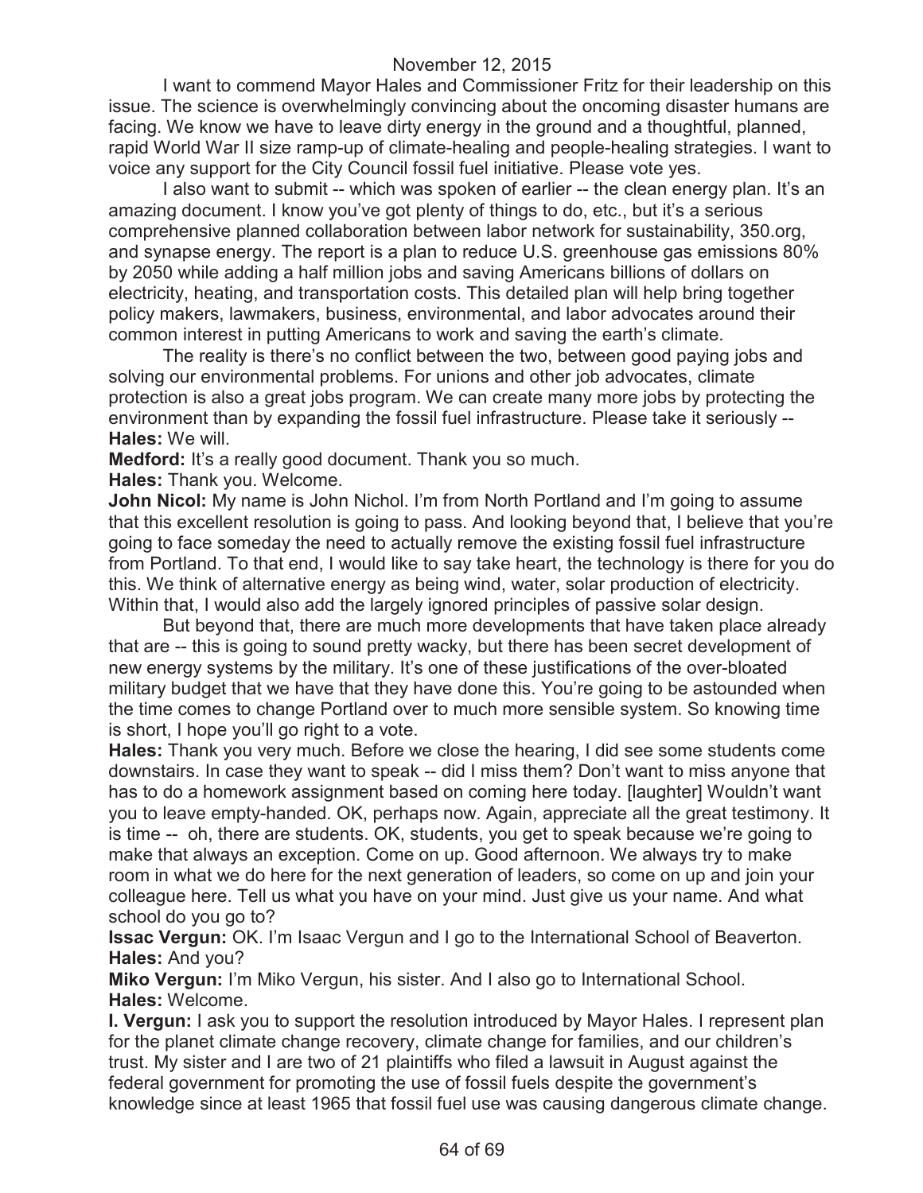November 12, 2015

I want to commend Mayor Hales and Commissioner Fritz for their leadership on this issue. The science is overwhelmingly convincing about the oncoming disaster humans are facing. We know we have to leave dirty energy in the ground and a thoughtful, planned, rapid World War II size ramp-up of climate-healing and people-healing strategies. I want to voice any support for the City Council fossil fuel initiative. Please vote yes.

I also want to submit -- which was spoken of earlier -- the clean energy plan. It's an amazing document. I know you've got plenty of things to do, etc., but it's a serious comprehensive planned collaboration between labor network for sustainability, 350.org, and synapse energy. The report is a plan to reduce U.S. greenhouse gas emissions 80% by 2050 while adding a half million jobs and saving Americans billions of dollars on electricity, heating, and transportation costs. This detailed plan will help bring together policy makers, lawmakers, business, environmental, and labor advocates around their common interest in putting Americans to work and saving the earth's climate.

The reality is there's no conflict between the two, between good paying jobs and solving our environmental problems. For unions and other job advocates, climate protection is also a great jobs program. We can create many more jobs by protecting the environment than by expanding the fossil fuel infrastructure. Please take it seriously --

**Hales:** We will.

**Medford:** It's a really good document. Thank you so much.

**Hales:** Thank you. Welcome.

**John Nicol:** My name is John Nichol. I'm from North Portland and I'm going to assume that this excellent resolution is going to pass. And looking beyond that, I believe that you're going to face someday the need to actually remove the existing fossil fuel infrastructure from Portland. To that end, I would like to say take heart, the technology is there for you do this. We think of alternative energy as being wind, water, solar production of electricity. Within that, I would also add the largely ignored principles of passive solar design.

But beyond that, there are much more developments that have taken place already that are -- this is going to sound pretty wacky, but there has been secret development of new energy systems by the military. It's one of these justifications of the over-bloated military budget that we have that they have done this. You're going to be astounded when the time comes to change Portland over to much more sensible system. So knowing time is short, I hope you'll go right to a vote.

**Hales:** Thank you very much. Before we close the hearing, I did see some students come downstairs. In case they want to speak -- did I miss them? Don't want to miss anyone that has to do a homework assignment based on coming here today. [laughter] Wouldn't want you to leave empty-handed. OK, perhaps now. Again, appreciate all the great testimony. It is time -- oh, there are students. OK, students, you get to speak because we're going to make that always an exception. Come on up. Good afternoon. We always try to make room in what we do here for the next generation of leaders, so come on up and join your colleague here. Tell us what you have on your mind. Just give us your name. And what school do you go to?

**Issac Vergun:** OK. I'm Isaac Vergun and I go to the International School of Beaverton.

**Hales:** And you?

**Miko Vergun:** I'm Miko Vergun, his sister. And I also go to International School.

**Hales:** Welcome.

**I. Vergun:** I ask you to support the resolution introduced by Mayor Hales. I represent plan for the planet climate change recovery, climate change for families, and our children's trust. My sister and I are two of 21 plaintiffs who filed a lawsuit in August against the federal government for promoting the use of fossil fuels despite the government's knowledge since at least 1965 that fossil fuel use was causing dangerous climate change.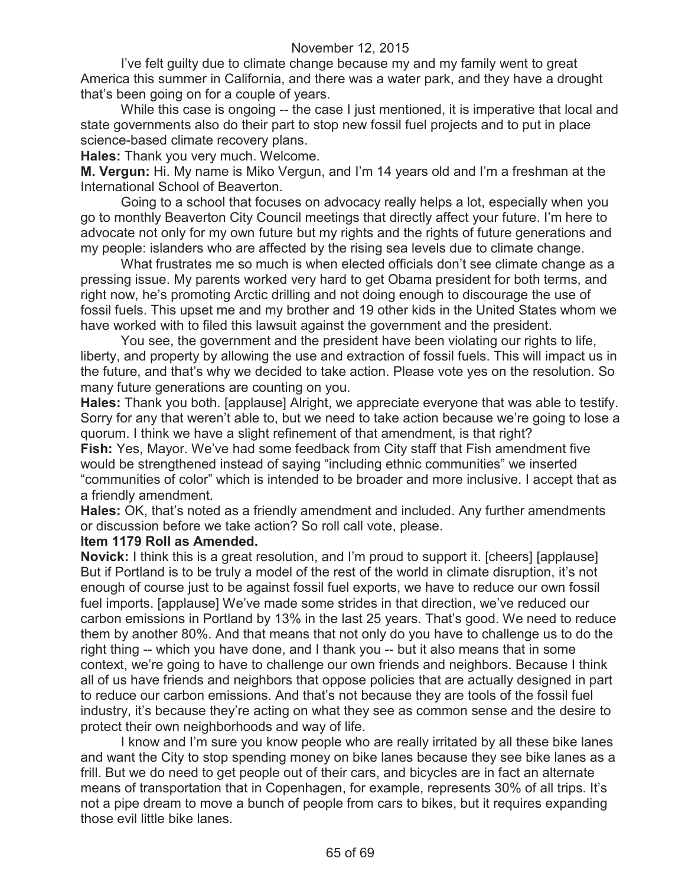I've felt guilty due to climate change because my and my family went to great America this summer in California, and there was a water park, and they have a drought that's been going on for a couple of years.

While this case is ongoing -- the case I just mentioned, it is imperative that local and state governments also do their part to stop new fossil fuel projects and to put in place science-based climate recovery plans.

**Hales:** Thank you very much. Welcome.

**M. Vergun:** Hi. My name is Miko Vergun, and I'm 14 years old and I'm a freshman at the International School of Beaverton.

Going to a school that focuses on advocacy really helps a lot, especially when you go to monthly Beaverton City Council meetings that directly affect your future. I'm here to advocate not only for my own future but my rights and the rights of future generations and my people: islanders who are affected by the rising sea levels due to climate change.

What frustrates me so much is when elected officials don't see climate change as a pressing issue. My parents worked very hard to get Obama president for both terms, and right now, he's promoting Arctic drilling and not doing enough to discourage the use of fossil fuels. This upset me and my brother and 19 other kids in the United States whom we have worked with to filed this lawsuit against the government and the president.

You see, the government and the president have been violating our rights to life, liberty, and property by allowing the use and extraction of fossil fuels. This will impact us in the future, and that's why we decided to take action. Please vote yes on the resolution. So many future generations are counting on you.

**Hales:** Thank you both. [applause] Alright, we appreciate everyone that was able to testify. Sorry for any that weren't able to, but we need to take action because we're going to lose a quorum. I think we have a slight refinement of that amendment, is that right?

**Fish:** Yes, Mayor. We've had some feedback from City staff that Fish amendment five would be strengthened instead of saying "including ethnic communities" we inserted "communities of color" which is intended to be broader and more inclusive. I accept that as a friendly amendment.

**Hales:** OK, that's noted as a friendly amendment and included. Any further amendments or discussion before we take action? So roll call vote, please.

**Item 1179 Roll as Amended.**

**Novick:** I think this is a great resolution, and I'm proud to support it. [cheers] [applause] But if Portland is to be truly a model of the rest of the world in climate disruption, it's not enough of course just to be against fossil fuel exports, we have to reduce our own fossil fuel imports. [applause] We've made some strides in that direction, we've reduced our carbon emissions in Portland by 13% in the last 25 years. That's good. We need to reduce them by another 80%. And that means that not only do you have to challenge us to do the right thing -- which you have done, and I thank you -- but it also means that in some context, we're going to have to challenge our own friends and neighbors. Because I think all of us have friends and neighbors that oppose policies that are actually designed in part to reduce our carbon emissions. And that's not because they are tools of the fossil fuel industry, it's because they're acting on what they see as common sense and the desire to protect their own neighborhoods and way of life.

I know and I'm sure you know people who are really irritated by all these bike lanes and want the City to stop spending money on bike lanes because they see bike lanes as a frill. But we do need to get people out of their cars, and bicycles are in fact an alternate means of transportation that in Copenhagen, for example, represents 30% of all trips. It's not a pipe dream to move a bunch of people from cars to bikes, but it requires expanding those evil little bike lanes.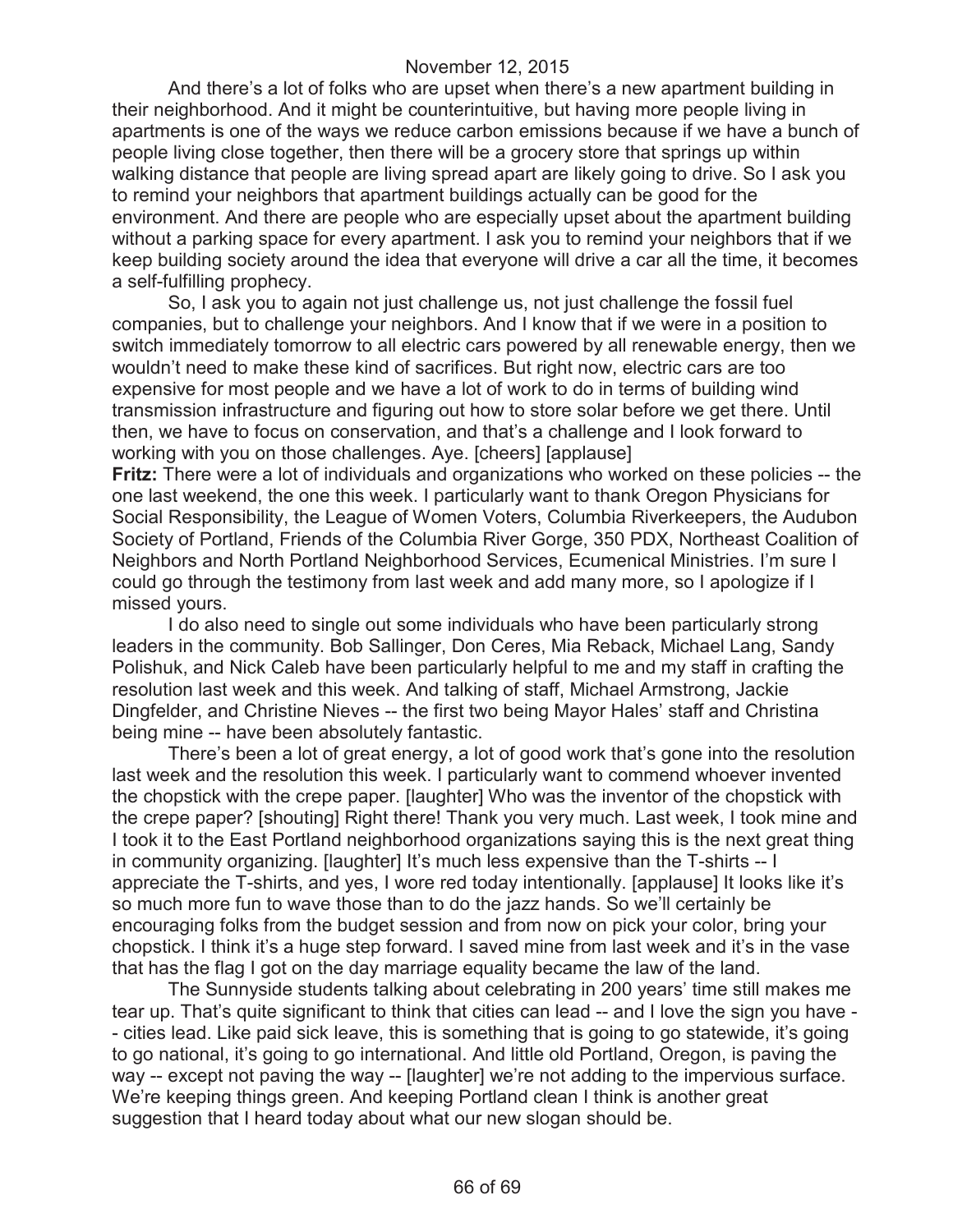November 12, 2015

And there's a lot of folks who are upset when there's a new apartment building in their neighborhood. And it might be counterintuitive, but having more people living in apartments is one of the ways we reduce carbon emissions because if we have a bunch of people living close together, then there will be a grocery store that springs up within walking distance that people are living spread apart are likely going to drive. So I ask you to remind your neighbors that apartment buildings actually can be good for the environment. And there are people who are especially upset about the apartment building without a parking space for every apartment. I ask you to remind your neighbors that if we keep building society around the idea that everyone will drive a car all the time, it becomes a self-fulfilling prophecy.

So, I ask you to again not just challenge us, not just challenge the fossil fuel companies, but to challenge your neighbors. And I know that if we were in a position to switch immediately tomorrow to all electric cars powered by all renewable energy, then we wouldn't need to make these kind of sacrifices. But right now, electric cars are too expensive for most people and we have a lot of work to do in terms of building wind transmission infrastructure and figuring out how to store solar before we get there. Until then, we have to focus on conservation, and that's a challenge and I look forward to working with you on those challenges. Aye. [cheers] [applause]

**Fritz:** There were a lot of individuals and organizations who worked on these policies -- the one last weekend, the one this week. I particularly want to thank Oregon Physicians for Social Responsibility, the League of Women Voters, Columbia Riverkeepers, the Audubon Society of Portland, Friends of the Columbia River Gorge, 350 PDX, Northeast Coalition of Neighbors and North Portland Neighborhood Services, Ecumenical Ministries. I'm sure I could go through the testimony from last week and add many more, so I apologize if I missed yours.

I do also need to single out some individuals who have been particularly strong leaders in the community. Bob Sallinger, Don Ceres, Mia Reback, Michael Lang, Sandy Polishuk, and Nick Caleb have been particularly helpful to me and my staff in crafting the resolution last week and this week. And talking of staff, Michael Armstrong, Jackie Dingfelder, and Christine Nieves -- the first two being Mayor Hales' staff and Christina being mine -- have been absolutely fantastic.

There's been a lot of great energy, a lot of good work that's gone into the resolution last week and the resolution this week. I particularly want to commend whoever invented the chopstick with the crepe paper. [laughter] Who was the inventor of the chopstick with the crepe paper? [shouting] Right there! Thank you very much. Last week, I took mine and I took it to the East Portland neighborhood organizations saying this is the next great thing in community organizing. [laughter] It's much less expensive than the T-shirts -- I appreciate the T-shirts, and yes, I wore red today intentionally. [applause] It looks like it's so much more fun to wave those than to do the jazz hands. So we'll certainly be encouraging folks from the budget session and from now on pick your color, bring your chopstick. I think it's a huge step forward. I saved mine from last week and it's in the vase that has the flag I got on the day marriage equality became the law of the land.

The Sunnyside students talking about celebrating in 200 years' time still makes me tear up. That's quite significant to think that cities can lead -- and I love the sign you have -- cities lead. Like paid sick leave, this is something that is going to go statewide, it's going to go national, it's going to go international. And little old Portland, Oregon, is paving the way -- except not paving the way -- [laughter] we're not adding to the impervious surface. We're keeping things green. And keeping Portland clean I think is another great suggestion that I heard today about what our new slogan should be.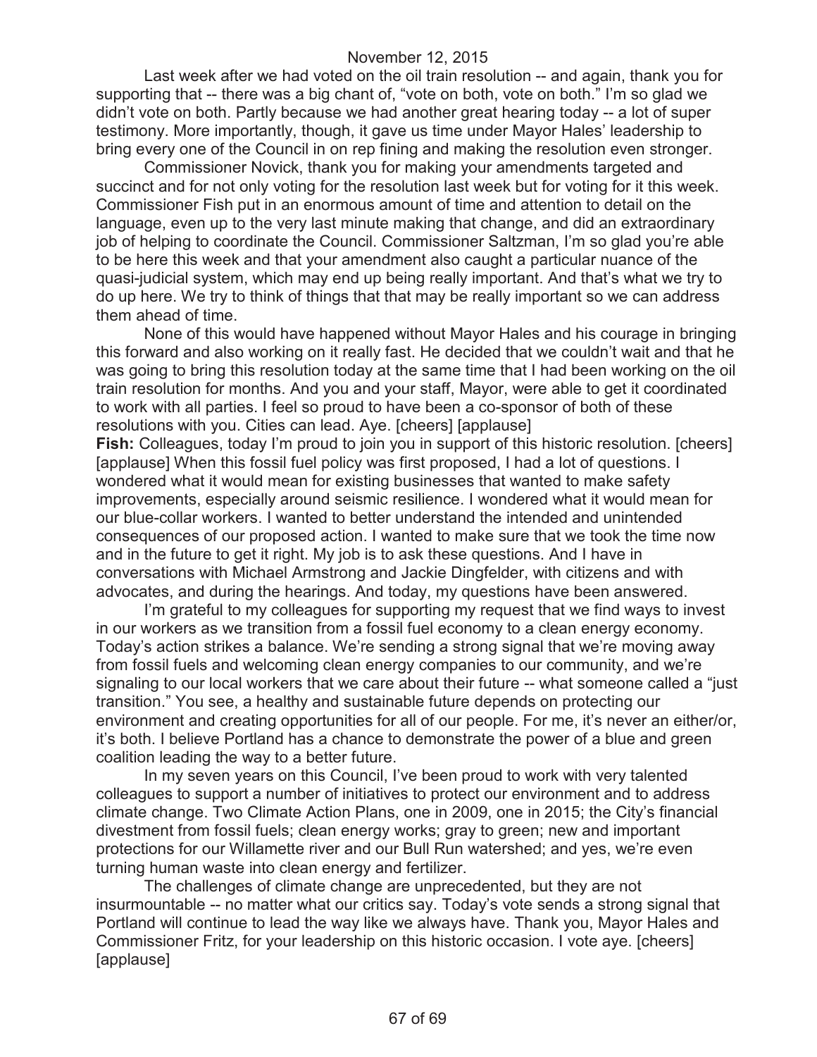Last week after we had voted on the oil train resolution -- and again, thank you for supporting that -- there was a big chant of, "vote on both, vote on both." I'm so glad we didn't vote on both. Partly because we had another great hearing today -- a lot of super testimony. More importantly, though, it gave us time under Mayor Hales' leadership to bring every one of the Council in on rep fining and making the resolution even stronger.

Commissioner Novick, thank you for making your amendments targeted and succinct and for not only voting for the resolution last week but for voting for it this week. Commissioner Fish put in an enormous amount of time and attention to detail on the language, even up to the very last minute making that change, and did an extraordinary job of helping to coordinate the Council. Commissioner Saltzman, I'm so glad you're able to be here this week and that your amendment also caught a particular nuance of the quasi-judicial system, which may end up being really important. And that's what we try to do up here. We try to think of things that that may be really important so we can address them ahead of time.

None of this would have happened without Mayor Hales and his courage in bringing this forward and also working on it really fast. He decided that we couldn't wait and that he was going to bring this resolution today at the same time that I had been working on the oil train resolution for months. And you and your staff, Mayor, were able to get it coordinated to work with all parties. I feel so proud to have been a co-sponsor of both of these resolutions with you. Cities can lead. Aye. [cheers] [applause]

**Fish:** Colleagues, today I'm proud to join you in support of this historic resolution. [cheers] [applause] When this fossil fuel policy was first proposed, I had a lot of questions. I wondered what it would mean for existing businesses that wanted to make safety improvements, especially around seismic resilience. I wondered what it would mean for our blue-collar workers. I wanted to better understand the intended and unintended consequences of our proposed action. I wanted to make sure that we took the time now and in the future to get it right. My job is to ask these questions. And I have in conversations with Michael Armstrong and Jackie Dingfelder, with citizens and with advocates, and during the hearings. And today, my questions have been answered.

I'm grateful to my colleagues for supporting my request that we find ways to invest in our workers as we transition from a fossil fuel economy to a clean energy economy. Today's action strikes a balance. We're sending a strong signal that we're moving away from fossil fuels and welcoming clean energy companies to our community, and we're signaling to our local workers that we care about their future -- what someone called a "just transition." You see, a healthy and sustainable future depends on protecting our environment and creating opportunities for all of our people. For me, it's never an either/or, it's both. I believe Portland has a chance to demonstrate the power of a blue and green coalition leading the way to a better future.

In my seven years on this Council, I've been proud to work with very talented colleagues to support a number of initiatives to protect our environment and to address climate change. Two Climate Action Plans, one in 2009, one in 2015; the City's financial divestment from fossil fuels; clean energy works; gray to green; new and important protections for our Willamette river and our Bull Run watershed; and yes, we're even turning human waste into clean energy and fertilizer.

The challenges of climate change are unprecedented, but they are not insurmountable -- no matter what our critics say. Today's vote sends a strong signal that Portland will continue to lead the way like we always have. Thank you, Mayor Hales and Commissioner Fritz, for your leadership on this historic occasion. I vote aye. [cheers] [applause]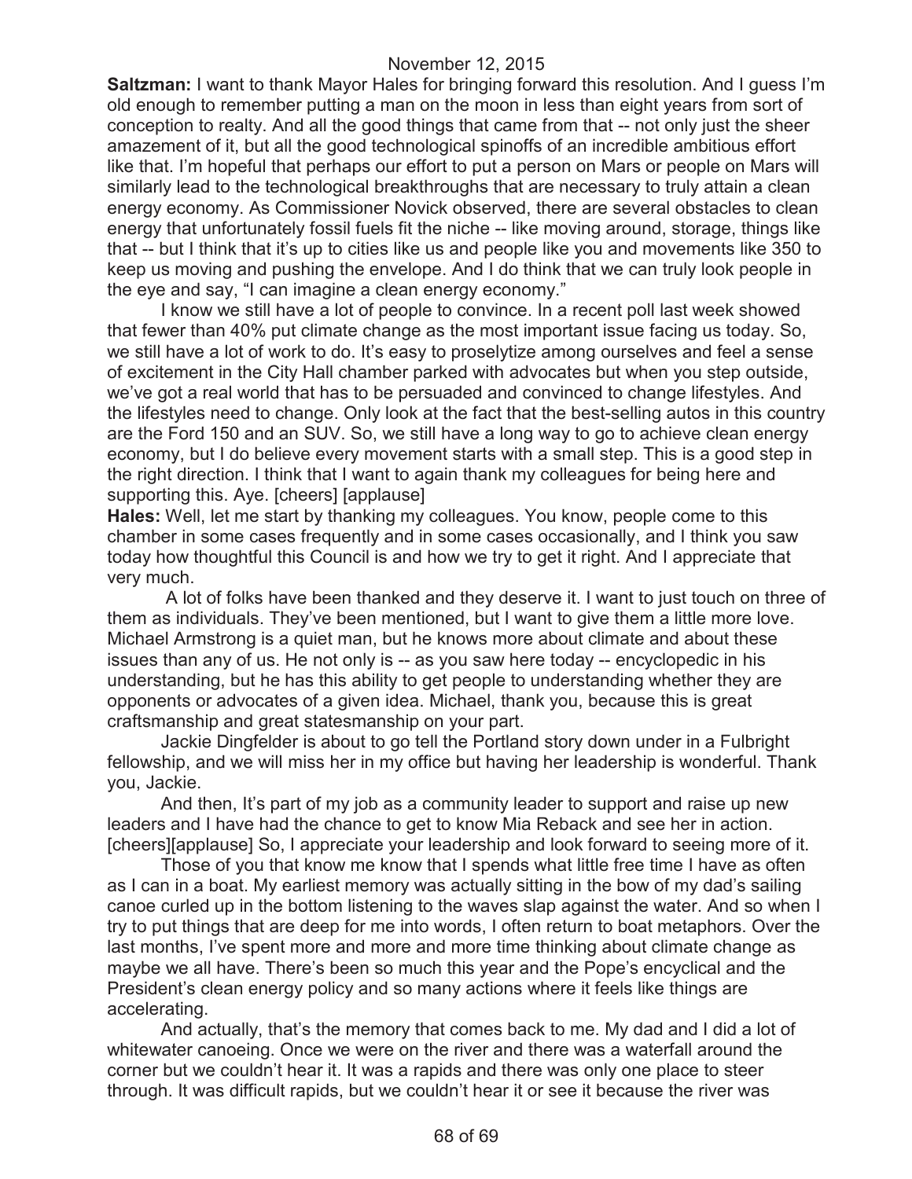**Saltzman:** I want to thank Mayor Hales for bringing forward this resolution. And I guess I'm old enough to remember putting a man on the moon in less than eight years from sort of conception to realty. And all the good things that came from that -- not only just the sheer amazement of it, but all the good technological spinoffs of an incredible ambitious effort like that. I'm hopeful that perhaps our effort to put a person on Mars or people on Mars will similarly lead to the technological breakthroughs that are necessary to truly attain a clean energy economy. As Commissioner Novick observed, there are several obstacles to clean energy that unfortunately fossil fuels fit the niche -- like moving around, storage, things like that -- but I think that it's up to cities like us and people like you and movements like 350 to keep us moving and pushing the envelope. And I do think that we can truly look people in the eye and say, "I can imagine a clean energy economy."

I know we still have a lot of people to convince. In a recent poll last week showed that fewer than 40% put climate change as the most important issue facing us today. So, we still have a lot of work to do. It's easy to proselytize among ourselves and feel a sense of excitement in the City Hall chamber parked with advocates but when you step outside, we've got a real world that has to be persuaded and convinced to change lifestyles. And the lifestyles need to change. Only look at the fact that the best-selling autos in this country are the Ford 150 and an SUV. So, we still have a long way to go to achieve clean energy economy, but I do believe every movement starts with a small step. This is a good step in the right direction. I think that I want to again thank my colleagues for being here and supporting this. Aye. [cheers] [applause]

**Hales:** Well, let me start by thanking my colleagues. You know, people come to this chamber in some cases frequently and in some cases occasionally, and I think you saw today how thoughtful this Council is and how we try to get it right. And I appreciate that very much.

A lot of folks have been thanked and they deserve it. I want to just touch on three of them as individuals. They've been mentioned, but I want to give them a little more love. Michael Armstrong is a quiet man, but he knows more about climate and about these issues than any of us. He not only is -- as you saw here today -- encyclopedic in his understanding, but he has this ability to get people to understanding whether they are opponents or advocates of a given idea. Michael, thank you, because this is great craftsmanship and great statesmanship on your part.

Jackie Dingfelder is about to go tell the Portland story down under in a Fulbright fellowship, and we will miss her in my office but having her leadership is wonderful. Thank you, Jackie.

And then, It's part of my job as a community leader to support and raise up new leaders and I have had the chance to get to know Mia Reback and see her in action. [cheers][applause] So, I appreciate your leadership and look forward to seeing more of it.

Those of you that know me know that I spends what little free time I have as often as I can in a boat. My earliest memory was actually sitting in the bow of my dad's sailing canoe curled up in the bottom listening to the waves slap against the water. And so when I try to put things that are deep for me into words, I often return to boat metaphors. Over the last months, I've spent more and more and more time thinking about climate change as maybe we all have. There's been so much this year and the Pope's encyclical and the President's clean energy policy and so many actions where it feels like things are accelerating.

And actually, that's the memory that comes back to me. My dad and I did a lot of whitewater canoeing. Once we were on the river and there was a waterfall around the corner but we couldn't hear it. It was a rapids and there was only one place to steer through. It was difficult rapids, but we couldn't hear it or see it because the river was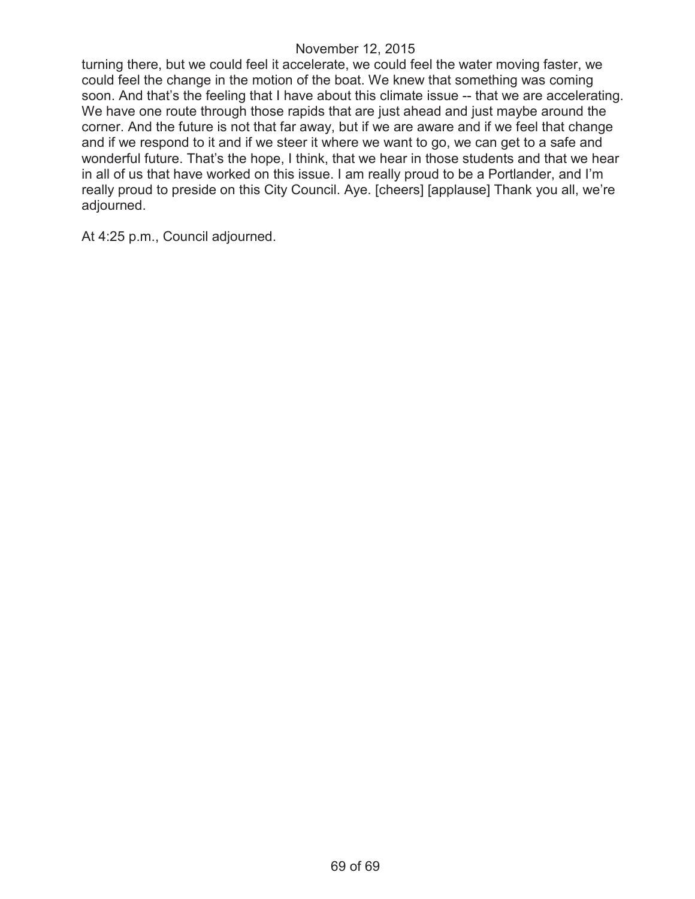turning there, but we could feel it accelerate, we could feel the water moving faster, we could feel the change in the motion of the boat. We knew that something was coming soon. And that's the feeling that I have about this climate issue -- that we are accelerating. We have one route through those rapids that are just ahead and just maybe around the corner. And the future is not that far away, but if we are aware and if we feel that change and if we respond to it and if we steer it where we want to go, we can get to a safe and wonderful future. That's the hope, I think, that we hear in those students and that we hear in all of us that have worked on this issue. I am really proud to be a Portlander, and I'm really proud to preside on this City Council. Aye. [cheers] [applause] Thank you all, we're adjourned.

At 4:25 p.m., Council adjourned.